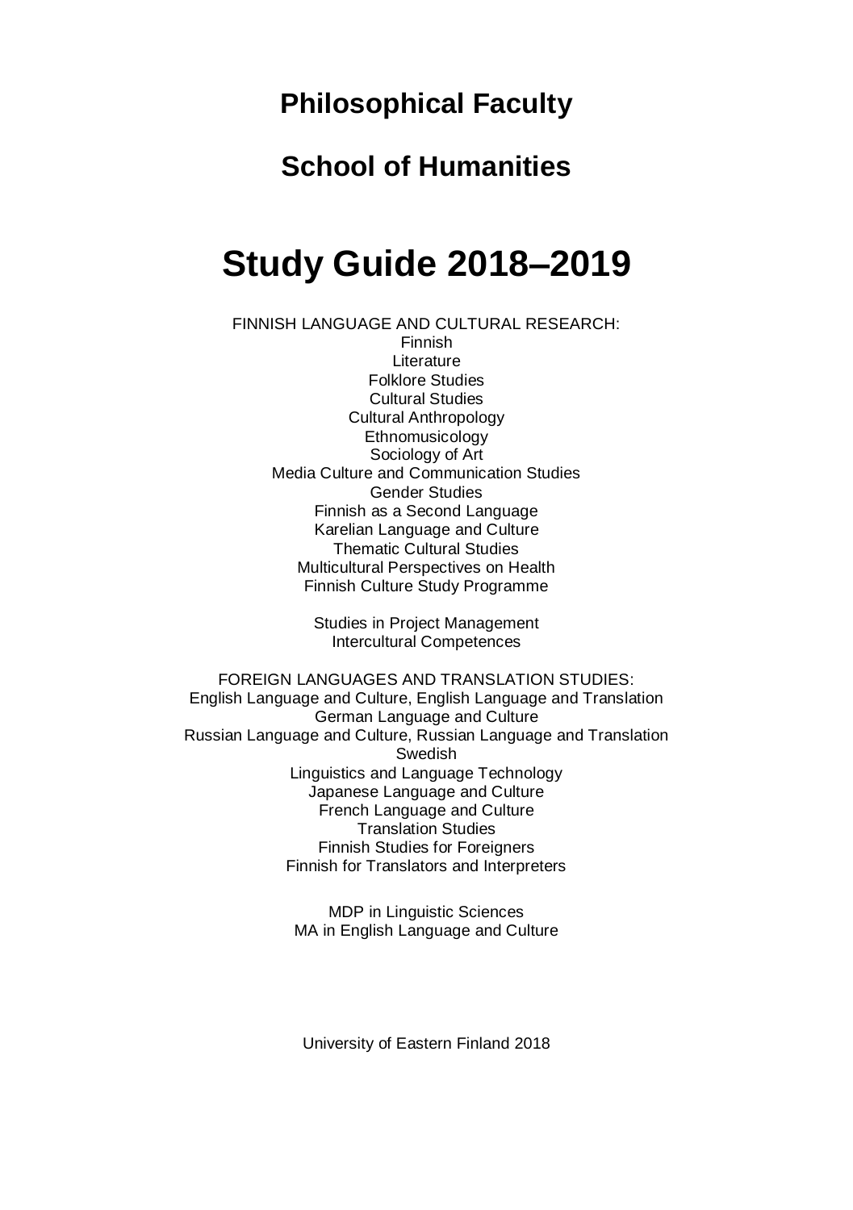# Philosophical Faculty

## School of Humanities

# Study Guide 2018–2019

FINNISH LANGUAGE AND CULTURAL RESEARCH:
Finnish
Literature
Folklore Studies
Cultural Studies
Cultural Anthropology
Ethnomusicology
Sociology of Art
Media Culture and Communication Studies
Gender Studies
Finnish as a Second Language
Karelian Language and Culture
Thematic Cultural Studies
Multicultural Perspectives on Health
Finnish Culture Study Programme

Studies in Project Management
Intercultural Competences

FOREIGN LANGUAGES AND TRANSLATION STUDIES:
English Language and Culture, English Language and Translation
German Language and Culture
Russian Language and Culture, Russian Language and Translation
Swedish
Linguistics and Language Technology
Japanese Language and Culture
French Language and Culture
Translation Studies
Finnish Studies for Foreigners
Finnish for Translators and Interpreters

MDP in Linguistic Sciences
MA in English Language and Culture

University of Eastern Finland 2018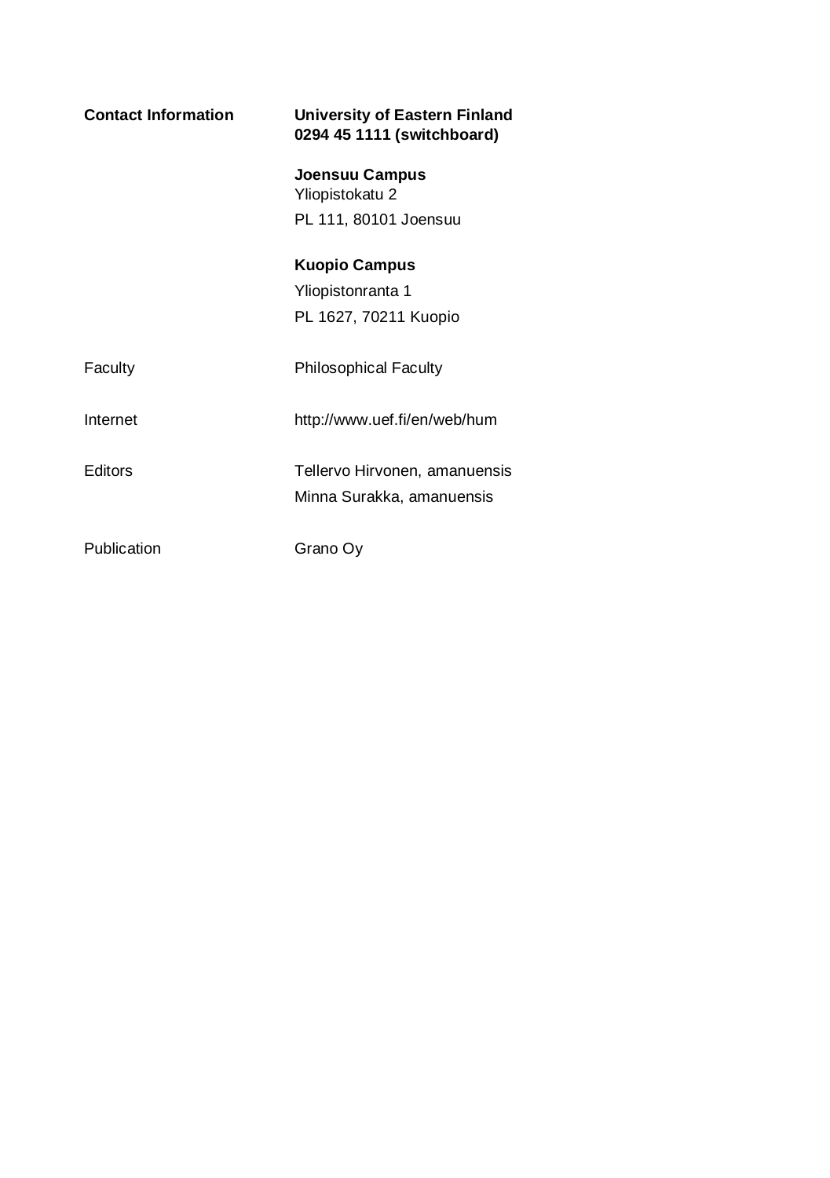| | |
|---|---|
| **Contact Information** | **University of Eastern Finland**<br>**0294 45 1111 (switchboard)** |
| | **Joensuu Campus**<br>Yliopistokatu 2<br>PL 111, 80101 Joensuu |
| | **Kuopio Campus**<br>Yliopistonranta 1<br>PL 1627, 70211 Kuopio |
| Faculty | Philosophical Faculty |
| Internet | http://www.uef.fi/en/web/hum |
| Editors | Tellervo Hirvonen, amanuensis<br>Minna Surakka, amanuensis |
| Publication | Grano Oy |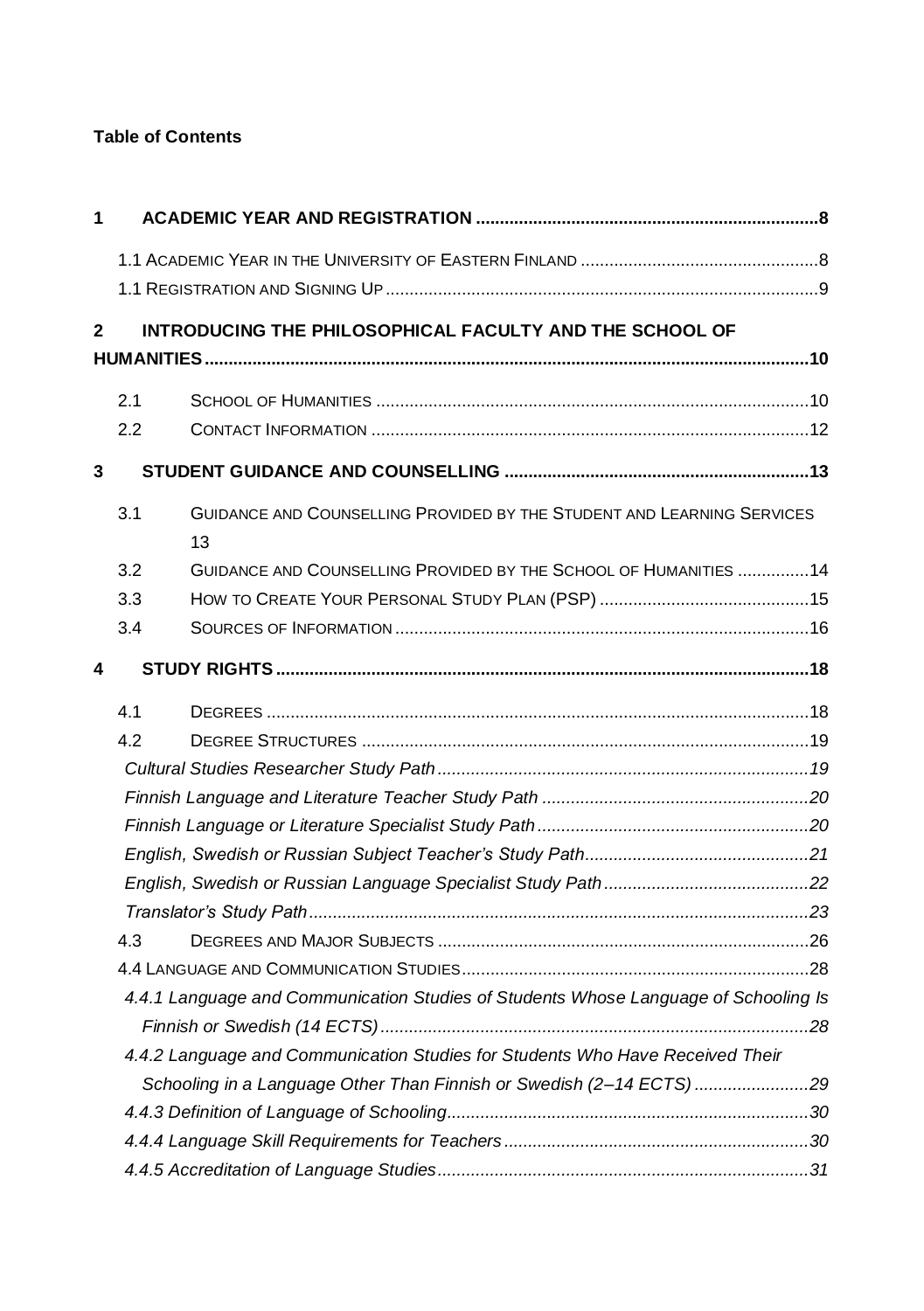**Table of Contents**

1 ACADEMIC YEAR AND REGISTRATION ........................................................................8

1.1 ACADEMIC YEAR IN THE UNIVERSITY OF EASTERN FINLAND ..................................................8

1.1 REGISTRATION AND SIGNING UP ..........................................................................................9

2 INTRODUCING THE PHILOSOPHICAL FACULTY AND THE SCHOOL OF HUMANITIES ...............................................................................................................10

2.1 SCHOOL OF HUMANITIES ..........................................................................................10

2.2 CONTACT INFORMATION ...........................................................................................12

3 STUDENT GUIDANCE AND COUNSELLING ................................................................13

3.1 GUIDANCE AND COUNSELLING PROVIDED BY THE STUDENT AND LEARNING SERVICES 13

3.2 GUIDANCE AND COUNSELLING PROVIDED BY THE SCHOOL OF HUMANITIES ...............14

3.3 HOW TO CREATE YOUR PERSONAL STUDY PLAN (PSP) ............................................15

3.4 SOURCES OF INFORMATION ......................................................................................16

4 STUDY RIGHTS ...............................................................................................................18

4.1 DEGREES .................................................................................................................18

4.2 DEGREE STRUCTURES .............................................................................................19

*Cultural Studies Researcher Study Path .............................................................................19*

*Finnish Language and Literature Teacher Study Path ........................................................20*

*Finnish Language or Literature Specialist Study Path .........................................................20*

*English, Swedish or Russian Subject Teacher's Study Path...............................................21*

*English, Swedish or Russian Language Specialist Study Path ...........................................22*

*Translator's Study Path.........................................................................................................23*

4.3 DEGREES AND MAJOR SUBJECTS .............................................................................26

4.4 LANGUAGE AND COMMUNICATION STUDIES.........................................................................28

*4.4.1 Language and Communication Studies of Students Whose Language of Schooling Is Finnish or Swedish (14 ECTS) ..........................................................................................28*

*4.4.2 Language and Communication Studies for Students Who Have Received Their Schooling in a Language Other Than Finnish or Swedish (2–14 ECTS) ........................29*

*4.4.3 Definition of Language of Schooling............................................................................30*

*4.4.4 Language Skill Requirements for Teachers ................................................................30*

*4.4.5 Accreditation of Language Studies..............................................................................31*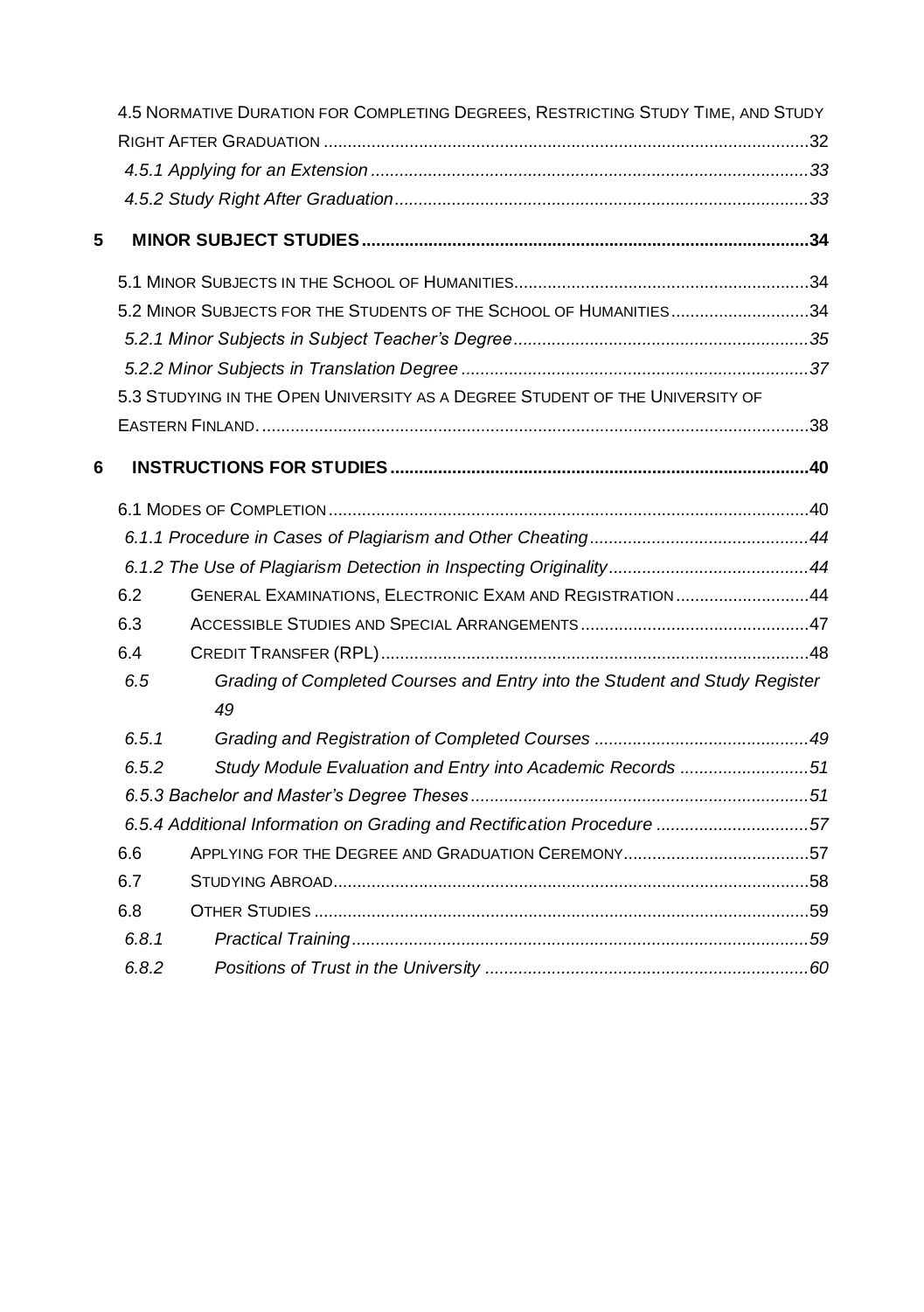4.5 Normative Duration for Completing Degrees, Restricting Study Time, and Study Right After Graduation ....32

*4.5.1 Applying for an Extension* ....33

*4.5.2 Study Right After Graduation* ....33

**5 MINOR SUBJECT STUDIES** ....34

5.1 Minor Subjects in the School of Humanities ....34

5.2 Minor Subjects for the Students of the School of Humanities ....34

*5.2.1 Minor Subjects in Subject Teacher's Degree* ....35

*5.2.2 Minor Subjects in Translation Degree* ....37

5.3 Studying in the Open University as a Degree Student of the University of Eastern Finland. ....38

**6 INSTRUCTIONS FOR STUDIES** ....40

6.1 Modes of Completion ....40

*6.1.1 Procedure in Cases of Plagiarism and Other Cheating* ....44

*6.1.2 The Use of Plagiarism Detection in Inspecting Originality* ....44

6.2 General Examinations, Electronic Exam and Registration ....44

6.3 Accessible Studies and Special Arrangements ....47

6.4 Credit Transfer (RPL) ....48

*6.5 Grading of Completed Courses and Entry into the Student and Study Register* 49

*6.5.1 Grading and Registration of Completed Courses* ....49

*6.5.2 Study Module Evaluation and Entry into Academic Records* ....51

*6.5.3 Bachelor and Master's Degree Theses* ....51

*6.5.4 Additional Information on Grading and Rectification Procedure* ....57

6.6 Applying for the Degree and Graduation Ceremony ....57

6.7 Studying Abroad ....58

6.8 Other Studies ....59

*6.8.1 Practical Training* ....59

*6.8.2 Positions of Trust in the University* ....60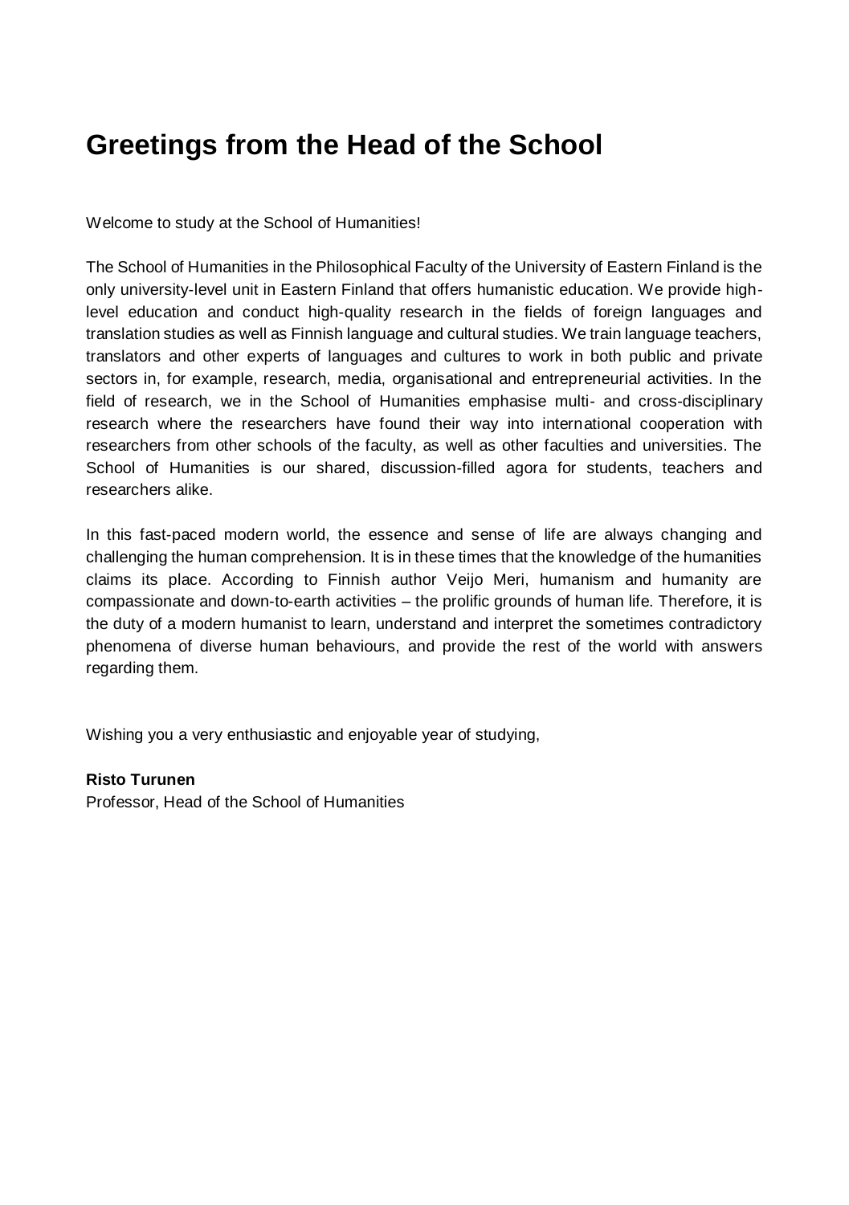# Greetings from the Head of the School

Welcome to study at the School of Humanities!

The School of Humanities in the Philosophical Faculty of the University of Eastern Finland is the only university-level unit in Eastern Finland that offers humanistic education. We provide high-level education and conduct high-quality research in the fields of foreign languages and translation studies as well as Finnish language and cultural studies. We train language teachers, translators and other experts of languages and cultures to work in both public and private sectors in, for example, research, media, organisational and entrepreneurial activities. In the field of research, we in the School of Humanities emphasise multi- and cross-disciplinary research where the researchers have found their way into international cooperation with researchers from other schools of the faculty, as well as other faculties and universities. The School of Humanities is our shared, discussion-filled agora for students, teachers and researchers alike.

In this fast-paced modern world, the essence and sense of life are always changing and challenging the human comprehension. It is in these times that the knowledge of the humanities claims its place. According to Finnish author Veijo Meri, humanism and humanity are compassionate and down-to-earth activities – the prolific grounds of human life. Therefore, it is the duty of a modern humanist to learn, understand and interpret the sometimes contradictory phenomena of diverse human behaviours, and provide the rest of the world with answers regarding them.

Wishing you a very enthusiastic and enjoyable year of studying,

**Risto Turunen**
Professor, Head of the School of Humanities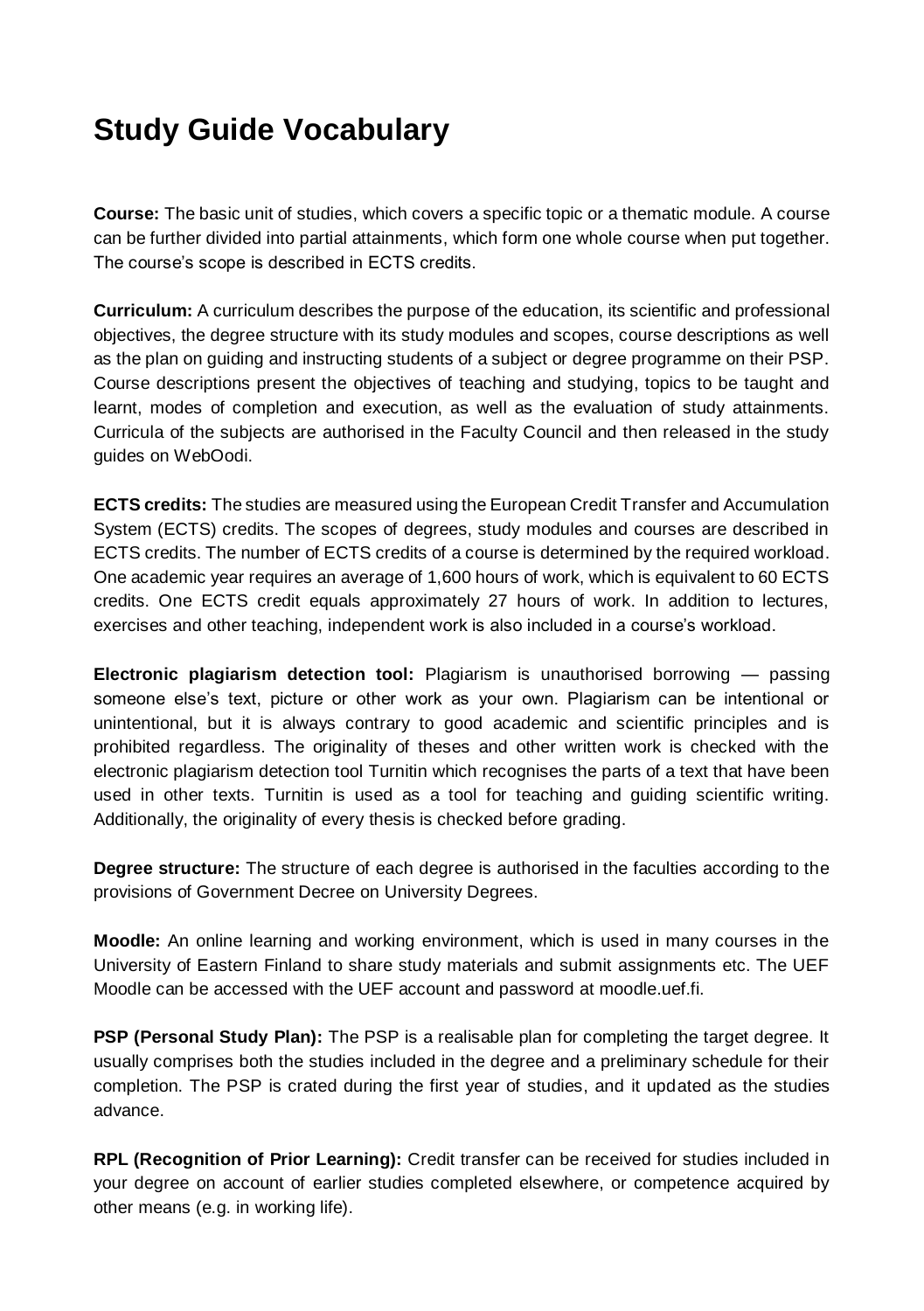# Study Guide Vocabulary

**Course:** The basic unit of studies, which covers a specific topic or a thematic module. A course can be further divided into partial attainments, which form one whole course when put together. The course's scope is described in ECTS credits.

**Curriculum:** A curriculum describes the purpose of the education, its scientific and professional objectives, the degree structure with its study modules and scopes, course descriptions as well as the plan on guiding and instructing students of a subject or degree programme on their PSP. Course descriptions present the objectives of teaching and studying, topics to be taught and learnt, modes of completion and execution, as well as the evaluation of study attainments. Curricula of the subjects are authorised in the Faculty Council and then released in the study guides on WebOodi.

**ECTS credits:** The studies are measured using the European Credit Transfer and Accumulation System (ECTS) credits. The scopes of degrees, study modules and courses are described in ECTS credits. The number of ECTS credits of a course is determined by the required workload. One academic year requires an average of 1,600 hours of work, which is equivalent to 60 ECTS credits. One ECTS credit equals approximately 27 hours of work. In addition to lectures, exercises and other teaching, independent work is also included in a course's workload.

**Electronic plagiarism detection tool:** Plagiarism is unauthorised borrowing — passing someone else's text, picture or other work as your own. Plagiarism can be intentional or unintentional, but it is always contrary to good academic and scientific principles and is prohibited regardless. The originality of theses and other written work is checked with the electronic plagiarism detection tool Turnitin which recognises the parts of a text that have been used in other texts. Turnitin is used as a tool for teaching and guiding scientific writing. Additionally, the originality of every thesis is checked before grading.

**Degree structure:** The structure of each degree is authorised in the faculties according to the provisions of Government Decree on University Degrees.

**Moodle:** An online learning and working environment, which is used in many courses in the University of Eastern Finland to share study materials and submit assignments etc. The UEF Moodle can be accessed with the UEF account and password at moodle.uef.fi.

**PSP (Personal Study Plan):** The PSP is a realisable plan for completing the target degree. It usually comprises both the studies included in the degree and a preliminary schedule for their completion. The PSP is crated during the first year of studies, and it updated as the studies advance.

**RPL (Recognition of Prior Learning):** Credit transfer can be received for studies included in your degree on account of earlier studies completed elsewhere, or competence acquired by other means (e.g. in working life).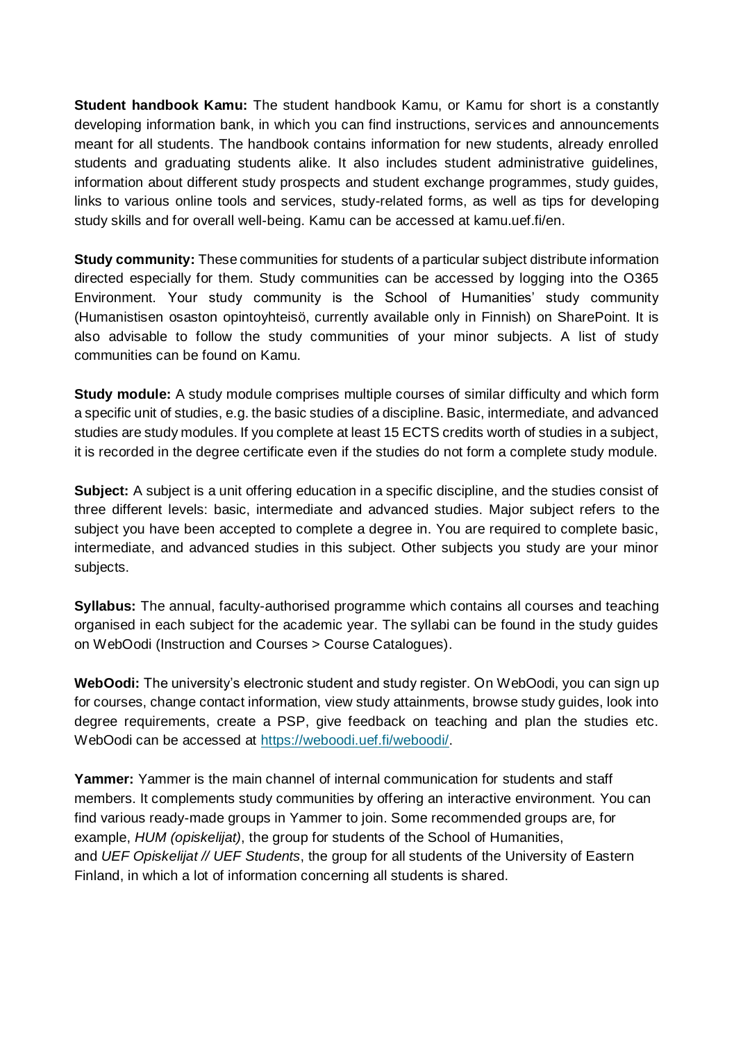**Student handbook Kamu:** The student handbook Kamu, or Kamu for short is a constantly developing information bank, in which you can find instructions, services and announcements meant for all students. The handbook contains information for new students, already enrolled students and graduating students alike. It also includes student administrative guidelines, information about different study prospects and student exchange programmes, study guides, links to various online tools and services, study-related forms, as well as tips for developing study skills and for overall well-being. Kamu can be accessed at kamu.uef.fi/en.

**Study community:** These communities for students of a particular subject distribute information directed especially for them. Study communities can be accessed by logging into the O365 Environment. Your study community is the School of Humanities' study community (Humanistisen osaston opintoyhteisö, currently available only in Finnish) on SharePoint. It is also advisable to follow the study communities of your minor subjects. A list of study communities can be found on Kamu.

**Study module:** A study module comprises multiple courses of similar difficulty and which form a specific unit of studies, e.g. the basic studies of a discipline. Basic, intermediate, and advanced studies are study modules. If you complete at least 15 ECTS credits worth of studies in a subject, it is recorded in the degree certificate even if the studies do not form a complete study module.

**Subject:** A subject is a unit offering education in a specific discipline, and the studies consist of three different levels: basic, intermediate and advanced studies. Major subject refers to the subject you have been accepted to complete a degree in. You are required to complete basic, intermediate, and advanced studies in this subject. Other subjects you study are your minor subjects.

**Syllabus:** The annual, faculty-authorised programme which contains all courses and teaching organised in each subject for the academic year. The syllabi can be found in the study guides on WebOodi (Instruction and Courses > Course Catalogues).

**WebOodi:** The university's electronic student and study register. On WebOodi, you can sign up for courses, change contact information, view study attainments, browse study guides, look into degree requirements, create a PSP, give feedback on teaching and plan the studies etc. WebOodi can be accessed at [https://weboodi.uef.fi/weboodi/](https://weboodi.uef.fi/weboodi/).

**Yammer:** Yammer is the main channel of internal communication for students and staff members. It complements study communities by offering an interactive environment. You can find various ready-made groups in Yammer to join. Some recommended groups are, for example, *HUM (opiskelijat)*, the group for students of the School of Humanities, and *UEF Opiskelijat // UEF Students*, the group for all students of the University of Eastern Finland, in which a lot of information concerning all students is shared.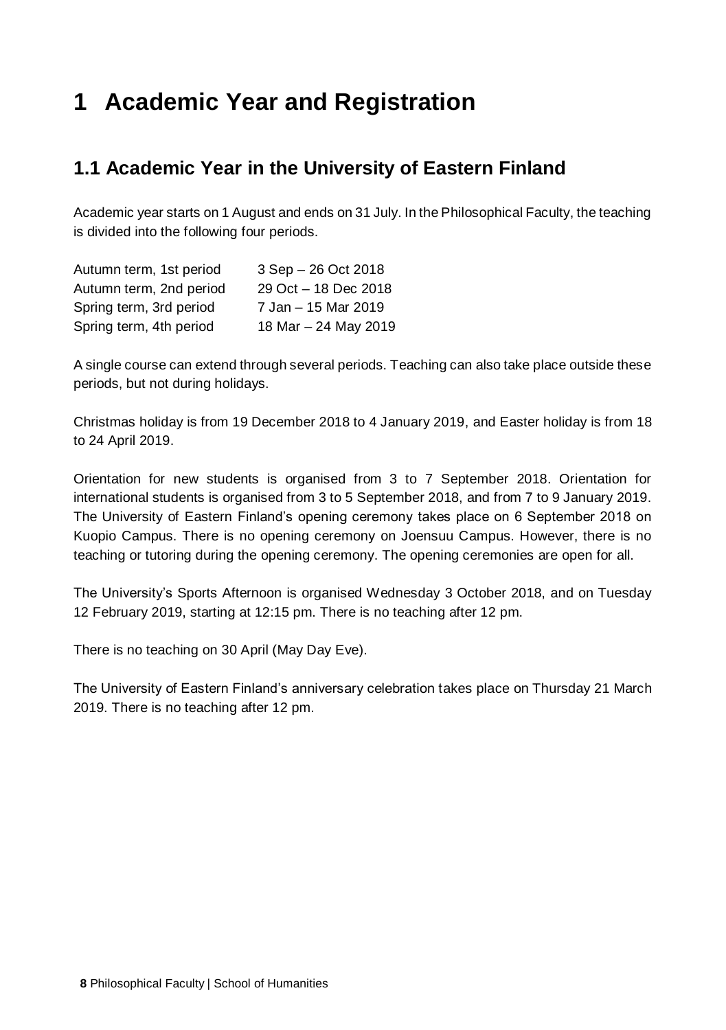# 1 Academic Year and Registration

## 1.1 Academic Year in the University of Eastern Finland

Academic year starts on 1 August and ends on 31 July. In the Philosophical Faculty, the teaching is divided into the following four periods.

| | |
|---|---|
| Autumn term, 1st period | 3 Sep – 26 Oct 2018 |
| Autumn term, 2nd period | 29 Oct – 18 Dec 2018 |
| Spring term, 3rd period | 7 Jan – 15 Mar 2019 |
| Spring term, 4th period | 18 Mar – 24 May 2019 |

A single course can extend through several periods. Teaching can also take place outside these periods, but not during holidays.

Christmas holiday is from 19 December 2018 to 4 January 2019, and Easter holiday is from 18 to 24 April 2019.

Orientation for new students is organised from 3 to 7 September 2018. Orientation for international students is organised from 3 to 5 September 2018, and from 7 to 9 January 2019. The University of Eastern Finland's opening ceremony takes place on 6 September 2018 on Kuopio Campus. There is no opening ceremony on Joensuu Campus. However, there is no teaching or tutoring during the opening ceremony. The opening ceremonies are open for all.

The University's Sports Afternoon is organised Wednesday 3 October 2018, and on Tuesday 12 February 2019, starting at 12:15 pm. There is no teaching after 12 pm.

There is no teaching on 30 April (May Day Eve).

The University of Eastern Finland's anniversary celebration takes place on Thursday 21 March 2019. There is no teaching after 12 pm.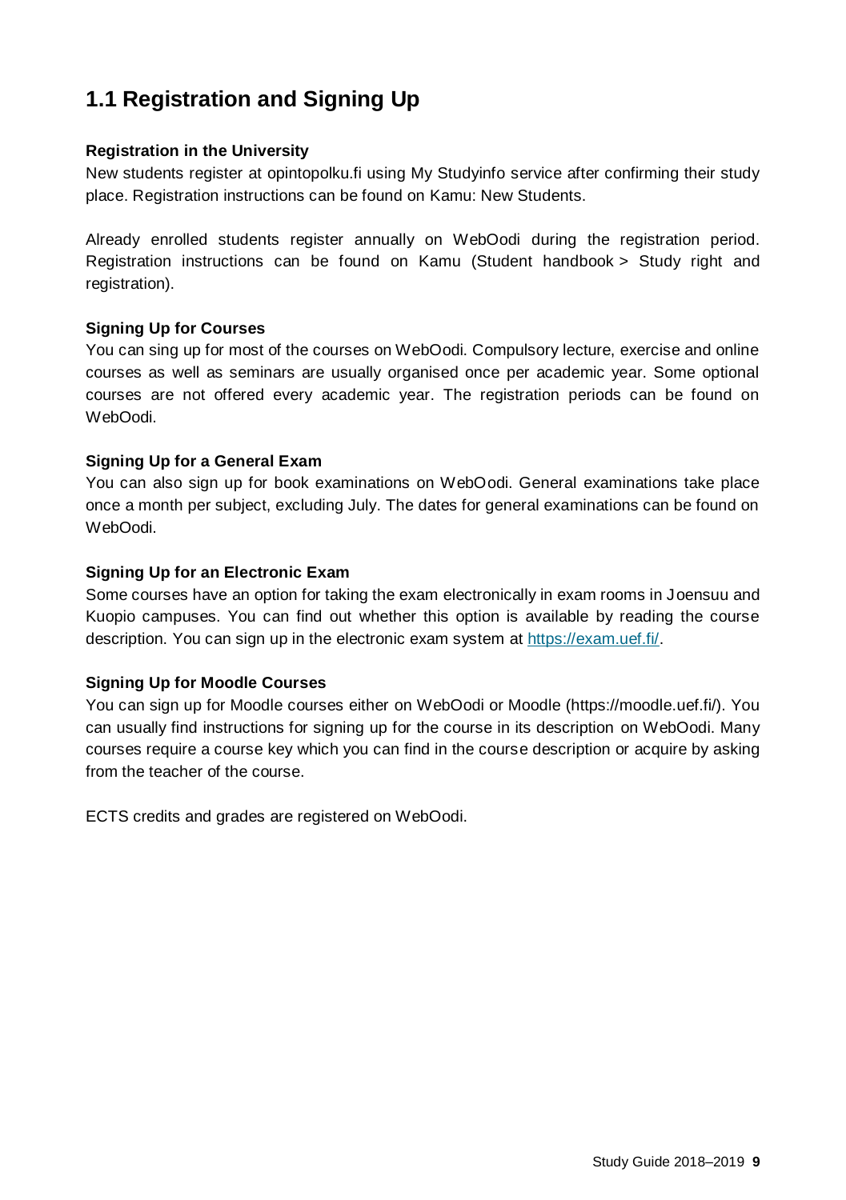## 1.1 Registration and Signing Up

**Registration in the University**

New students register at opintopolku.fi using My Studyinfo service after confirming their study place. Registration instructions can be found on Kamu: New Students.

Already enrolled students register annually on WebOodi during the registration period. Registration instructions can be found on Kamu (Student handbook > Study right and registration).

**Signing Up for Courses**

You can sing up for most of the courses on WebOodi. Compulsory lecture, exercise and online courses as well as seminars are usually organised once per academic year. Some optional courses are not offered every academic year. The registration periods can be found on WebOodi.

**Signing Up for a General Exam**

You can also sign up for book examinations on WebOodi. General examinations take place once a month per subject, excluding July. The dates for general examinations can be found on WebOodi.

**Signing Up for an Electronic Exam**

Some courses have an option for taking the exam electronically in exam rooms in Joensuu and Kuopio campuses. You can find out whether this option is available by reading the course description. You can sign up in the electronic exam system at [https://exam.uef.fi/](https://exam.uef.fi/).

**Signing Up for Moodle Courses**

You can sign up for Moodle courses either on WebOodi or Moodle (https://moodle.uef.fi/). You can usually find instructions for signing up for the course in its description on WebOodi. Many courses require a course key which you can find in the course description or acquire by asking from the teacher of the course.

ECTS credits and grades are registered on WebOodi.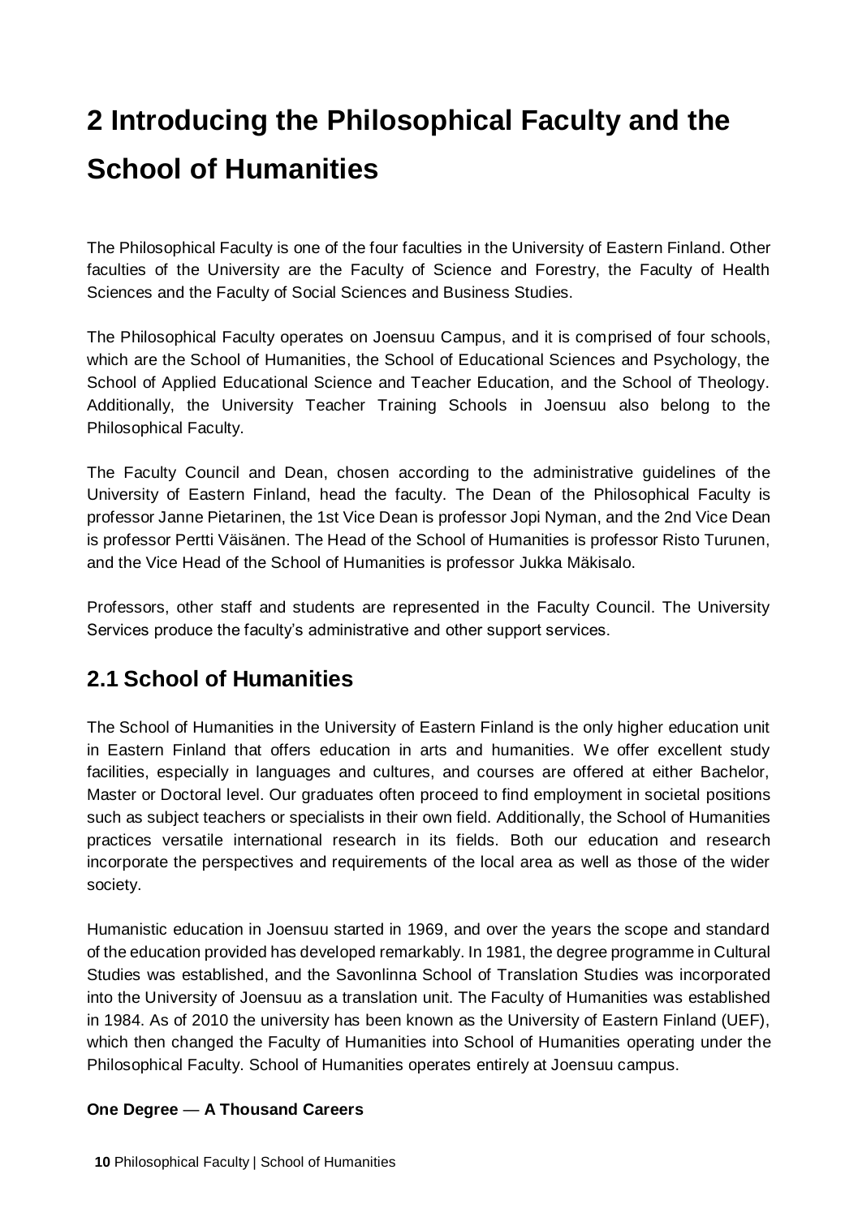# 2 Introducing the Philosophical Faculty and the School of Humanities

The Philosophical Faculty is one of the four faculties in the University of Eastern Finland. Other faculties of the University are the Faculty of Science and Forestry, the Faculty of Health Sciences and the Faculty of Social Sciences and Business Studies.

The Philosophical Faculty operates on Joensuu Campus, and it is comprised of four schools, which are the School of Humanities, the School of Educational Sciences and Psychology, the School of Applied Educational Science and Teacher Education, and the School of Theology. Additionally, the University Teacher Training Schools in Joensuu also belong to the Philosophical Faculty.

The Faculty Council and Dean, chosen according to the administrative guidelines of the University of Eastern Finland, head the faculty. The Dean of the Philosophical Faculty is professor Janne Pietarinen, the 1st Vice Dean is professor Jopi Nyman, and the 2nd Vice Dean is professor Pertti Väisänen. The Head of the School of Humanities is professor Risto Turunen, and the Vice Head of the School of Humanities is professor Jukka Mäkisalo.

Professors, other staff and students are represented in the Faculty Council. The University Services produce the faculty's administrative and other support services.

## 2.1 School of Humanities

The School of Humanities in the University of Eastern Finland is the only higher education unit in Eastern Finland that offers education in arts and humanities. We offer excellent study facilities, especially in languages and cultures, and courses are offered at either Bachelor, Master or Doctoral level. Our graduates often proceed to find employment in societal positions such as subject teachers or specialists in their own field. Additionally, the School of Humanities practices versatile international research in its fields. Both our education and research incorporate the perspectives and requirements of the local area as well as those of the wider society.

Humanistic education in Joensuu started in 1969, and over the years the scope and standard of the education provided has developed remarkably. In 1981, the degree programme in Cultural Studies was established, and the Savonlinna School of Translation Studies was incorporated into the University of Joensuu as a translation unit. The Faculty of Humanities was established in 1984. As of 2010 the university has been known as the University of Eastern Finland (UEF), which then changed the Faculty of Humanities into School of Humanities operating under the Philosophical Faculty. School of Humanities operates entirely at Joensuu campus.

**One Degree — A Thousand Careers**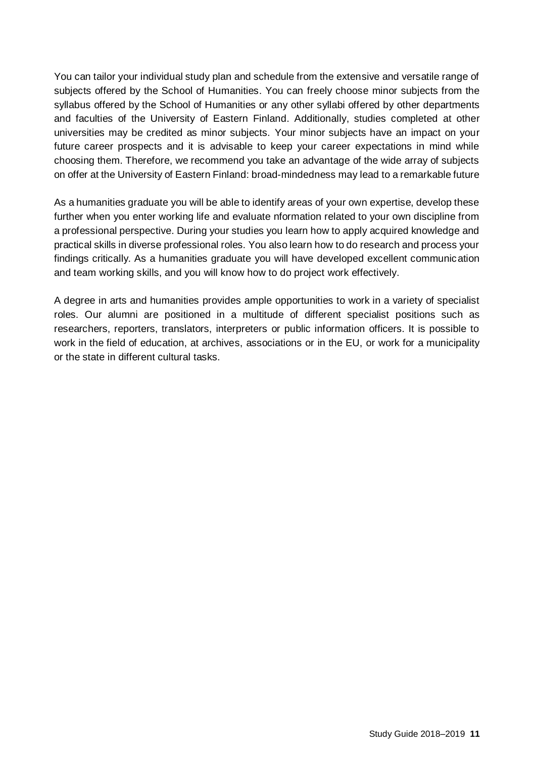You can tailor your individual study plan and schedule from the extensive and versatile range of subjects offered by the School of Humanities. You can freely choose minor subjects from the syllabus offered by the School of Humanities or any other syllabi offered by other departments and faculties of the University of Eastern Finland. Additionally, studies completed at other universities may be credited as minor subjects. Your minor subjects have an impact on your future career prospects and it is advisable to keep your career expectations in mind while choosing them. Therefore, we recommend you take an advantage of the wide array of subjects on offer at the University of Eastern Finland: broad-mindedness may lead to a remarkable future

As a humanities graduate you will be able to identify areas of your own expertise, develop these further when you enter working life and evaluate nformation related to your own discipline from a professional perspective. During your studies you learn how to apply acquired knowledge and practical skills in diverse professional roles. You also learn how to do research and process your findings critically. As a humanities graduate you will have developed excellent communication and team working skills, and you will know how to do project work effectively.

A degree in arts and humanities provides ample opportunities to work in a variety of specialist roles. Our alumni are positioned in a multitude of different specialist positions such as researchers, reporters, translators, interpreters or public information officers. It is possible to work in the field of education, at archives, associations or in the EU, or work for a municipality or the state in different cultural tasks.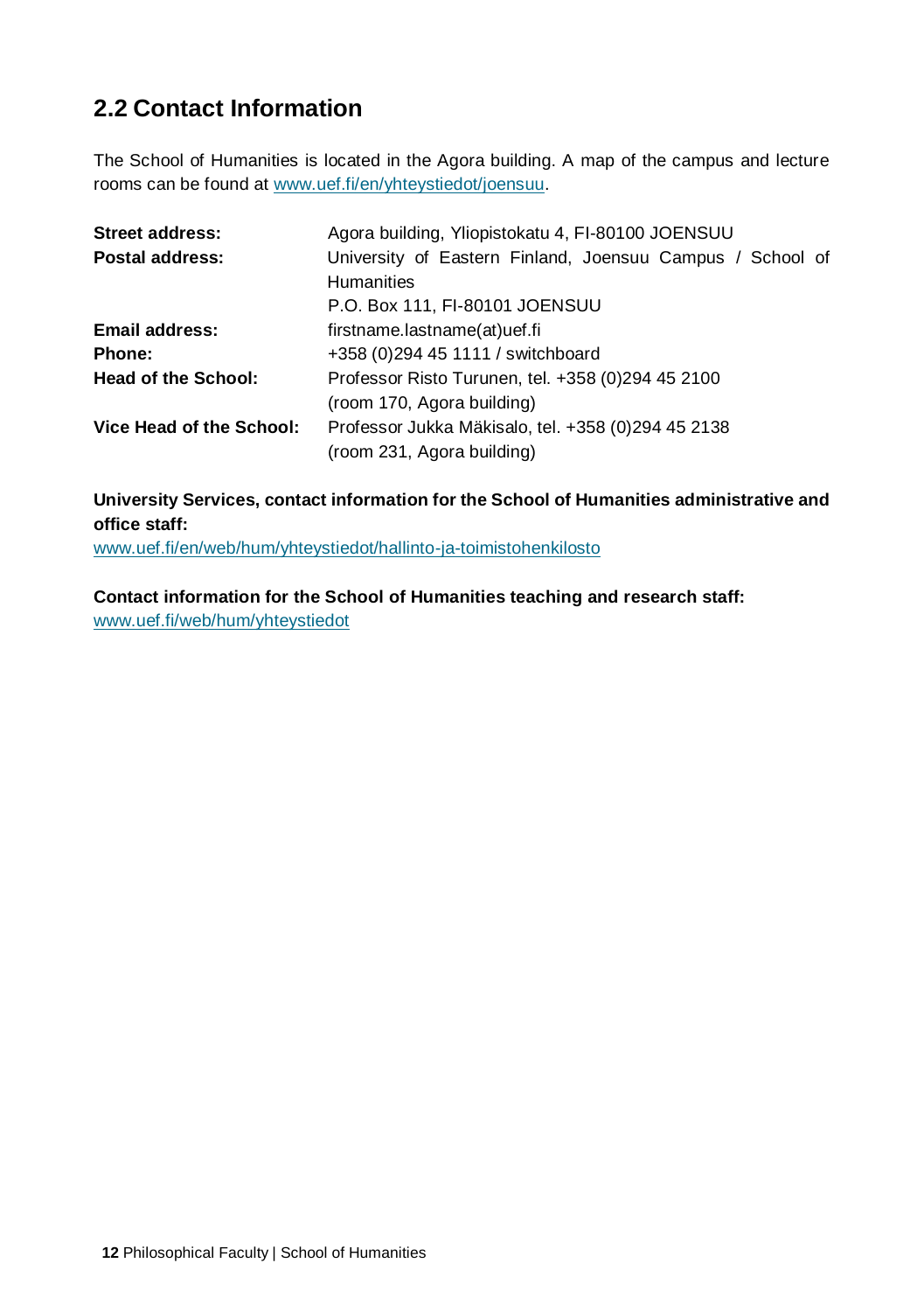## 2.2 Contact Information

The School of Humanities is located in the Agora building. A map of the campus and lecture rooms can be found at www.uef.fi/en/yhteystiedot/joensuu.

| | |
|---|---|
| **Street address:** | Agora building, Yliopistokatu 4, FI-80100 JOENSUU |
| **Postal address:** | University of Eastern Finland, Joensuu Campus / School of Humanities<br>P.O. Box 111, FI-80101 JOENSUU |
| **Email address:** | firstname.lastname(at)uef.fi |
| **Phone:** | +358 (0)294 45 1111 / switchboard |
| **Head of the School:** | Professor Risto Turunen, tel. +358 (0)294 45 2100<br>(room 170, Agora building) |
| **Vice Head of the School:** | Professor Jukka Mäkisalo, tel. +358 (0)294 45 2138<br>(room 231, Agora building) |

**University Services, contact information for the School of Humanities administrative and office staff:**
www.uef.fi/en/web/hum/yhteystiedot/hallinto-ja-toimistohenkilosto

**Contact information for the School of Humanities teaching and research staff:**
www.uef.fi/web/hum/yhteystiedot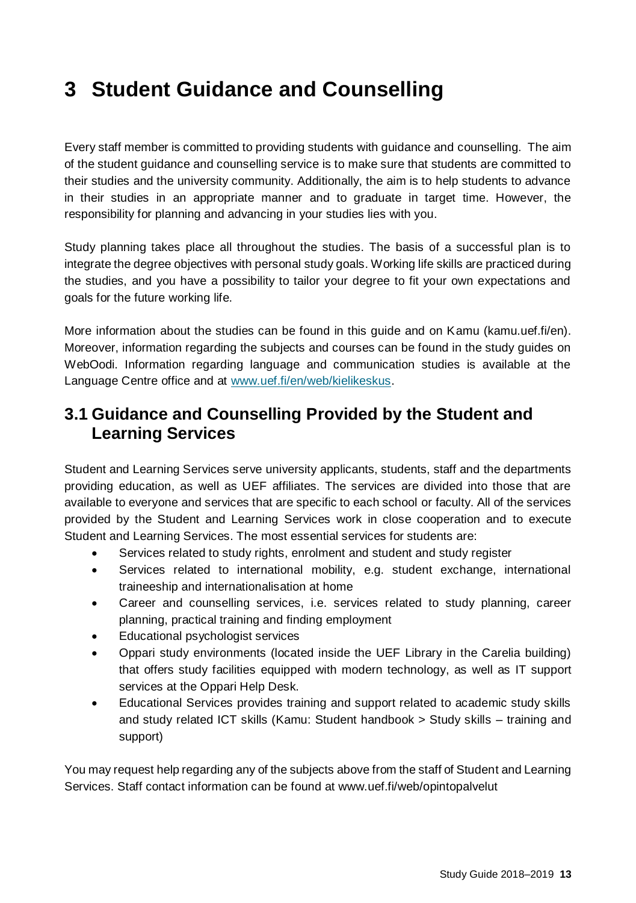# 3 Student Guidance and Counselling

Every staff member is committed to providing students with guidance and counselling. The aim of the student guidance and counselling service is to make sure that students are committed to their studies and the university community. Additionally, the aim is to help students to advance in their studies in an appropriate manner and to graduate in target time. However, the responsibility for planning and advancing in your studies lies with you.

Study planning takes place all throughout the studies. The basis of a successful plan is to integrate the degree objectives with personal study goals. Working life skills are practiced during the studies, and you have a possibility to tailor your degree to fit your own expectations and goals for the future working life.

More information about the studies can be found in this guide and on Kamu (kamu.uef.fi/en). Moreover, information regarding the subjects and courses can be found in the study guides on WebOodi. Information regarding language and communication studies is available at the Language Centre office and at [www.uef.fi/en/web/kielikeskus](www.uef.fi/en/web/kielikeskus).

## 3.1 Guidance and Counselling Provided by the Student and Learning Services

Student and Learning Services serve university applicants, students, staff and the departments providing education, as well as UEF affiliates. The services are divided into those that are available to everyone and services that are specific to each school or faculty. All of the services provided by the Student and Learning Services work in close cooperation and to execute Student and Learning Services. The most essential services for students are:

- Services related to study rights, enrolment and student and study register
- Services related to international mobility, e.g. student exchange, international traineeship and internationalisation at home
- Career and counselling services, i.e. services related to study planning, career planning, practical training and finding employment
- Educational psychologist services
- Oppari study environments (located inside the UEF Library in the Carelia building) that offers study facilities equipped with modern technology, as well as IT support services at the Oppari Help Desk.
- Educational Services provides training and support related to academic study skills and study related ICT skills (Kamu: Student handbook > Study skills – training and support)

You may request help regarding any of the subjects above from the staff of Student and Learning Services. Staff contact information can be found at www.uef.fi/web/opintopalvelut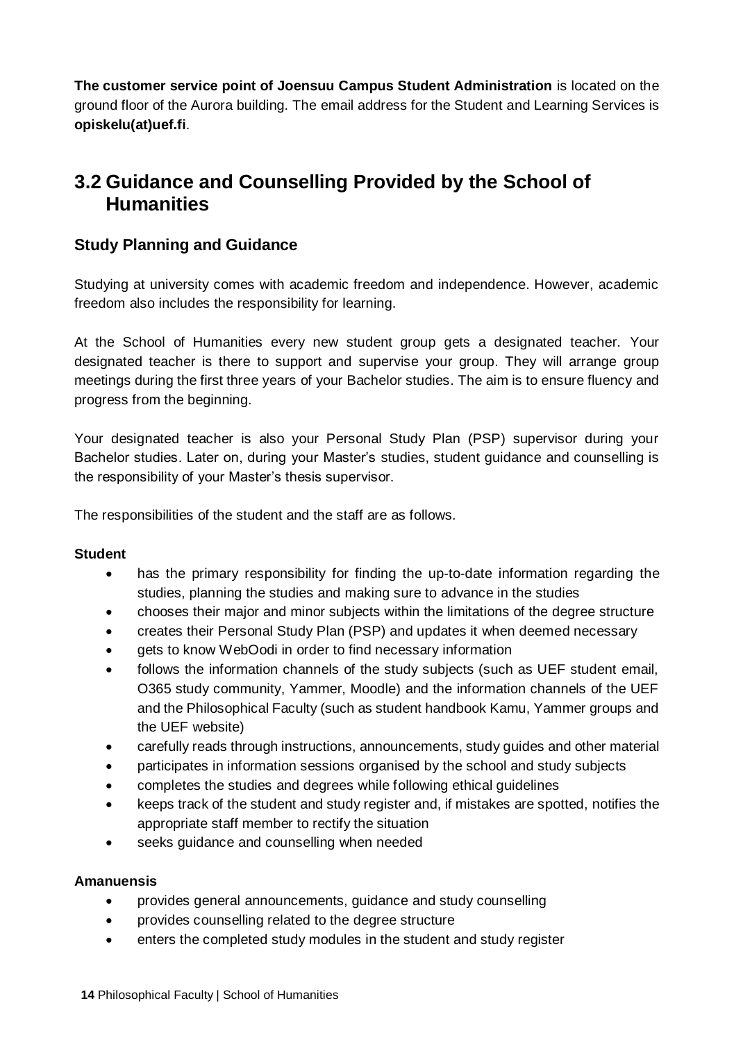**The customer service point of Joensuu Campus Student Administration** is located on the ground floor of the Aurora building. The email address for the Student and Learning Services is **opiskelu(at)uef.fi**.

## 3.2 Guidance and Counselling Provided by the School of Humanities

### Study Planning and Guidance

Studying at university comes with academic freedom and independence. However, academic freedom also includes the responsibility for learning.

At the School of Humanities every new student group gets a designated teacher. Your designated teacher is there to support and supervise your group. They will arrange group meetings during the first three years of your Bachelor studies. The aim is to ensure fluency and progress from the beginning.

Your designated teacher is also your Personal Study Plan (PSP) supervisor during your Bachelor studies. Later on, during your Master's studies, student guidance and counselling is the responsibility of your Master's thesis supervisor.

The responsibilities of the student and the staff are as follows.

**Student**

- has the primary responsibility for finding the up-to-date information regarding the studies, planning the studies and making sure to advance in the studies
- chooses their major and minor subjects within the limitations of the degree structure
- creates their Personal Study Plan (PSP) and updates it when deemed necessary
- gets to know WebOodi in order to find necessary information
- follows the information channels of the study subjects (such as UEF student email, O365 study community, Yammer, Moodle) and the information channels of the UEF and the Philosophical Faculty (such as student handbook Kamu, Yammer groups and the UEF website)
- carefully reads through instructions, announcements, study guides and other material
- participates in information sessions organised by the school and study subjects
- completes the studies and degrees while following ethical guidelines
- keeps track of the student and study register and, if mistakes are spotted, notifies the appropriate staff member to rectify the situation
- seeks guidance and counselling when needed

**Amanuensis**

- provides general announcements, guidance and study counselling
- provides counselling related to the degree structure
- enters the completed study modules in the student and study register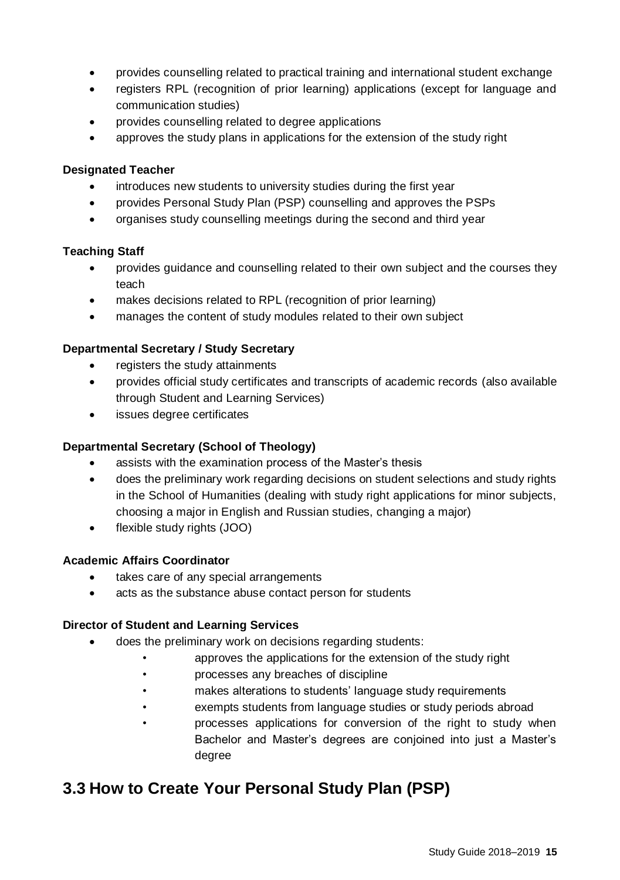- provides counselling related to practical training and international student exchange
- registers RPL (recognition of prior learning) applications (except for language and communication studies)
- provides counselling related to degree applications
- approves the study plans in applications for the extension of the study right

**Designated Teacher**

- introduces new students to university studies during the first year
- provides Personal Study Plan (PSP) counselling and approves the PSPs
- organises study counselling meetings during the second and third year

**Teaching Staff**

- provides guidance and counselling related to their own subject and the courses they teach
- makes decisions related to RPL (recognition of prior learning)
- manages the content of study modules related to their own subject

**Departmental Secretary / Study Secretary**

- registers the study attainments
- provides official study certificates and transcripts of academic records (also available through Student and Learning Services)
- issues degree certificates

**Departmental Secretary (School of Theology)**

- assists with the examination process of the Master's thesis
- does the preliminary work regarding decisions on student selections and study rights in the School of Humanities (dealing with study right applications for minor subjects, choosing a major in English and Russian studies, changing a major)
- flexible study rights (JOO)

**Academic Affairs Coordinator**

- takes care of any special arrangements
- acts as the substance abuse contact person for students

**Director of Student and Learning Services**

- does the preliminary work on decisions regarding students:
  - approves the applications for the extension of the study right
  - processes any breaches of discipline
  - makes alterations to students' language study requirements
  - exempts students from language studies or study periods abroad
  - processes applications for conversion of the right to study when Bachelor and Master's degrees are conjoined into just a Master's degree

## 3.3 How to Create Your Personal Study Plan (PSP)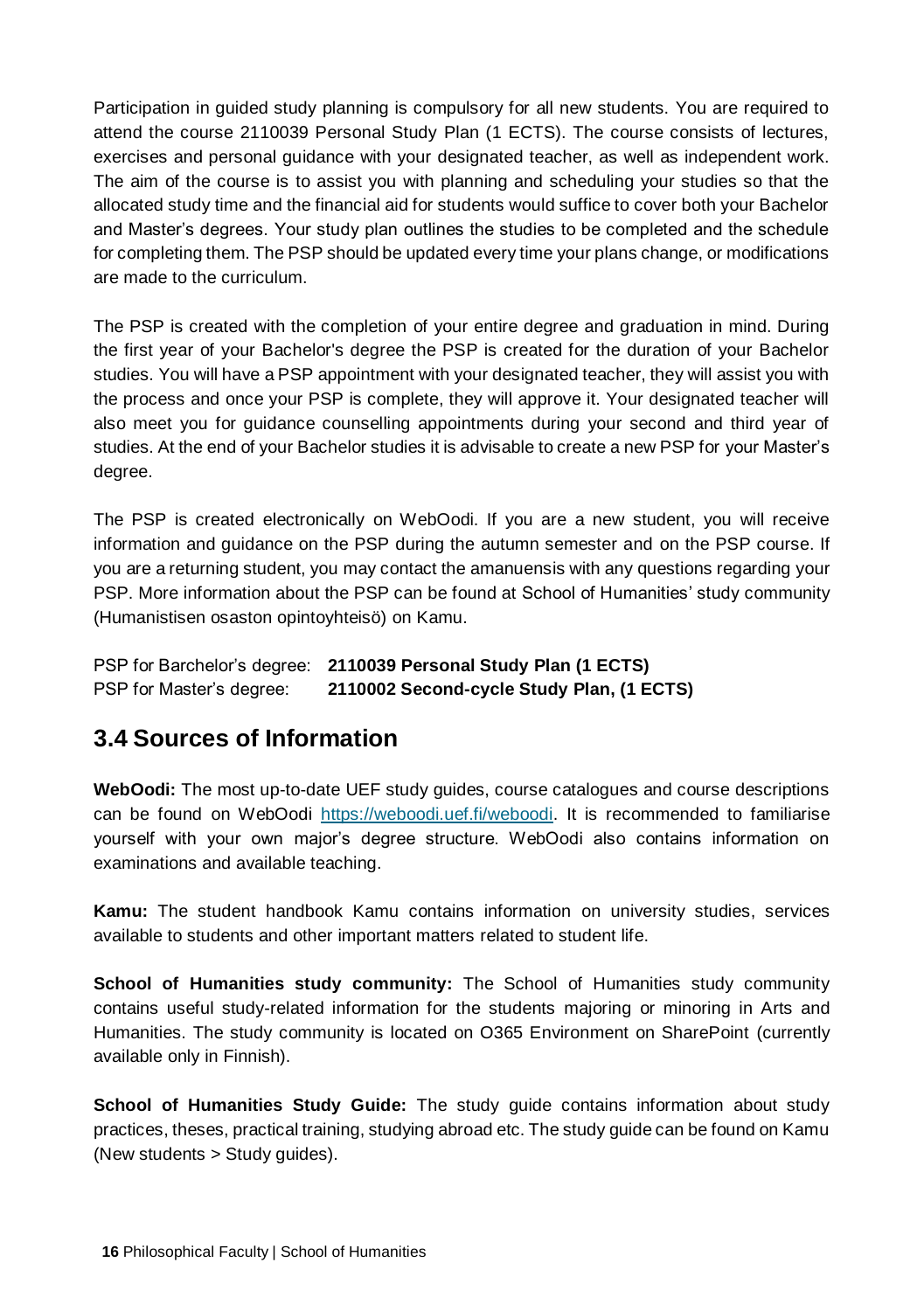Participation in guided study planning is compulsory for all new students. You are required to attend the course 2110039 Personal Study Plan (1 ECTS). The course consists of lectures, exercises and personal guidance with your designated teacher, as well as independent work. The aim of the course is to assist you with planning and scheduling your studies so that the allocated study time and the financial aid for students would suffice to cover both your Bachelor and Master's degrees. Your study plan outlines the studies to be completed and the schedule for completing them. The PSP should be updated every time your plans change, or modifications are made to the curriculum.

The PSP is created with the completion of your entire degree and graduation in mind. During the first year of your Bachelor's degree the PSP is created for the duration of your Bachelor studies. You will have a PSP appointment with your designated teacher, they will assist you with the process and once your PSP is complete, they will approve it. Your designated teacher will also meet you for guidance counselling appointments during your second and third year of studies. At the end of your Bachelor studies it is advisable to create a new PSP for your Master's degree.

The PSP is created electronically on WebOodi. If you are a new student, you will receive information and guidance on the PSP during the autumn semester and on the PSP course. If you are a returning student, you may contact the amanuensis with any questions regarding your PSP. More information about the PSP can be found at School of Humanities' study community (Humanistisen osaston opintoyhteisö) on Kamu.

PSP for Barchelor's degree: **2110039 Personal Study Plan (1 ECTS)**
PSP for Master's degree: **2110002 Second-cycle Study Plan, (1 ECTS)**

## 3.4 Sources of Information

**WebOodi:** The most up-to-date UEF study guides, course catalogues and course descriptions can be found on WebOodi https://weboodi.uef.fi/weboodi. It is recommended to familiarise yourself with your own major's degree structure. WebOodi also contains information on examinations and available teaching.

**Kamu:** The student handbook Kamu contains information on university studies, services available to students and other important matters related to student life.

**School of Humanities study community:** The School of Humanities study community contains useful study-related information for the students majoring or minoring in Arts and Humanities. The study community is located on O365 Environment on SharePoint (currently available only in Finnish).

**School of Humanities Study Guide:** The study guide contains information about study practices, theses, practical training, studying abroad etc. The study guide can be found on Kamu (New students > Study guides).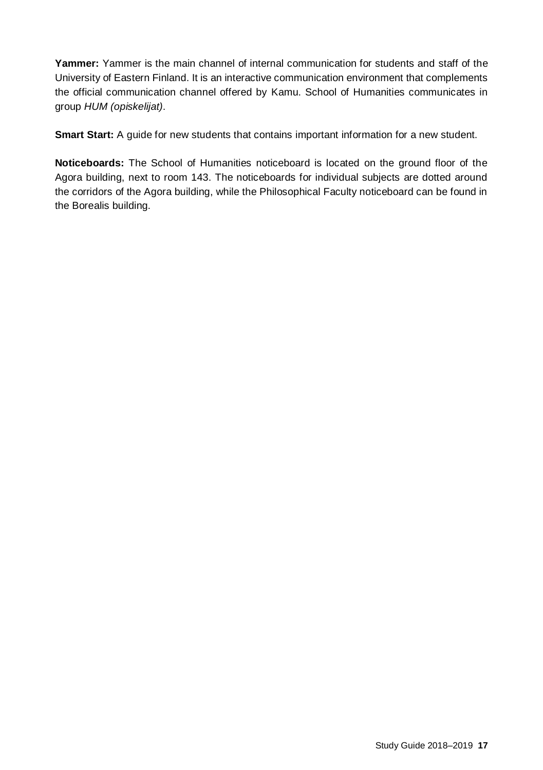**Yammer:** Yammer is the main channel of internal communication for students and staff of the University of Eastern Finland. It is an interactive communication environment that complements the official communication channel offered by Kamu. School of Humanities communicates in group *HUM (opiskelijat)*.

**Smart Start:** A guide for new students that contains important information for a new student.

**Noticeboards:** The School of Humanities noticeboard is located on the ground floor of the Agora building, next to room 143. The noticeboards for individual subjects are dotted around the corridors of the Agora building, while the Philosophical Faculty noticeboard can be found in the Borealis building.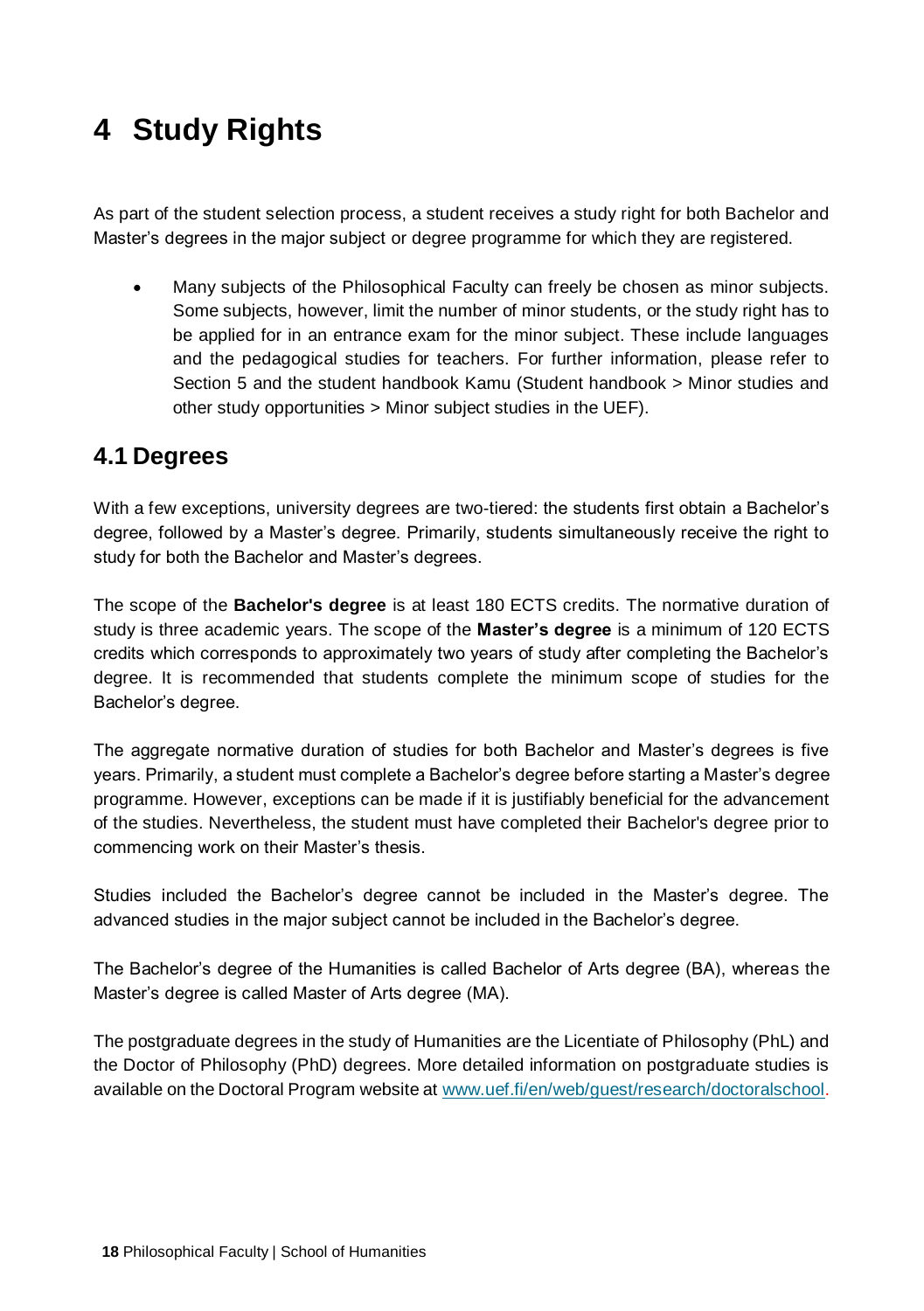# 4 Study Rights

As part of the student selection process, a student receives a study right for both Bachelor and Master's degrees in the major subject or degree programme for which they are registered.

- Many subjects of the Philosophical Faculty can freely be chosen as minor subjects. Some subjects, however, limit the number of minor students, or the study right has to be applied for in an entrance exam for the minor subject. These include languages and the pedagogical studies for teachers. For further information, please refer to Section 5 and the student handbook Kamu (Student handbook > Minor studies and other study opportunities > Minor subject studies in the UEF).

## 4.1 Degrees

With a few exceptions, university degrees are two-tiered: the students first obtain a Bachelor's degree, followed by a Master's degree. Primarily, students simultaneously receive the right to study for both the Bachelor and Master's degrees.

The scope of the **Bachelor's degree** is at least 180 ECTS credits. The normative duration of study is three academic years. The scope of the **Master's degree** is a minimum of 120 ECTS credits which corresponds to approximately two years of study after completing the Bachelor's degree. It is recommended that students complete the minimum scope of studies for the Bachelor's degree.

The aggregate normative duration of studies for both Bachelor and Master's degrees is five years. Primarily, a student must complete a Bachelor's degree before starting a Master's degree programme. However, exceptions can be made if it is justifiably beneficial for the advancement of the studies. Nevertheless, the student must have completed their Bachelor's degree prior to commencing work on their Master's thesis.

Studies included the Bachelor's degree cannot be included in the Master's degree. The advanced studies in the major subject cannot be included in the Bachelor's degree.

The Bachelor's degree of the Humanities is called Bachelor of Arts degree (BA), whereas the Master's degree is called Master of Arts degree (MA).

The postgraduate degrees in the study of Humanities are the Licentiate of Philosophy (PhL) and the Doctor of Philosophy (PhD) degrees. More detailed information on postgraduate studies is available on the Doctoral Program website at www.uef.fi/en/web/guest/research/doctoralschool.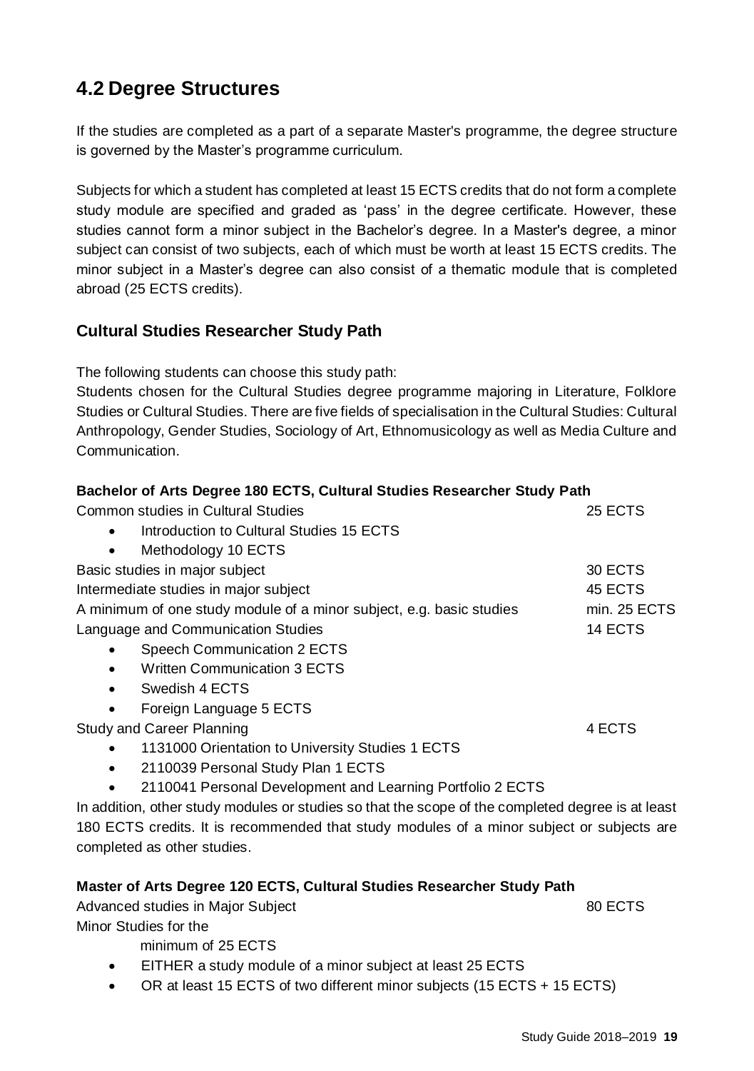## 4.2 Degree Structures

If the studies are completed as a part of a separate Master's programme, the degree structure is governed by the Master's programme curriculum.

Subjects for which a student has completed at least 15 ECTS credits that do not form a complete study module are specified and graded as 'pass' in the degree certificate. However, these studies cannot form a minor subject in the Bachelor's degree. In a Master's degree, a minor subject can consist of two subjects, each of which must be worth at least 15 ECTS credits. The minor subject in a Master's degree can also consist of a thematic module that is completed abroad (25 ECTS credits).

### Cultural Studies Researcher Study Path

The following students can choose this study path:
Students chosen for the Cultural Studies degree programme majoring in Literature, Folklore Studies or Cultural Studies. There are five fields of specialisation in the Cultural Studies: Cultural Anthropology, Gender Studies, Sociology of Art, Ethnomusicology as well as Media Culture and Communication.

**Bachelor of Arts Degree 180 ECTS, Cultural Studies Researcher Study Path**

Common studies in Cultural Studies — 25 ECTS

- Introduction to Cultural Studies 15 ECTS
- Methodology 10 ECTS

Basic studies in major subject — 30 ECTS

Intermediate studies in major subject — 45 ECTS

A minimum of one study module of a minor subject, e.g. basic studies — min. 25 ECTS

Language and Communication Studies — 14 ECTS

- Speech Communication 2 ECTS
- Written Communication 3 ECTS
- Swedish 4 ECTS
- Foreign Language 5 ECTS

Study and Career Planning — 4 ECTS

- 1131000 Orientation to University Studies 1 ECTS
- 2110039 Personal Study Plan 1 ECTS
- 2110041 Personal Development and Learning Portfolio 2 ECTS

In addition, other study modules or studies so that the scope of the completed degree is at least 180 ECTS credits. It is recommended that study modules of a minor subject or subjects are completed as other studies.

**Master of Arts Degree 120 ECTS, Cultural Studies Researcher Study Path**

Advanced studies in Major Subject — 80 ECTS

Minor Studies for the
minimum of 25 ECTS

- EITHER a study module of a minor subject at least 25 ECTS
- OR at least 15 ECTS of two different minor subjects (15 ECTS + 15 ECTS)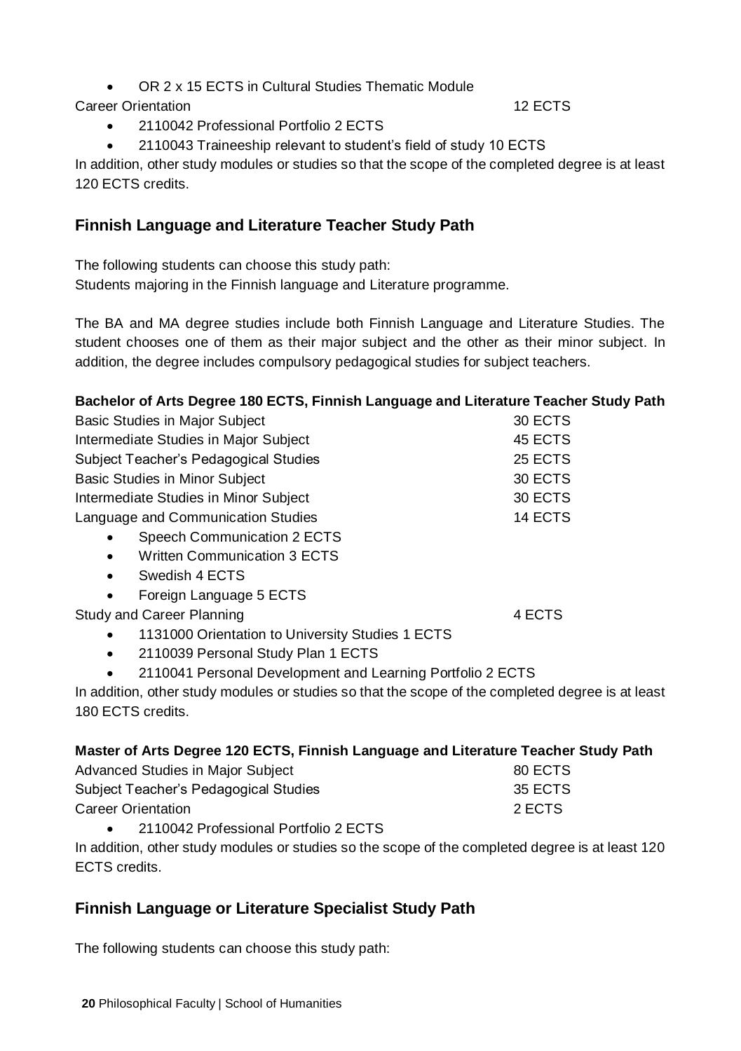- OR 2 x 15 ECTS in Cultural Studies Thematic Module

Career Orientation 12 ECTS

- 2110042 Professional Portfolio 2 ECTS
- 2110043 Traineeship relevant to student's field of study 10 ECTS

In addition, other study modules or studies so that the scope of the completed degree is at least 120 ECTS credits.

## Finnish Language and Literature Teacher Study Path

The following students can choose this study path:
Students majoring in the Finnish language and Literature programme.

The BA and MA degree studies include both Finnish Language and Literature Studies. The student chooses one of them as their major subject and the other as their minor subject. In addition, the degree includes compulsory pedagogical studies for subject teachers.

**Bachelor of Arts Degree 180 ECTS, Finnish Language and Literature Teacher Study Path**

| | |
|---|---|
| Basic Studies in Major Subject | 30 ECTS |
| Intermediate Studies in Major Subject | 45 ECTS |
| Subject Teacher's Pedagogical Studies | 25 ECTS |
| Basic Studies in Minor Subject | 30 ECTS |
| Intermediate Studies in Minor Subject | 30 ECTS |
| Language and Communication Studies | 14 ECTS |

- Speech Communication 2 ECTS
- Written Communication 3 ECTS
- Swedish 4 ECTS
- Foreign Language 5 ECTS

Study and Career Planning 4 ECTS

- 1131000 Orientation to University Studies 1 ECTS
- 2110039 Personal Study Plan 1 ECTS
- 2110041 Personal Development and Learning Portfolio 2 ECTS

In addition, other study modules or studies so that the scope of the completed degree is at least 180 ECTS credits.

**Master of Arts Degree 120 ECTS, Finnish Language and Literature Teacher Study Path**

| | |
|---|---|
| Advanced Studies in Major Subject | 80 ECTS |
| Subject Teacher's Pedagogical Studies | 35 ECTS |
| Career Orientation | 2 ECTS |

- 2110042 Professional Portfolio 2 ECTS

In addition, other study modules or studies so the scope of the completed degree is at least 120 ECTS credits.

## Finnish Language or Literature Specialist Study Path

The following students can choose this study path: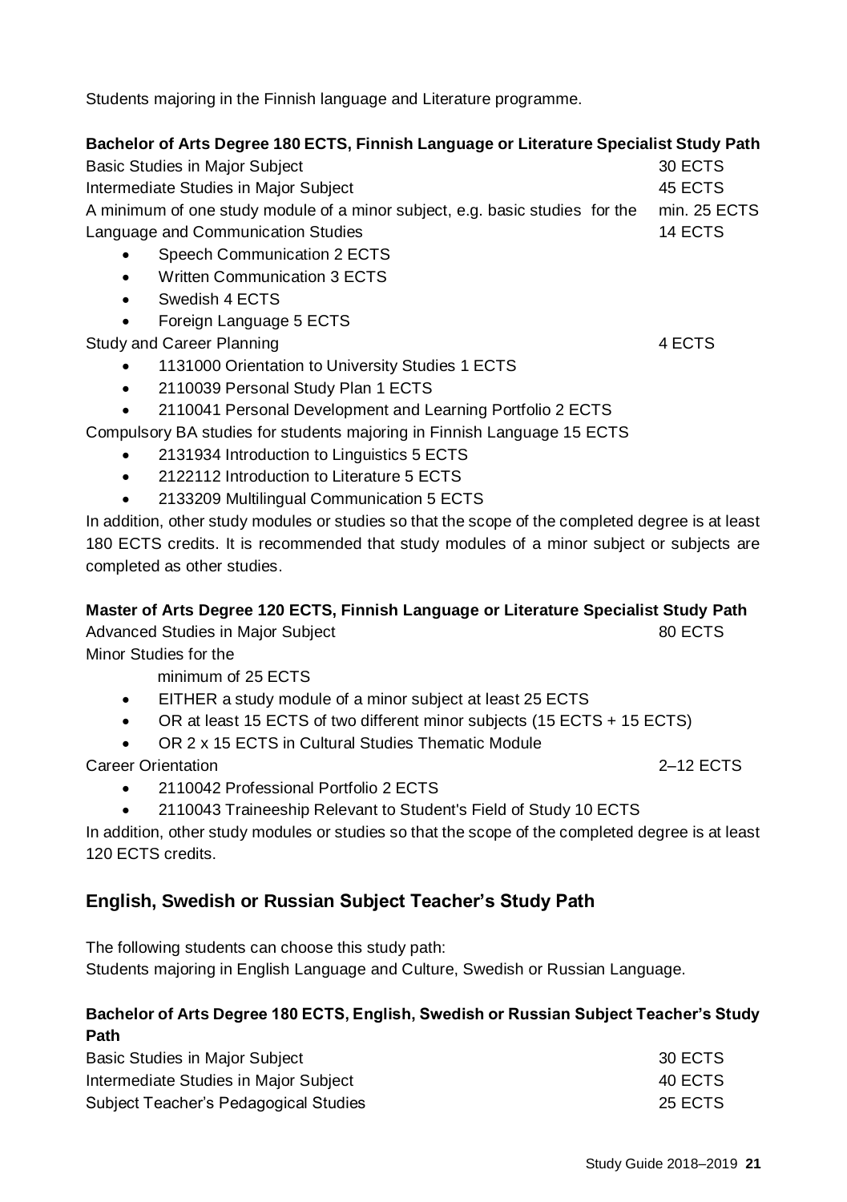Students majoring in the Finnish language and Literature programme.

**Bachelor of Arts Degree 180 ECTS, Finnish Language or Literature Specialist Study Path**

Basic Studies in Major Subject 30 ECTS

Intermediate Studies in Major Subject 45 ECTS

A minimum of one study module of a minor subject, e.g. basic studies for the min. 25 ECTS

Language and Communication Studies 14 ECTS

- Speech Communication 2 ECTS
- Written Communication 3 ECTS
- Swedish 4 ECTS
- Foreign Language 5 ECTS

Study and Career Planning 4 ECTS

- 1131000 Orientation to University Studies 1 ECTS
- 2110039 Personal Study Plan 1 ECTS
- 2110041 Personal Development and Learning Portfolio 2 ECTS

Compulsory BA studies for students majoring in Finnish Language 15 ECTS

- 2131934 Introduction to Linguistics 5 ECTS
- 2122112 Introduction to Literature 5 ECTS
- 2133209 Multilingual Communication 5 ECTS

In addition, other study modules or studies so that the scope of the completed degree is at least 180 ECTS credits. It is recommended that study modules of a minor subject or subjects are completed as other studies.

**Master of Arts Degree 120 ECTS, Finnish Language or Literature Specialist Study Path**

Advanced Studies in Major Subject 80 ECTS

Minor Studies for the

minimum of 25 ECTS

- EITHER a study module of a minor subject at least 25 ECTS
- OR at least 15 ECTS of two different minor subjects (15 ECTS + 15 ECTS)
- OR 2 x 15 ECTS in Cultural Studies Thematic Module

Career Orientation 2–12 ECTS

- 2110042 Professional Portfolio 2 ECTS
- 2110043 Traineeship Relevant to Student's Field of Study 10 ECTS

In addition, other study modules or studies so that the scope of the completed degree is at least 120 ECTS credits.

## English, Swedish or Russian Subject Teacher's Study Path

The following students can choose this study path:
Students majoring in English Language and Culture, Swedish or Russian Language.

**Bachelor of Arts Degree 180 ECTS, English, Swedish or Russian Subject Teacher's Study Path**

Basic Studies in Major Subject 30 ECTS

Intermediate Studies in Major Subject 40 ECTS

Subject Teacher's Pedagogical Studies 25 ECTS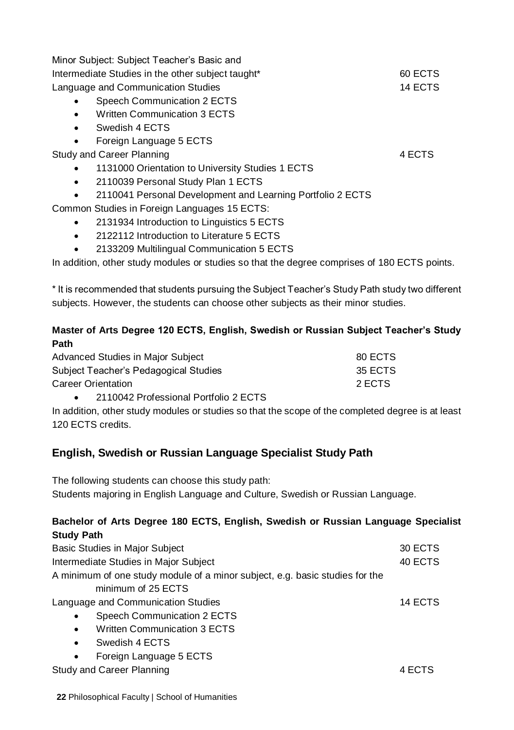Minor Subject: Subject Teacher's Basic and Intermediate Studies in the other subject taught* 60 ECTS

Language and Communication Studies 14 ECTS

- Speech Communication 2 ECTS
- Written Communication 3 ECTS
- Swedish 4 ECTS
- Foreign Language 5 ECTS

Study and Career Planning 4 ECTS

- 1131000 Orientation to University Studies 1 ECTS
- 2110039 Personal Study Plan 1 ECTS
- 2110041 Personal Development and Learning Portfolio 2 ECTS

Common Studies in Foreign Languages 15 ECTS:

- 2131934 Introduction to Linguistics 5 ECTS
- 2122112 Introduction to Literature 5 ECTS
- 2133209 Multilingual Communication 5 ECTS

In addition, other study modules or studies so that the degree comprises of 180 ECTS points.

* It is recommended that students pursuing the Subject Teacher's Study Path study two different subjects. However, the students can choose other subjects as their minor studies.

**Master of Arts Degree 120 ECTS, English, Swedish or Russian Subject Teacher's Study Path**

Advanced Studies in Major Subject 80 ECTS

Subject Teacher's Pedagogical Studies 35 ECTS

Career Orientation 2 ECTS

- 2110042 Professional Portfolio 2 ECTS

In addition, other study modules or studies so that the scope of the completed degree is at least 120 ECTS credits.

## English, Swedish or Russian Language Specialist Study Path

The following students can choose this study path:
Students majoring in English Language and Culture, Swedish or Russian Language.

**Bachelor of Arts Degree 180 ECTS, English, Swedish or Russian Language Specialist Study Path**

Basic Studies in Major Subject 30 ECTS

Intermediate Studies in Major Subject 40 ECTS

A minimum of one study module of a minor subject, e.g. basic studies for the minimum of 25 ECTS

Language and Communication Studies 14 ECTS

- Speech Communication 2 ECTS
- Written Communication 3 ECTS
- Swedish 4 ECTS
- Foreign Language 5 ECTS

Study and Career Planning 4 ECTS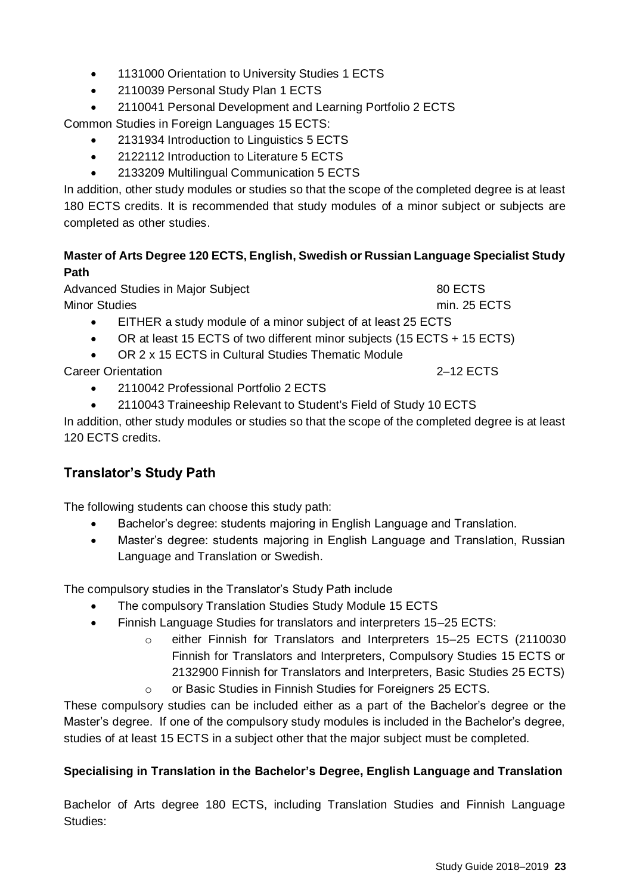- 1131000 Orientation to University Studies 1 ECTS
- 2110039 Personal Study Plan 1 ECTS
- 2110041 Personal Development and Learning Portfolio 2 ECTS

Common Studies in Foreign Languages 15 ECTS:

- 2131934 Introduction to Linguistics 5 ECTS
- 2122112 Introduction to Literature 5 ECTS
- 2133209 Multilingual Communication 5 ECTS

In addition, other study modules or studies so that the scope of the completed degree is at least 180 ECTS credits. It is recommended that study modules of a minor subject or subjects are completed as other studies.

**Master of Arts Degree 120 ECTS, English, Swedish or Russian Language Specialist Study Path**

Advanced Studies in Major Subject 80 ECTS

Minor Studies min. 25 ECTS

- EITHER a study module of a minor subject of at least 25 ECTS
- OR at least 15 ECTS of two different minor subjects (15 ECTS + 15 ECTS)
- OR 2 x 15 ECTS in Cultural Studies Thematic Module

Career Orientation 2–12 ECTS

- 2110042 Professional Portfolio 2 ECTS
- 2110043 Traineeship Relevant to Student's Field of Study 10 ECTS

In addition, other study modules or studies so that the scope of the completed degree is at least 120 ECTS credits.

## Translator's Study Path

The following students can choose this study path:

- Bachelor's degree: students majoring in English Language and Translation.
- Master's degree: students majoring in English Language and Translation, Russian Language and Translation or Swedish.

The compulsory studies in the Translator's Study Path include

- The compulsory Translation Studies Study Module 15 ECTS
- Finnish Language Studies for translators and interpreters 15–25 ECTS:
  - either Finnish for Translators and Interpreters 15–25 ECTS (2110030 Finnish for Translators and Interpreters, Compulsory Studies 15 ECTS or 2132900 Finnish for Translators and Interpreters, Basic Studies 25 ECTS)
  - or Basic Studies in Finnish Studies for Foreigners 25 ECTS.

These compulsory studies can be included either as a part of the Bachelor's degree or the Master's degree. If one of the compulsory study modules is included in the Bachelor's degree, studies of at least 15 ECTS in a subject other that the major subject must be completed.

**Specialising in Translation in the Bachelor's Degree, English Language and Translation**

Bachelor of Arts degree 180 ECTS, including Translation Studies and Finnish Language Studies: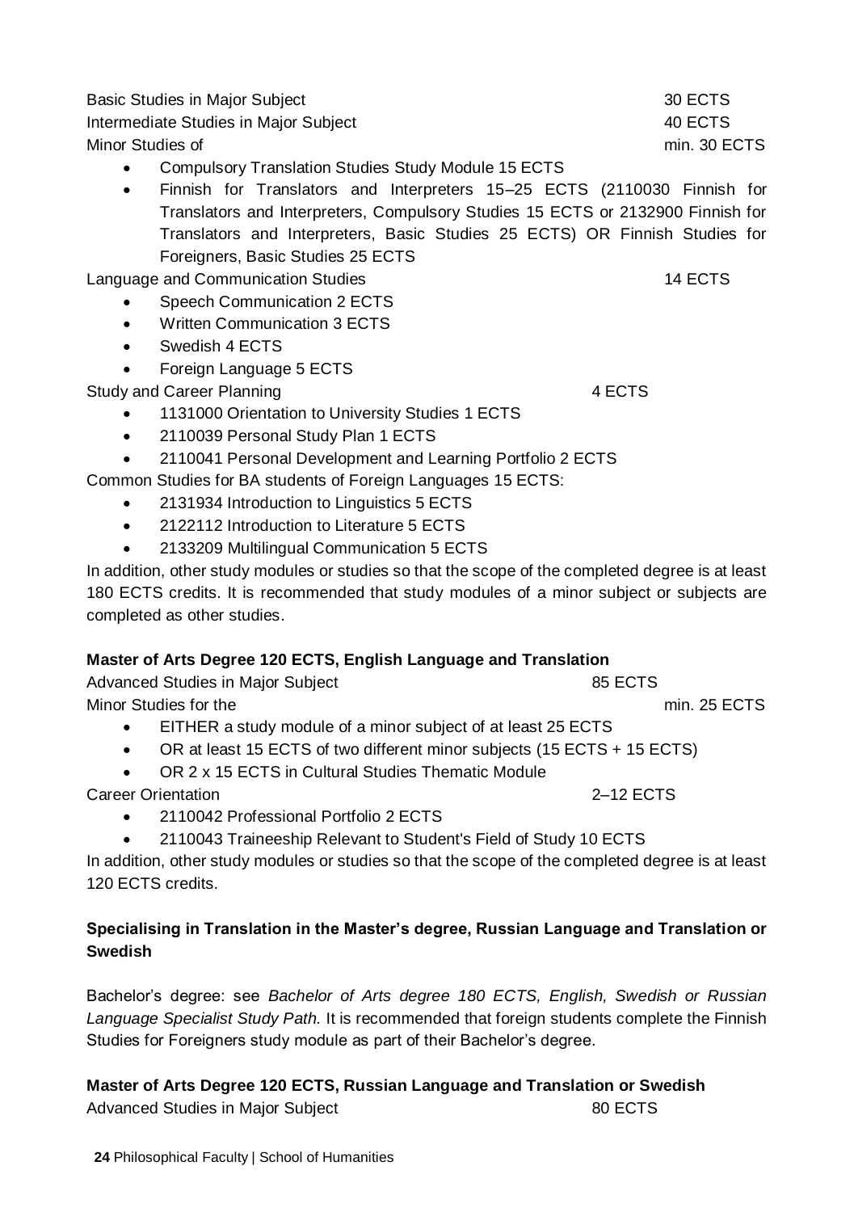Basic Studies in Major Subject 30 ECTS
Intermediate Studies in Major Subject 40 ECTS
Minor Studies of min. 30 ECTS

- Compulsory Translation Studies Study Module 15 ECTS
- Finnish for Translators and Interpreters 15–25 ECTS (2110030 Finnish for Translators and Interpreters, Compulsory Studies 15 ECTS or 2132900 Finnish for Translators and Interpreters, Basic Studies 25 ECTS) OR Finnish Studies for Foreigners, Basic Studies 25 ECTS

Language and Communication Studies 14 ECTS

- Speech Communication 2 ECTS
- Written Communication 3 ECTS
- Swedish 4 ECTS
- Foreign Language 5 ECTS

Study and Career Planning 4 ECTS

- 1131000 Orientation to University Studies 1 ECTS
- 2110039 Personal Study Plan 1 ECTS
- 2110041 Personal Development and Learning Portfolio 2 ECTS

Common Studies for BA students of Foreign Languages 15 ECTS:

- 2131934 Introduction to Linguistics 5 ECTS
- 2122112 Introduction to Literature 5 ECTS
- 2133209 Multilingual Communication 5 ECTS

In addition, other study modules or studies so that the scope of the completed degree is at least 180 ECTS credits. It is recommended that study modules of a minor subject or subjects are completed as other studies.

**Master of Arts Degree 120 ECTS, English Language and Translation**

Advanced Studies in Major Subject 85 ECTS
Minor Studies for the min. 25 ECTS

- EITHER a study module of a minor subject of at least 25 ECTS
- OR at least 15 ECTS of two different minor subjects (15 ECTS + 15 ECTS)
- OR 2 x 15 ECTS in Cultural Studies Thematic Module

Career Orientation 2–12 ECTS

- 2110042 Professional Portfolio 2 ECTS
- 2110043 Traineeship Relevant to Student's Field of Study 10 ECTS

In addition, other study modules or studies so that the scope of the completed degree is at least 120 ECTS credits.

**Specialising in Translation in the Master's degree, Russian Language and Translation or Swedish**

Bachelor's degree: see *Bachelor of Arts degree 180 ECTS, English, Swedish or Russian Language Specialist Study Path.* It is recommended that foreign students complete the Finnish Studies for Foreigners study module as part of their Bachelor's degree.

**Master of Arts Degree 120 ECTS, Russian Language and Translation or Swedish**

Advanced Studies in Major Subject 80 ECTS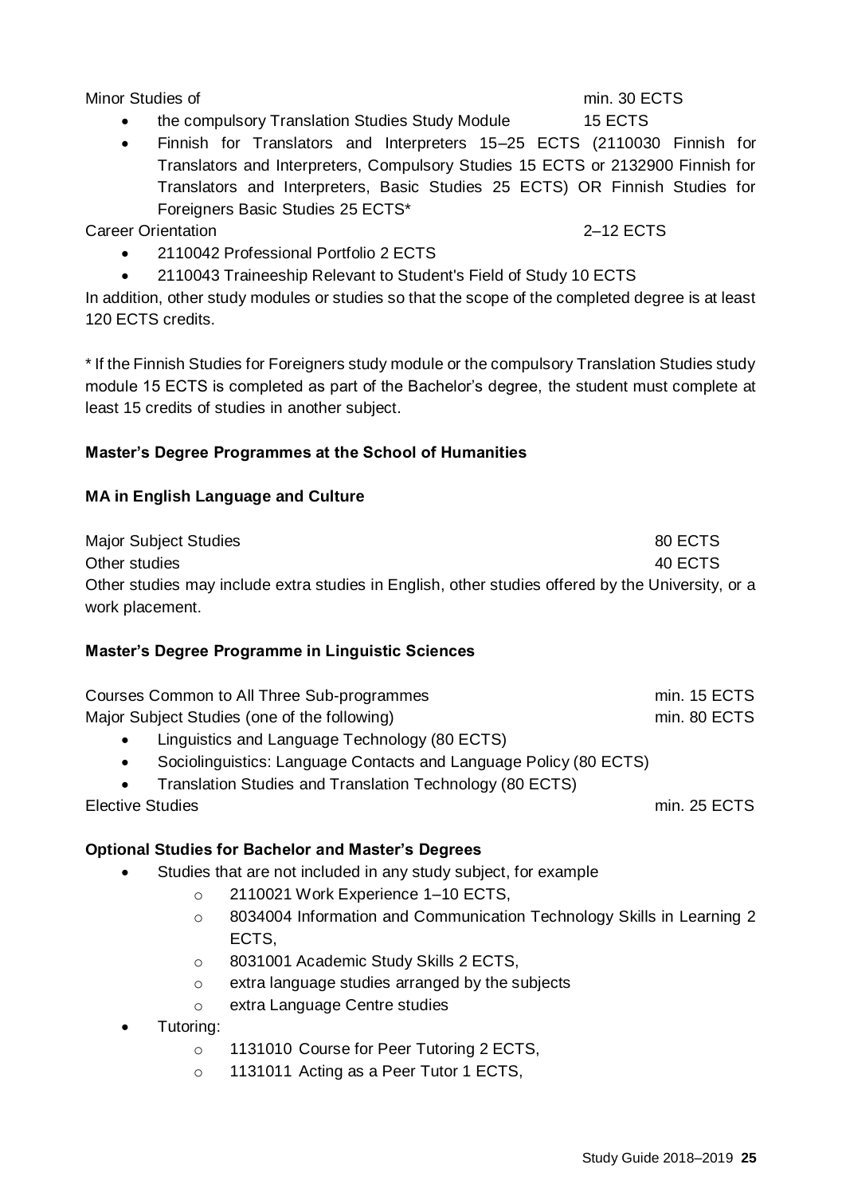Minor Studies of min. 30 ECTS

- the compulsory Translation Studies Study Module 15 ECTS
- Finnish for Translators and Interpreters 15–25 ECTS (2110030 Finnish for Translators and Interpreters, Compulsory Studies 15 ECTS or 2132900 Finnish for Translators and Interpreters, Basic Studies 25 ECTS) OR Finnish Studies for Foreigners Basic Studies 25 ECTS*

Career Orientation 2–12 ECTS

- 2110042 Professional Portfolio 2 ECTS
- 2110043 Traineeship Relevant to Student's Field of Study 10 ECTS

In addition, other study modules or studies so that the scope of the completed degree is at least 120 ECTS credits.

* If the Finnish Studies for Foreigners study module or the compulsory Translation Studies study module 15 ECTS is completed as part of the Bachelor's degree, the student must complete at least 15 credits of studies in another subject.

**Master's Degree Programmes at the School of Humanities**

**MA in English Language and Culture**

Major Subject Studies 80 ECTS
Other studies 40 ECTS
Other studies may include extra studies in English, other studies offered by the University, or a work placement.

**Master's Degree Programme in Linguistic Sciences**

Courses Common to All Three Sub-programmes min. 15 ECTS
Major Subject Studies (one of the following) min. 80 ECTS

- Linguistics and Language Technology (80 ECTS)
- Sociolinguistics: Language Contacts and Language Policy (80 ECTS)
- Translation Studies and Translation Technology (80 ECTS)

Elective Studies min. 25 ECTS

**Optional Studies for Bachelor and Master's Degrees**

- Studies that are not included in any study subject, for example
  - 2110021 Work Experience 1–10 ECTS,
  - 8034004 Information and Communication Technology Skills in Learning 2 ECTS,
  - 8031001 Academic Study Skills 2 ECTS,
  - extra language studies arranged by the subjects
  - extra Language Centre studies
- Tutoring:
  - 1131010 Course for Peer Tutoring 2 ECTS,
  - 1131011 Acting as a Peer Tutor 1 ECTS,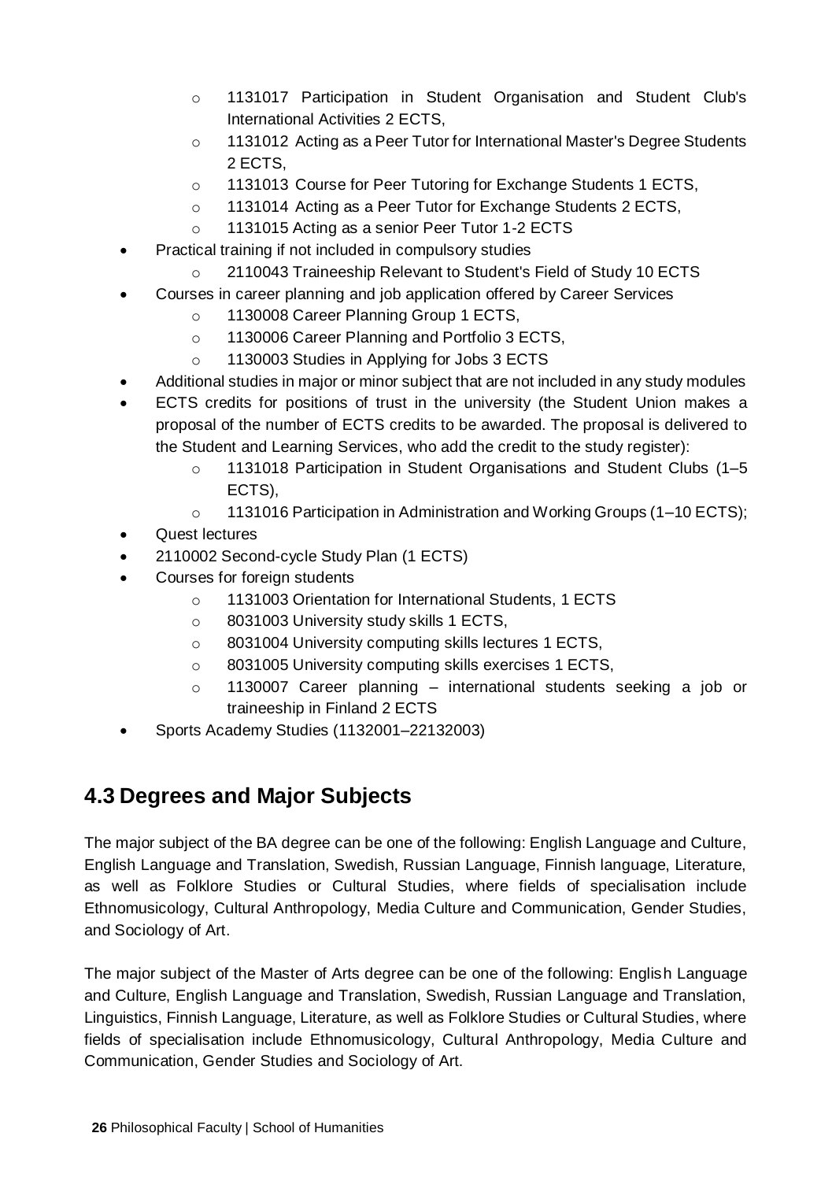- 1131017 Participation in Student Organisation and Student Club's International Activities 2 ECTS,
    - 1131012 Acting as a Peer Tutor for International Master's Degree Students 2 ECTS,
    - 1131013 Course for Peer Tutoring for Exchange Students 1 ECTS,
    - 1131014 Acting as a Peer Tutor for Exchange Students 2 ECTS,
    - 1131015 Acting as a senior Peer Tutor 1-2 ECTS
- Practical training if not included in compulsory studies
    - 2110043 Traineeship Relevant to Student's Field of Study 10 ECTS
- Courses in career planning and job application offered by Career Services
    - 1130008 Career Planning Group 1 ECTS,
    - 1130006 Career Planning and Portfolio 3 ECTS,
    - 1130003 Studies in Applying for Jobs 3 ECTS
- Additional studies in major or minor subject that are not included in any study modules
- ECTS credits for positions of trust in the university (the Student Union makes a proposal of the number of ECTS credits to be awarded. The proposal is delivered to the Student and Learning Services, who add the credit to the study register):
    - 1131018 Participation in Student Organisations and Student Clubs (1–5 ECTS),
    - 1131016 Participation in Administration and Working Groups (1–10 ECTS);
- Quest lectures
- 2110002 Second-cycle Study Plan (1 ECTS)
- Courses for foreign students
    - 1131003 Orientation for International Students, 1 ECTS
    - 8031003 University study skills 1 ECTS,
    - 8031004 University computing skills lectures 1 ECTS,
    - 8031005 University computing skills exercises 1 ECTS,
    - 1130007 Career planning – international students seeking a job or traineeship in Finland 2 ECTS
- Sports Academy Studies (1132001–22132003)

## 4.3 Degrees and Major Subjects

The major subject of the BA degree can be one of the following: English Language and Culture, English Language and Translation, Swedish, Russian Language, Finnish language, Literature, as well as Folklore Studies or Cultural Studies, where fields of specialisation include Ethnomusicology, Cultural Anthropology, Media Culture and Communication, Gender Studies, and Sociology of Art.

The major subject of the Master of Arts degree can be one of the following: English Language and Culture, English Language and Translation, Swedish, Russian Language and Translation, Linguistics, Finnish Language, Literature, as well as Folklore Studies or Cultural Studies, where fields of specialisation include Ethnomusicology, Cultural Anthropology, Media Culture and Communication, Gender Studies and Sociology of Art.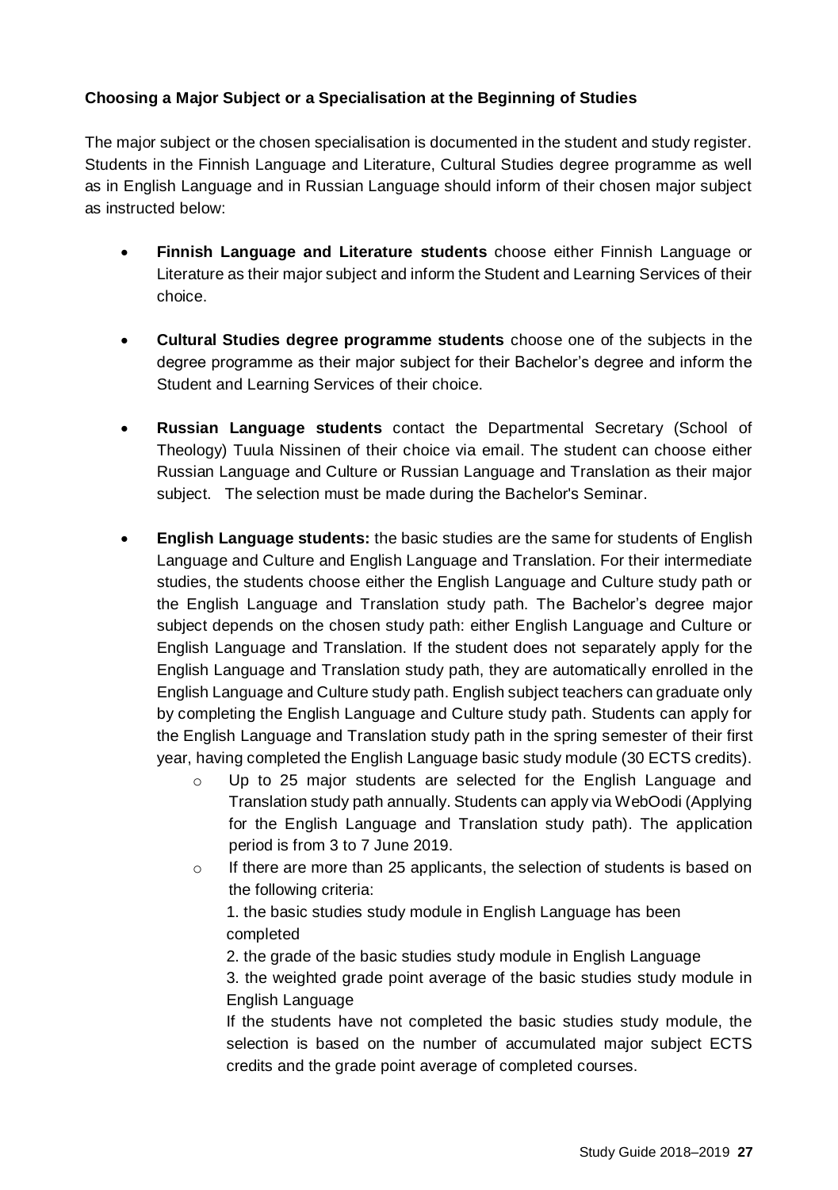**Choosing a Major Subject or a Specialisation at the Beginning of Studies**

The major subject or the chosen specialisation is documented in the student and study register. Students in the Finnish Language and Literature, Cultural Studies degree programme as well as in English Language and in Russian Language should inform of their chosen major subject as instructed below:

- **Finnish Language and Literature students** choose either Finnish Language or Literature as their major subject and inform the Student and Learning Services of their choice.

- **Cultural Studies degree programme students** choose one of the subjects in the degree programme as their major subject for their Bachelor's degree and inform the Student and Learning Services of their choice.

- **Russian Language students** contact the Departmental Secretary (School of Theology) Tuula Nissinen of their choice via email. The student can choose either Russian Language and Culture or Russian Language and Translation as their major subject. The selection must be made during the Bachelor's Seminar.

- **English Language students:** the basic studies are the same for students of English Language and Culture and English Language and Translation. For their intermediate studies, the students choose either the English Language and Culture study path or the English Language and Translation study path. The Bachelor's degree major subject depends on the chosen study path: either English Language and Culture or English Language and Translation. If the student does not separately apply for the English Language and Translation study path, they are automatically enrolled in the English Language and Culture study path. English subject teachers can graduate only by completing the English Language and Culture study path. Students can apply for the English Language and Translation study path in the spring semester of their first year, having completed the English Language basic study module (30 ECTS credits).
    - Up to 25 major students are selected for the English Language and Translation study path annually. Students can apply via WebOodi (Applying for the English Language and Translation study path). The application period is from 3 to 7 June 2019.
    - If there are more than 25 applicants, the selection of students is based on the following criteria:

      1. the basic studies study module in English Language has been completed
      2. the grade of the basic studies study module in English Language
      3. the weighted grade point average of the basic studies study module in English Language

      If the students have not completed the basic studies study module, the selection is based on the number of accumulated major subject ECTS credits and the grade point average of completed courses.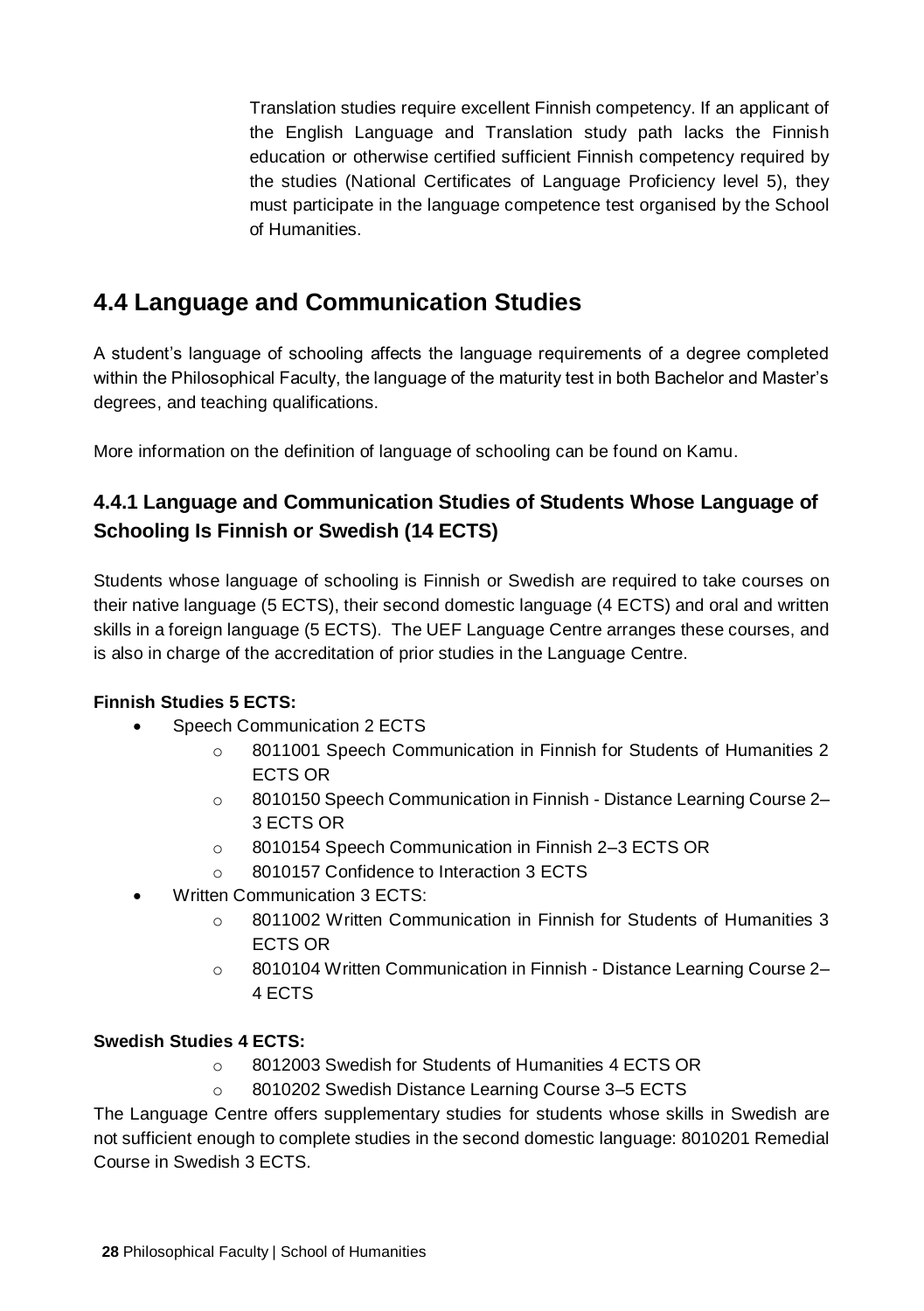Translation studies require excellent Finnish competency. If an applicant of the English Language and Translation study path lacks the Finnish education or otherwise certified sufficient Finnish competency required by the studies (National Certificates of Language Proficiency level 5), they must participate in the language competence test organised by the School of Humanities.

## 4.4 Language and Communication Studies

A student's language of schooling affects the language requirements of a degree completed within the Philosophical Faculty, the language of the maturity test in both Bachelor and Master's degrees, and teaching qualifications.

More information on the definition of language of schooling can be found on Kamu.

### 4.4.1 Language and Communication Studies of Students Whose Language of Schooling Is Finnish or Swedish (14 ECTS)

Students whose language of schooling is Finnish or Swedish are required to take courses on their native language (5 ECTS), their second domestic language (4 ECTS) and oral and written skills in a foreign language (5 ECTS). The UEF Language Centre arranges these courses, and is also in charge of the accreditation of prior studies in the Language Centre.

**Finnish Studies 5 ECTS:**

- Speech Communication 2 ECTS
  - 8011001 Speech Communication in Finnish for Students of Humanities 2 ECTS OR
  - 8010150 Speech Communication in Finnish - Distance Learning Course 2–3 ECTS OR
  - 8010154 Speech Communication in Finnish 2–3 ECTS OR
  - 8010157 Confidence to Interaction 3 ECTS
- Written Communication 3 ECTS:
  - 8011002 Written Communication in Finnish for Students of Humanities 3 ECTS OR
  - 8010104 Written Communication in Finnish - Distance Learning Course 2–4 ECTS

**Swedish Studies 4 ECTS:**

- 8012003 Swedish for Students of Humanities 4 ECTS OR
- 8010202 Swedish Distance Learning Course 3–5 ECTS

The Language Centre offers supplementary studies for students whose skills in Swedish are not sufficient enough to complete studies in the second domestic language: 8010201 Remedial Course in Swedish 3 ECTS.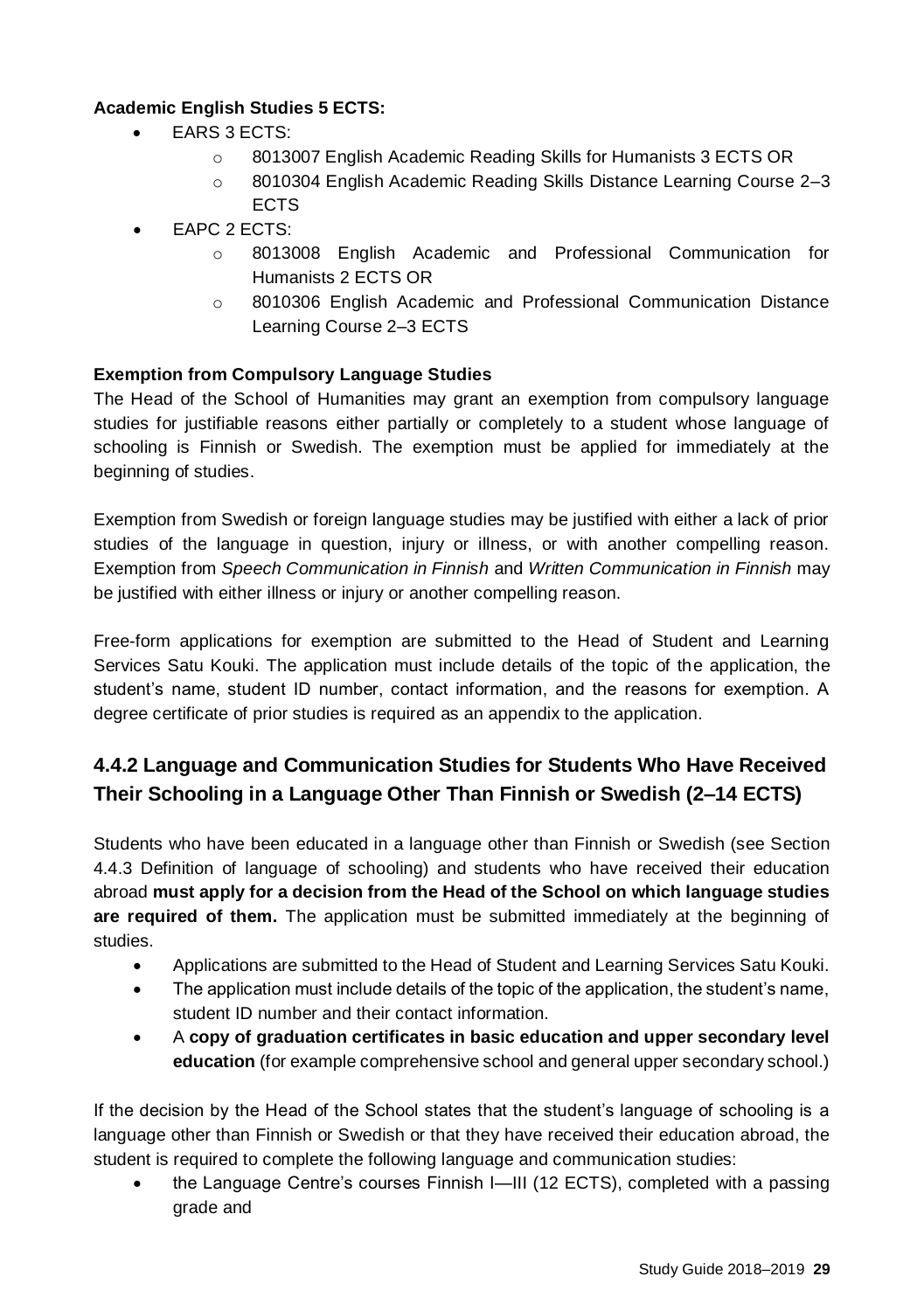**Academic English Studies 5 ECTS:**

- EARS 3 ECTS:
    - 8013007 English Academic Reading Skills for Humanists 3 ECTS OR
    - 8010304 English Academic Reading Skills Distance Learning Course 2–3 ECTS
- EAPC 2 ECTS:
    - 8013008 English Academic and Professional Communication for Humanists 2 ECTS OR
    - 8010306 English Academic and Professional Communication Distance Learning Course 2–3 ECTS

**Exemption from Compulsory Language Studies**

The Head of the School of Humanities may grant an exemption from compulsory language studies for justifiable reasons either partially or completely to a student whose language of schooling is Finnish or Swedish. The exemption must be applied for immediately at the beginning of studies.

Exemption from Swedish or foreign language studies may be justified with either a lack of prior studies of the language in question, injury or illness, or with another compelling reason. Exemption from *Speech Communication in Finnish* and *Written Communication in Finnish* may be justified with either illness or injury or another compelling reason.

Free-form applications for exemption are submitted to the Head of Student and Learning Services Satu Kouki. The application must include details of the topic of the application, the student's name, student ID number, contact information, and the reasons for exemption. A degree certificate of prior studies is required as an appendix to the application.

### 4.4.2 Language and Communication Studies for Students Who Have Received Their Schooling in a Language Other Than Finnish or Swedish (2–14 ECTS)

Students who have been educated in a language other than Finnish or Swedish (see Section 4.4.3 Definition of language of schooling) and students who have received their education abroad **must apply for a decision from the Head of the School on which language studies are required of them.** The application must be submitted immediately at the beginning of studies.

- Applications are submitted to the Head of Student and Learning Services Satu Kouki.
- The application must include details of the topic of the application, the student's name, student ID number and their contact information.
- A **copy of graduation certificates in basic education and upper secondary level education** (for example comprehensive school and general upper secondary school.)

If the decision by the Head of the School states that the student's language of schooling is a language other than Finnish or Swedish or that they have received their education abroad, the student is required to complete the following language and communication studies:

- the Language Centre's courses Finnish I—III (12 ECTS), completed with a passing grade and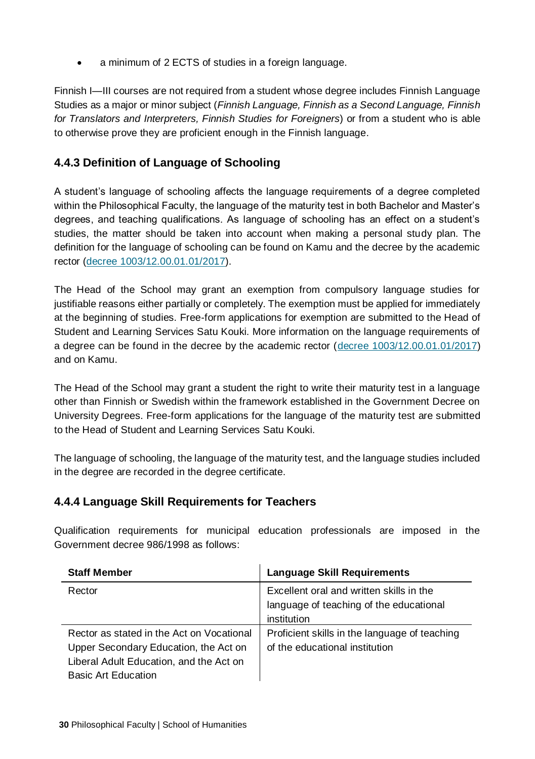- a minimum of 2 ECTS of studies in a foreign language.

Finnish I—III courses are not required from a student whose degree includes Finnish Language Studies as a major or minor subject (*Finnish Language, Finnish as a Second Language, Finnish for Translators and Interpreters, Finnish Studies for Foreigners*) or from a student who is able to otherwise prove they are proficient enough in the Finnish language.

### 4.4.3 Definition of Language of Schooling

A student's language of schooling affects the language requirements of a degree completed within the Philosophical Faculty, the language of the maturity test in both Bachelor and Master's degrees, and teaching qualifications. As language of schooling has an effect on a student's studies, the matter should be taken into account when making a personal study plan. The definition for the language of schooling can be found on Kamu and the decree by the academic rector (decree 1003/12.00.01.01/2017).

The Head of the School may grant an exemption from compulsory language studies for justifiable reasons either partially or completely. The exemption must be applied for immediately at the beginning of studies. Free-form applications for exemption are submitted to the Head of Student and Learning Services Satu Kouki. More information on the language requirements of a degree can be found in the decree by the academic rector (decree 1003/12.00.01.01/2017) and on Kamu.

The Head of the School may grant a student the right to write their maturity test in a language other than Finnish or Swedish within the framework established in the Government Decree on University Degrees. Free-form applications for the language of the maturity test are submitted to the Head of Student and Learning Services Satu Kouki.

The language of schooling, the language of the maturity test, and the language studies included in the degree are recorded in the degree certificate.

### 4.4.4 Language Skill Requirements for Teachers

Qualification requirements for municipal education professionals are imposed in the Government decree 986/1998 as follows:

| Staff Member | Language Skill Requirements |
|---|---|
| Rector | Excellent oral and written skills in the language of teaching of the educational institution |
| Rector as stated in the Act on Vocational Upper Secondary Education, the Act on Liberal Adult Education, and the Act on Basic Art Education | Proficient skills in the language of teaching of the educational institution |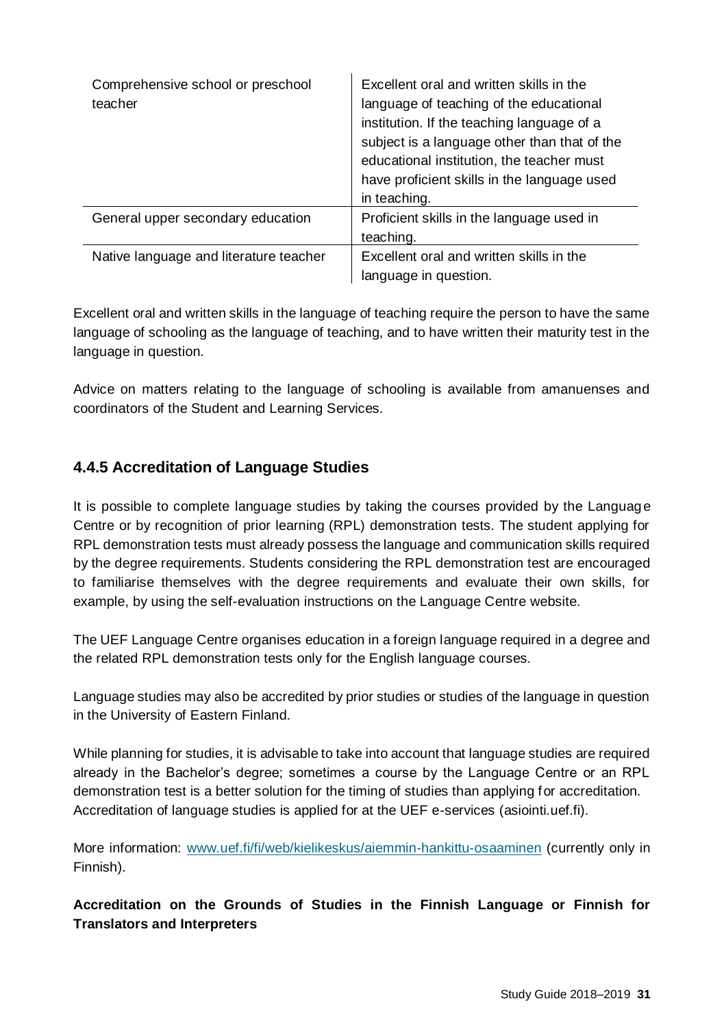| | |
|---|---|
| Comprehensive school or preschool teacher | Excellent oral and written skills in the language of teaching of the educational institution. If the teaching language of a subject is a language other than that of the educational institution, the teacher must have proficient skills in the language used in teaching. |
| General upper secondary education | Proficient skills in the language used in teaching. |
| Native language and literature teacher | Excellent oral and written skills in the language in question. |

Excellent oral and written skills in the language of teaching require the person to have the same language of schooling as the language of teaching, and to have written their maturity test in the language in question.

Advice on matters relating to the language of schooling is available from amanuenses and coordinators of the Student and Learning Services.

### 4.4.5 Accreditation of Language Studies

It is possible to complete language studies by taking the courses provided by the Language Centre or by recognition of prior learning (RPL) demonstration tests. The student applying for RPL demonstration tests must already possess the language and communication skills required by the degree requirements. Students considering the RPL demonstration test are encouraged to familiarise themselves with the degree requirements and evaluate their own skills, for example, by using the self-evaluation instructions on the Language Centre website.

The UEF Language Centre organises education in a foreign language required in a degree and the related RPL demonstration tests only for the English language courses.

Language studies may also be accredited by prior studies or studies of the language in question in the University of Eastern Finland.

While planning for studies, it is advisable to take into account that language studies are required already in the Bachelor's degree; sometimes a course by the Language Centre or an RPL demonstration test is a better solution for the timing of studies than applying for accreditation. Accreditation of language studies is applied for at the UEF e-services (asiointi.uef.fi).

More information: [www.uef.fi/fi/web/kielikeskus/aiemmin-hankittu-osaaminen](www.uef.fi/fi/web/kielikeskus/aiemmin-hankittu-osaaminen) (currently only in Finnish).

**Accreditation on the Grounds of Studies in the Finnish Language or Finnish for Translators and Interpreters**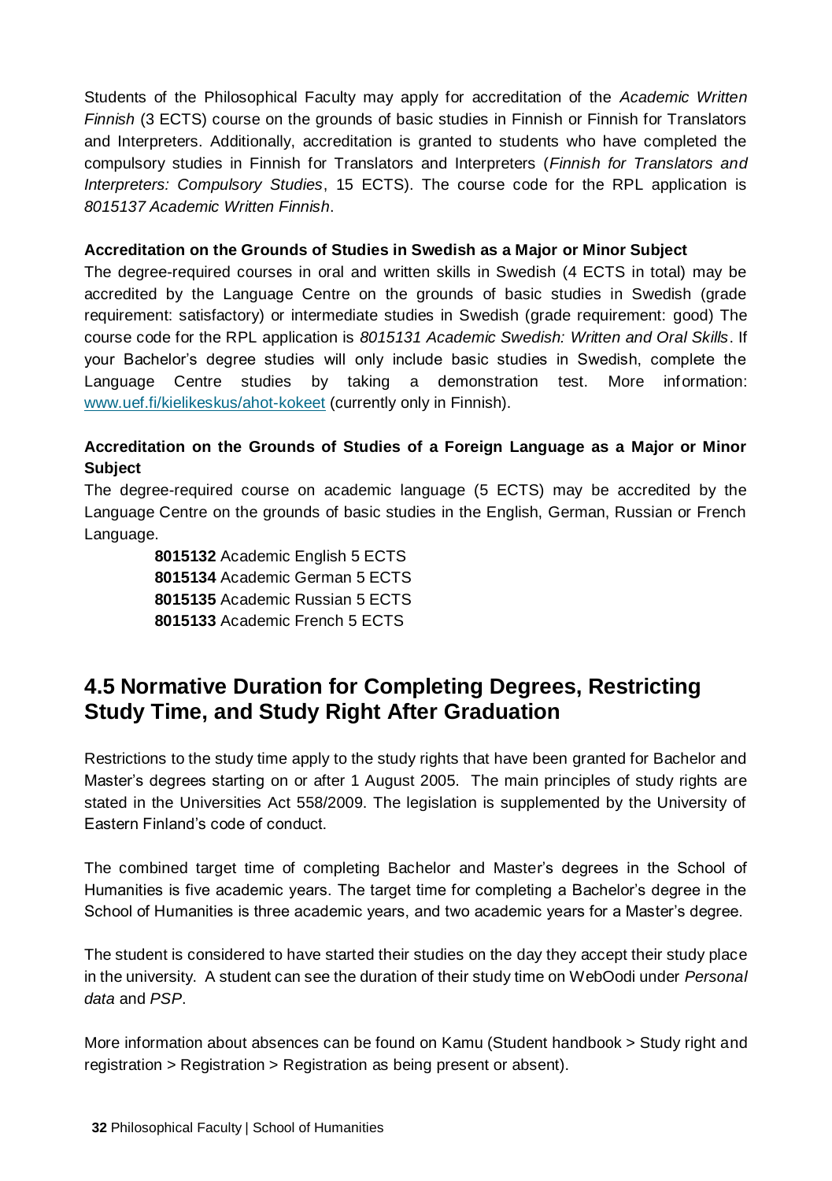Students of the Philosophical Faculty may apply for accreditation of the *Academic Written Finnish* (3 ECTS) course on the grounds of basic studies in Finnish or Finnish for Translators and Interpreters. Additionally, accreditation is granted to students who have completed the compulsory studies in Finnish for Translators and Interpreters (*Finnish for Translators and Interpreters: Compulsory Studies*, 15 ECTS). The course code for the RPL application is *8015137 Academic Written Finnish*.

#### Accreditation on the Grounds of Studies in Swedish as a Major or Minor Subject

The degree-required courses in oral and written skills in Swedish (4 ECTS in total) may be accredited by the Language Centre on the grounds of basic studies in Swedish (grade requirement: satisfactory) or intermediate studies in Swedish (grade requirement: good) The course code for the RPL application is *8015131 Academic Swedish: Written and Oral Skills*. If your Bachelor's degree studies will only include basic studies in Swedish, complete the Language Centre studies by taking a demonstration test. More information: [www.uef.fi/kielikeskus/ahot-kokeet](www.uef.fi/kielikeskus/ahot-kokeet) (currently only in Finnish).

#### Accreditation on the Grounds of Studies of a Foreign Language as a Major or Minor Subject

The degree-required course on academic language (5 ECTS) may be accredited by the Language Centre on the grounds of basic studies in the English, German, Russian or French Language.

**8015132** Academic English 5 ECTS
**8015134** Academic German 5 ECTS
**8015135** Academic Russian 5 ECTS
**8015133** Academic French 5 ECTS

## 4.5 Normative Duration for Completing Degrees, Restricting Study Time, and Study Right After Graduation

Restrictions to the study time apply to the study rights that have been granted for Bachelor and Master's degrees starting on or after 1 August 2005. The main principles of study rights are stated in the Universities Act 558/2009. The legislation is supplemented by the University of Eastern Finland's code of conduct.

The combined target time of completing Bachelor and Master's degrees in the School of Humanities is five academic years. The target time for completing a Bachelor's degree in the School of Humanities is three academic years, and two academic years for a Master's degree.

The student is considered to have started their studies on the day they accept their study place in the university. A student can see the duration of their study time on WebOodi under *Personal data* and *PSP*.

More information about absences can be found on Kamu (Student handbook > Study right and registration > Registration > Registration as being present or absent).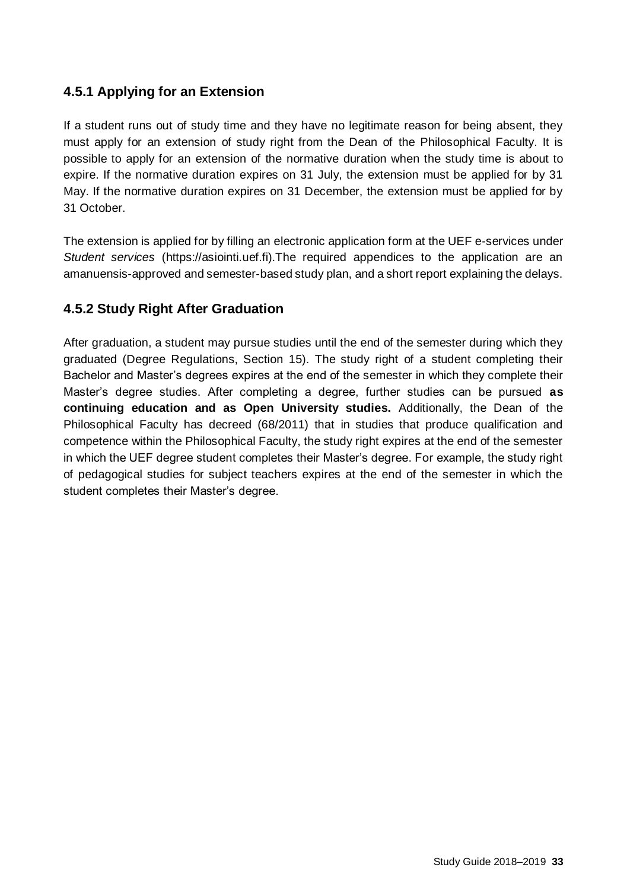### 4.5.1 Applying for an Extension

If a student runs out of study time and they have no legitimate reason for being absent, they must apply for an extension of study right from the Dean of the Philosophical Faculty. It is possible to apply for an extension of the normative duration when the study time is about to expire. If the normative duration expires on 31 July, the extension must be applied for by 31 May. If the normative duration expires on 31 December, the extension must be applied for by 31 October.

The extension is applied for by filling an electronic application form at the UEF e-services under *Student services* (https://asiointi.uef.fi).The required appendices to the application are an amanuensis-approved and semester-based study plan, and a short report explaining the delays.

### 4.5.2 Study Right After Graduation

After graduation, a student may pursue studies until the end of the semester during which they graduated (Degree Regulations, Section 15). The study right of a student completing their Bachelor and Master's degrees expires at the end of the semester in which they complete their Master's degree studies. After completing a degree, further studies can be pursued **as continuing education and as Open University studies.** Additionally, the Dean of the Philosophical Faculty has decreed (68/2011) that in studies that produce qualification and competence within the Philosophical Faculty, the study right expires at the end of the semester in which the UEF degree student completes their Master's degree. For example, the study right of pedagogical studies for subject teachers expires at the end of the semester in which the student completes their Master's degree.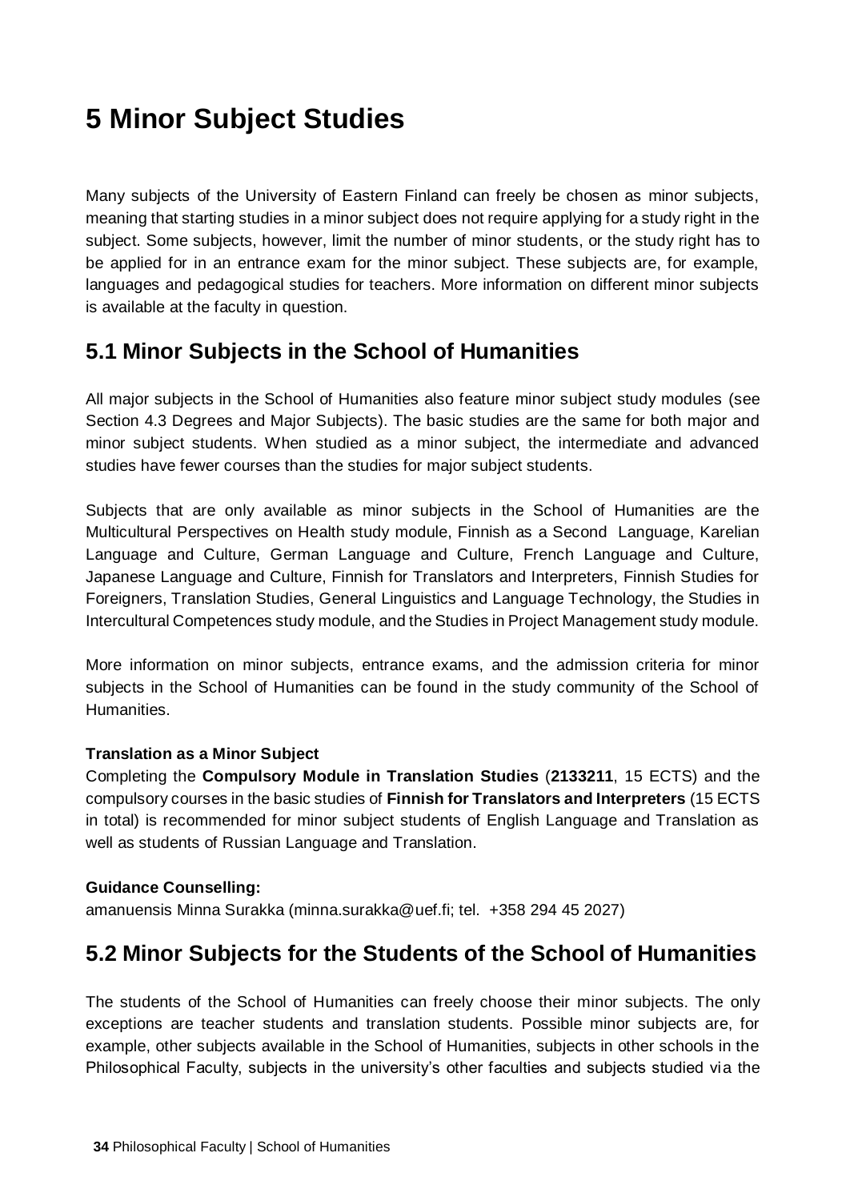# 5 Minor Subject Studies

Many subjects of the University of Eastern Finland can freely be chosen as minor subjects, meaning that starting studies in a minor subject does not require applying for a study right in the subject. Some subjects, however, limit the number of minor students, or the study right has to be applied for in an entrance exam for the minor subject. These subjects are, for example, languages and pedagogical studies for teachers. More information on different minor subjects is available at the faculty in question.

## 5.1 Minor Subjects in the School of Humanities

All major subjects in the School of Humanities also feature minor subject study modules (see Section 4.3 Degrees and Major Subjects). The basic studies are the same for both major and minor subject students. When studied as a minor subject, the intermediate and advanced studies have fewer courses than the studies for major subject students.

Subjects that are only available as minor subjects in the School of Humanities are the Multicultural Perspectives on Health study module, Finnish as a Second Language, Karelian Language and Culture, German Language and Culture, French Language and Culture, Japanese Language and Culture, Finnish for Translators and Interpreters, Finnish Studies for Foreigners, Translation Studies, General Linguistics and Language Technology, the Studies in Intercultural Competences study module, and the Studies in Project Management study module.

More information on minor subjects, entrance exams, and the admission criteria for minor subjects in the School of Humanities can be found in the study community of the School of Humanities.

**Translation as a Minor Subject**

Completing the **Compulsory Module in Translation Studies** (**2133211**, 15 ECTS) and the compulsory courses in the basic studies of **Finnish for Translators and Interpreters** (15 ECTS in total) is recommended for minor subject students of English Language and Translation as well as students of Russian Language and Translation.

**Guidance Counselling:**

amanuensis Minna Surakka (minna.surakka@uef.fi; tel. +358 294 45 2027)

## 5.2 Minor Subjects for the Students of the School of Humanities

The students of the School of Humanities can freely choose their minor subjects. The only exceptions are teacher students and translation students. Possible minor subjects are, for example, other subjects available in the School of Humanities, subjects in other schools in the Philosophical Faculty, subjects in the university's other faculties and subjects studied via the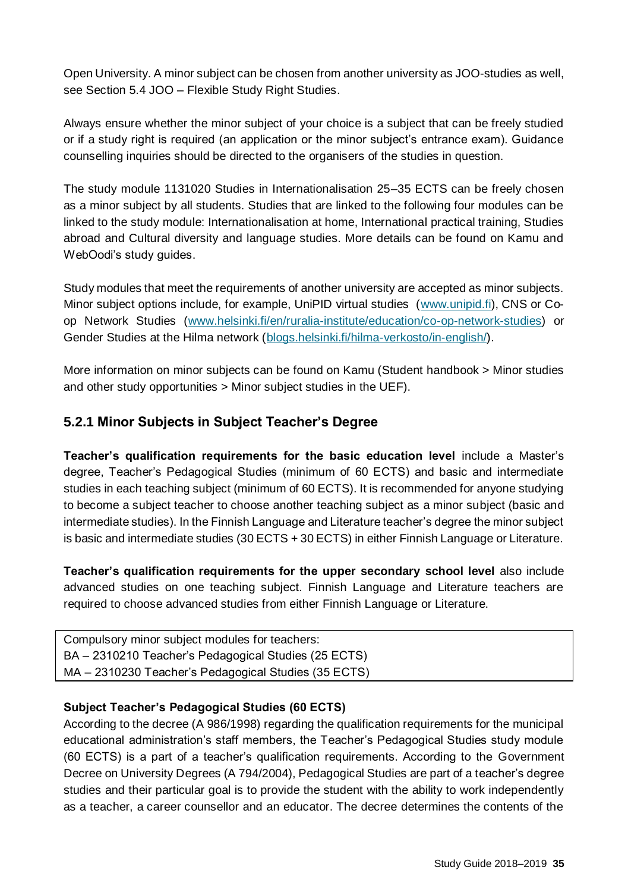Open University. A minor subject can be chosen from another university as JOO-studies as well, see Section 5.4 JOO – Flexible Study Right Studies.

Always ensure whether the minor subject of your choice is a subject that can be freely studied or if a study right is required (an application or the minor subject's entrance exam). Guidance counselling inquiries should be directed to the organisers of the studies in question.

The study module 1131020 Studies in Internationalisation 25–35 ECTS can be freely chosen as a minor subject by all students. Studies that are linked to the following four modules can be linked to the study module: Internationalisation at home, International practical training, Studies abroad and Cultural diversity and language studies. More details can be found on Kamu and WebOodi's study guides.

Study modules that meet the requirements of another university are accepted as minor subjects. Minor subject options include, for example, UniPID virtual studies (www.unipid.fi), CNS or Co-op Network Studies (www.helsinki.fi/en/ruralia-institute/education/co-op-network-studies) or Gender Studies at the Hilma network (blogs.helsinki.fi/hilma-verkosto/in-english/).

More information on minor subjects can be found on Kamu (Student handbook > Minor studies and other study opportunities > Minor subject studies in the UEF).

### 5.2.1 Minor Subjects in Subject Teacher's Degree

**Teacher's qualification requirements for the basic education level** include a Master's degree, Teacher's Pedagogical Studies (minimum of 60 ECTS) and basic and intermediate studies in each teaching subject (minimum of 60 ECTS). It is recommended for anyone studying to become a subject teacher to choose another teaching subject as a minor subject (basic and intermediate studies). In the Finnish Language and Literature teacher's degree the minor subject is basic and intermediate studies (30 ECTS + 30 ECTS) in either Finnish Language or Literature.

**Teacher's qualification requirements for the upper secondary school level** also include advanced studies on one teaching subject. Finnish Language and Literature teachers are required to choose advanced studies from either Finnish Language or Literature.

| Compulsory minor subject modules for teachers: |
|---|
| BA – 2310210 Teacher's Pedagogical Studies (25 ECTS) |
| MA – 2310230 Teacher's Pedagogical Studies (35 ECTS) |

**Subject Teacher's Pedagogical Studies (60 ECTS)**

According to the decree (A 986/1998) regarding the qualification requirements for the municipal educational administration's staff members, the Teacher's Pedagogical Studies study module (60 ECTS) is a part of a teacher's qualification requirements. According to the Government Decree on University Degrees (A 794/2004), Pedagogical Studies are part of a teacher's degree studies and their particular goal is to provide the student with the ability to work independently as a teacher, a career counsellor and an educator. The decree determines the contents of the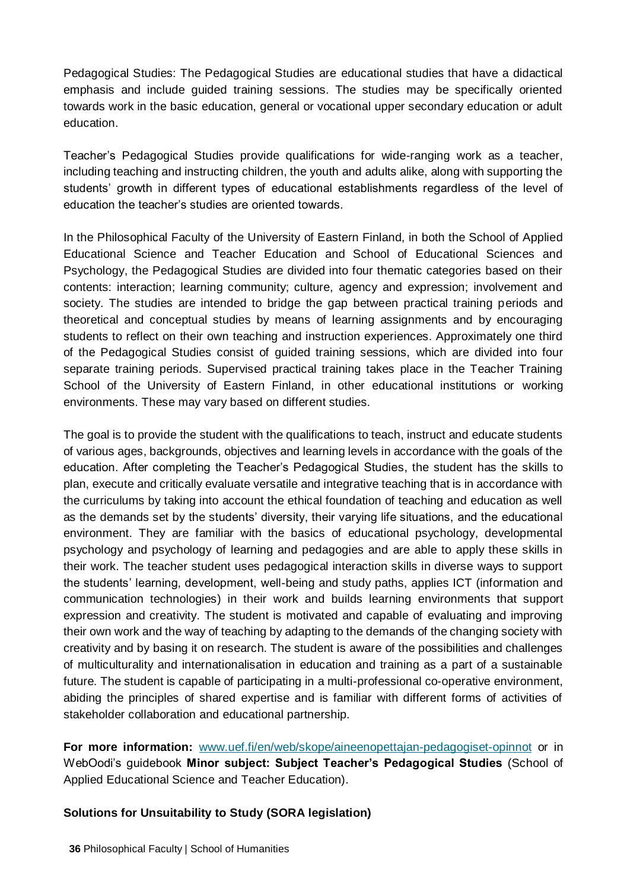Pedagogical Studies: The Pedagogical Studies are educational studies that have a didactical emphasis and include guided training sessions. The studies may be specifically oriented towards work in the basic education, general or vocational upper secondary education or adult education.

Teacher's Pedagogical Studies provide qualifications for wide-ranging work as a teacher, including teaching and instructing children, the youth and adults alike, along with supporting the students' growth in different types of educational establishments regardless of the level of education the teacher's studies are oriented towards.

In the Philosophical Faculty of the University of Eastern Finland, in both the School of Applied Educational Science and Teacher Education and School of Educational Sciences and Psychology, the Pedagogical Studies are divided into four thematic categories based on their contents: interaction; learning community; culture, agency and expression; involvement and society. The studies are intended to bridge the gap between practical training periods and theoretical and conceptual studies by means of learning assignments and by encouraging students to reflect on their own teaching and instruction experiences. Approximately one third of the Pedagogical Studies consist of guided training sessions, which are divided into four separate training periods. Supervised practical training takes place in the Teacher Training School of the University of Eastern Finland, in other educational institutions or working environments. These may vary based on different studies.

The goal is to provide the student with the qualifications to teach, instruct and educate students of various ages, backgrounds, objectives and learning levels in accordance with the goals of the education. After completing the Teacher's Pedagogical Studies, the student has the skills to plan, execute and critically evaluate versatile and integrative teaching that is in accordance with the curriculums by taking into account the ethical foundation of teaching and education as well as the demands set by the students' diversity, their varying life situations, and the educational environment. They are familiar with the basics of educational psychology, developmental psychology and psychology of learning and pedagogies and are able to apply these skills in their work. The teacher student uses pedagogical interaction skills in diverse ways to support the students' learning, development, well-being and study paths, applies ICT (information and communication technologies) in their work and builds learning environments that support expression and creativity. The student is motivated and capable of evaluating and improving their own work and the way of teaching by adapting to the demands of the changing society with creativity and by basing it on research. The student is aware of the possibilities and challenges of multiculturality and internationalisation in education and training as a part of a sustainable future. The student is capable of participating in a multi-professional co-operative environment, abiding the principles of shared expertise and is familiar with different forms of activities of stakeholder collaboration and educational partnership.

**For more information:** [www.uef.fi/en/web/skope/aineenopettajan-pedagogiset-opinnot](www.uef.fi/en/web/skope/aineenopettajan-pedagogiset-opinnot) or in WebOodi's guidebook **Minor subject: Subject Teacher's Pedagogical Studies** (School of Applied Educational Science and Teacher Education).

**Solutions for Unsuitability to Study (SORA legislation)**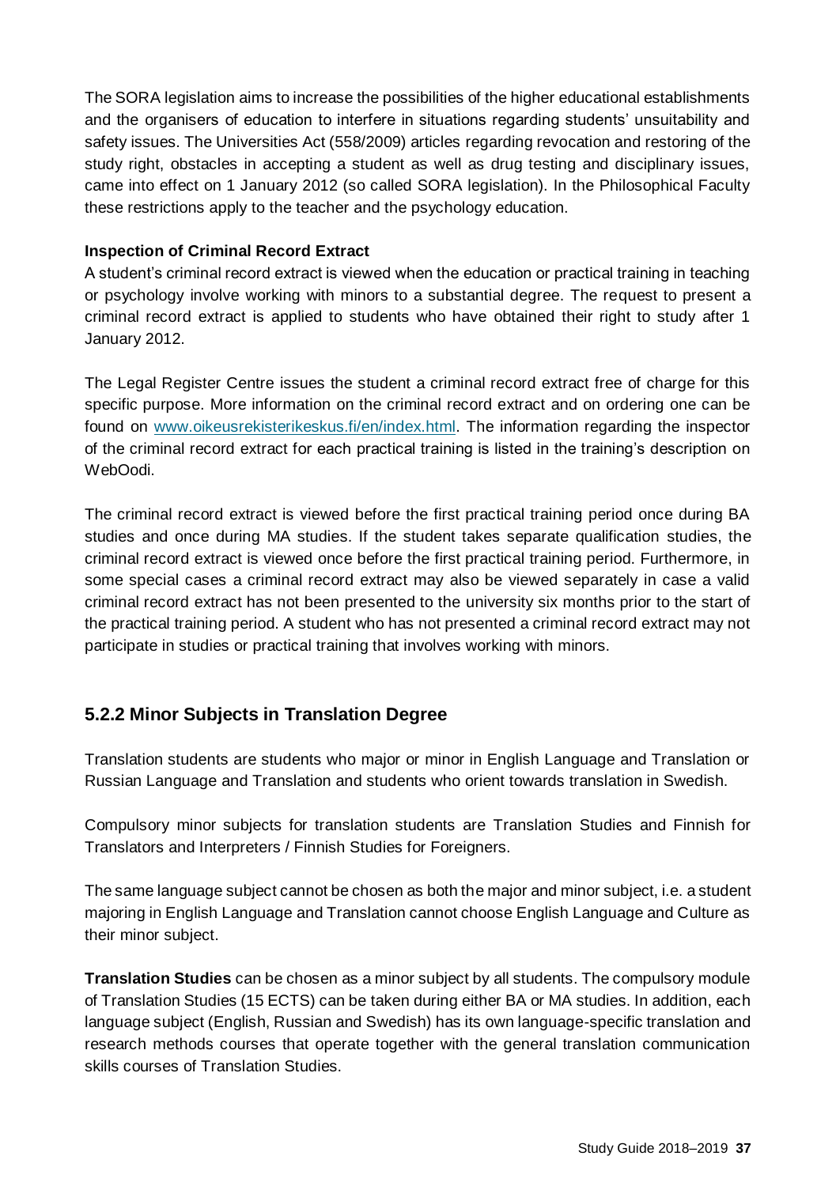The SORA legislation aims to increase the possibilities of the higher educational establishments and the organisers of education to interfere in situations regarding students' unsuitability and safety issues. The Universities Act (558/2009) articles regarding revocation and restoring of the study right, obstacles in accepting a student as well as drug testing and disciplinary issues, came into effect on 1 January 2012 (so called SORA legislation). In the Philosophical Faculty these restrictions apply to the teacher and the psychology education.

**Inspection of Criminal Record Extract**

A student's criminal record extract is viewed when the education or practical training in teaching or psychology involve working with minors to a substantial degree. The request to present a criminal record extract is applied to students who have obtained their right to study after 1 January 2012.

The Legal Register Centre issues the student a criminal record extract free of charge for this specific purpose. More information on the criminal record extract and on ordering one can be found on [www.oikeusrekisterikeskus.fi/en/index.html](www.oikeusrekisterikeskus.fi/en/index.html). The information regarding the inspector of the criminal record extract for each practical training is listed in the training's description on WebOodi.

The criminal record extract is viewed before the first practical training period once during BA studies and once during MA studies. If the student takes separate qualification studies, the criminal record extract is viewed once before the first practical training period. Furthermore, in some special cases a criminal record extract may also be viewed separately in case a valid criminal record extract has not been presented to the university six months prior to the start of the practical training period. A student who has not presented a criminal record extract may not participate in studies or practical training that involves working with minors.

### 5.2.2 Minor Subjects in Translation Degree

Translation students are students who major or minor in English Language and Translation or Russian Language and Translation and students who orient towards translation in Swedish.

Compulsory minor subjects for translation students are Translation Studies and Finnish for Translators and Interpreters / Finnish Studies for Foreigners.

The same language subject cannot be chosen as both the major and minor subject, i.e. a student majoring in English Language and Translation cannot choose English Language and Culture as their minor subject.

**Translation Studies** can be chosen as a minor subject by all students. The compulsory module of Translation Studies (15 ECTS) can be taken during either BA or MA studies. In addition, each language subject (English, Russian and Swedish) has its own language-specific translation and research methods courses that operate together with the general translation communication skills courses of Translation Studies.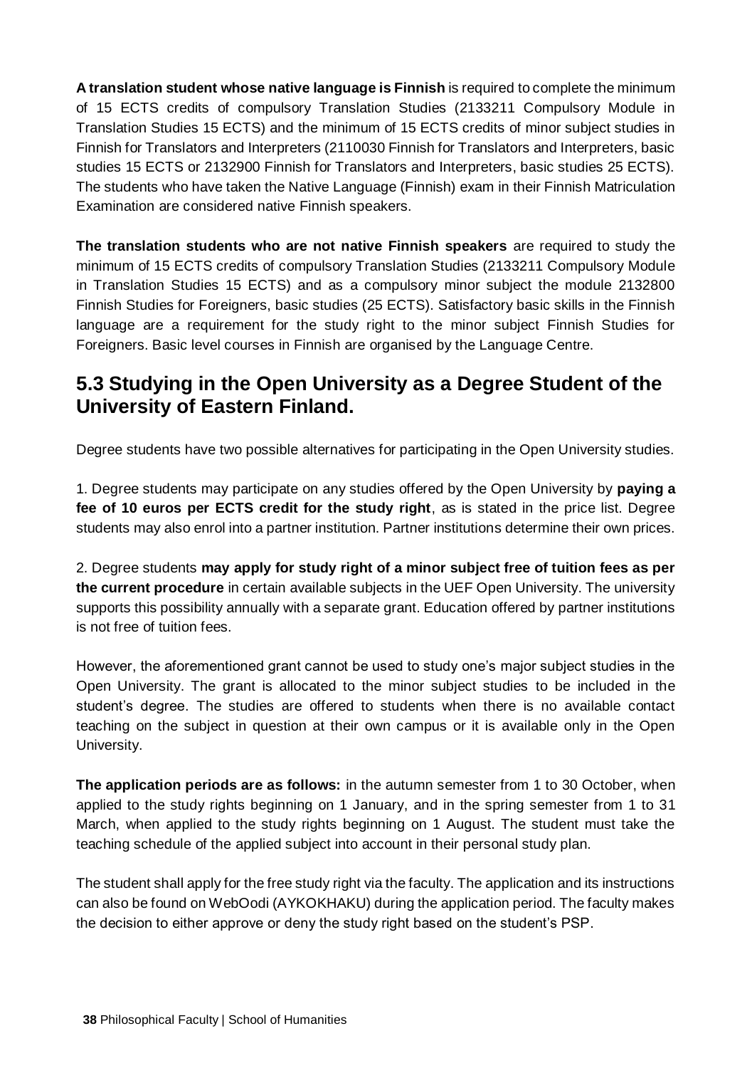**A translation student whose native language is Finnish** is required to complete the minimum of 15 ECTS credits of compulsory Translation Studies (2133211 Compulsory Module in Translation Studies 15 ECTS) and the minimum of 15 ECTS credits of minor subject studies in Finnish for Translators and Interpreters (2110030 Finnish for Translators and Interpreters, basic studies 15 ECTS or 2132900 Finnish for Translators and Interpreters, basic studies 25 ECTS). The students who have taken the Native Language (Finnish) exam in their Finnish Matriculation Examination are considered native Finnish speakers.

**The translation students who are not native Finnish speakers** are required to study the minimum of 15 ECTS credits of compulsory Translation Studies (2133211 Compulsory Module in Translation Studies 15 ECTS) and as a compulsory minor subject the module 2132800 Finnish Studies for Foreigners, basic studies (25 ECTS). Satisfactory basic skills in the Finnish language are a requirement for the study right to the minor subject Finnish Studies for Foreigners. Basic level courses in Finnish are organised by the Language Centre.

## 5.3 Studying in the Open University as a Degree Student of the University of Eastern Finland.

Degree students have two possible alternatives for participating in the Open University studies.

1. Degree students may participate on any studies offered by the Open University by **paying a fee of 10 euros per ECTS credit for the study right**, as is stated in the price list. Degree students may also enrol into a partner institution. Partner institutions determine their own prices.

2. Degree students **may apply for study right of a minor subject free of tuition fees as per the current procedure** in certain available subjects in the UEF Open University. The university supports this possibility annually with a separate grant. Education offered by partner institutions is not free of tuition fees.

However, the aforementioned grant cannot be used to study one's major subject studies in the Open University. The grant is allocated to the minor subject studies to be included in the student's degree. The studies are offered to students when there is no available contact teaching on the subject in question at their own campus or it is available only in the Open University.

**The application periods are as follows:** in the autumn semester from 1 to 30 October, when applied to the study rights beginning on 1 January, and in the spring semester from 1 to 31 March, when applied to the study rights beginning on 1 August. The student must take the teaching schedule of the applied subject into account in their personal study plan.

The student shall apply for the free study right via the faculty. The application and its instructions can also be found on WebOodi (AYKOKHAKU) during the application period. The faculty makes the decision to either approve or deny the study right based on the student's PSP.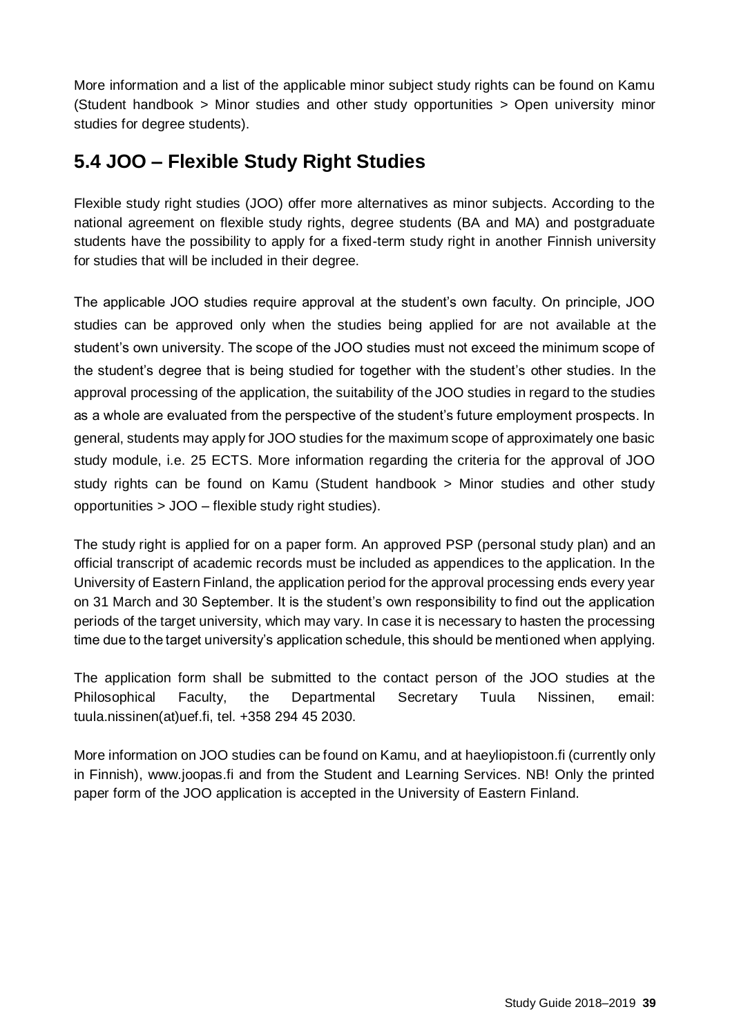More information and a list of the applicable minor subject study rights can be found on Kamu (Student handbook > Minor studies and other study opportunities > Open university minor studies for degree students).

## 5.4 JOO – Flexible Study Right Studies

Flexible study right studies (JOO) offer more alternatives as minor subjects. According to the national agreement on flexible study rights, degree students (BA and MA) and postgraduate students have the possibility to apply for a fixed-term study right in another Finnish university for studies that will be included in their degree.

The applicable JOO studies require approval at the student's own faculty. On principle, JOO studies can be approved only when the studies being applied for are not available at the student's own university. The scope of the JOO studies must not exceed the minimum scope of the student's degree that is being studied for together with the student's other studies. In the approval processing of the application, the suitability of the JOO studies in regard to the studies as a whole are evaluated from the perspective of the student's future employment prospects. In general, students may apply for JOO studies for the maximum scope of approximately one basic study module, i.e. 25 ECTS. More information regarding the criteria for the approval of JOO study rights can be found on Kamu (Student handbook > Minor studies and other study opportunities > JOO – flexible study right studies).

The study right is applied for on a paper form. An approved PSP (personal study plan) and an official transcript of academic records must be included as appendices to the application. In the University of Eastern Finland, the application period for the approval processing ends every year on 31 March and 30 September. It is the student's own responsibility to find out the application periods of the target university, which may vary. In case it is necessary to hasten the processing time due to the target university's application schedule, this should be mentioned when applying.

The application form shall be submitted to the contact person of the JOO studies at the Philosophical Faculty, the Departmental Secretary Tuula Nissinen, email: tuula.nissinen(at)uef.fi, tel. +358 294 45 2030.

More information on JOO studies can be found on Kamu, and at haeyliopistoon.fi (currently only in Finnish), www.joopas.fi and from the Student and Learning Services. NB! Only the printed paper form of the JOO application is accepted in the University of Eastern Finland.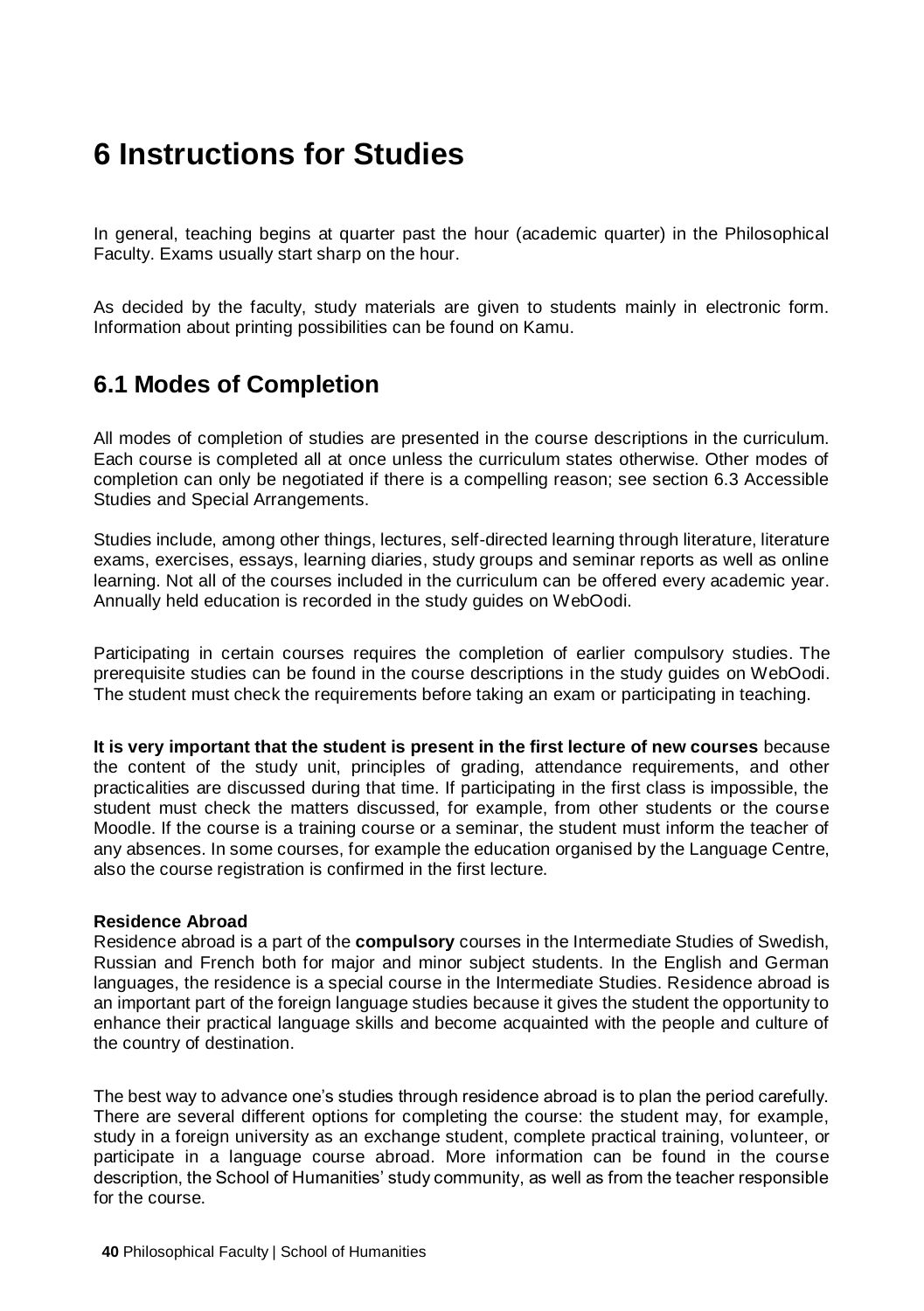# 6 Instructions for Studies

In general, teaching begins at quarter past the hour (academic quarter) in the Philosophical Faculty. Exams usually start sharp on the hour.

As decided by the faculty, study materials are given to students mainly in electronic form. Information about printing possibilities can be found on Kamu.

## 6.1 Modes of Completion

All modes of completion of studies are presented in the course descriptions in the curriculum. Each course is completed all at once unless the curriculum states otherwise. Other modes of completion can only be negotiated if there is a compelling reason; see section 6.3 Accessible Studies and Special Arrangements.

Studies include, among other things, lectures, self-directed learning through literature, literature exams, exercises, essays, learning diaries, study groups and seminar reports as well as online learning. Not all of the courses included in the curriculum can be offered every academic year. Annually held education is recorded in the study guides on WebOodi.

Participating in certain courses requires the completion of earlier compulsory studies. The prerequisite studies can be found in the course descriptions in the study guides on WebOodi. The student must check the requirements before taking an exam or participating in teaching.

**It is very important that the student is present in the first lecture of new courses** because the content of the study unit, principles of grading, attendance requirements, and other practicalities are discussed during that time. If participating in the first class is impossible, the student must check the matters discussed, for example, from other students or the course Moodle. If the course is a training course or a seminar, the student must inform the teacher of any absences. In some courses, for example the education organised by the Language Centre, also the course registration is confirmed in the first lecture.

**Residence Abroad**
Residence abroad is a part of the **compulsory** courses in the Intermediate Studies of Swedish, Russian and French both for major and minor subject students. In the English and German languages, the residence is a special course in the Intermediate Studies. Residence abroad is an important part of the foreign language studies because it gives the student the opportunity to enhance their practical language skills and become acquainted with the people and culture of the country of destination.

The best way to advance one's studies through residence abroad is to plan the period carefully. There are several different options for completing the course: the student may, for example, study in a foreign university as an exchange student, complete practical training, volunteer, or participate in a language course abroad. More information can be found in the course description, the School of Humanities' study community, as well as from the teacher responsible for the course.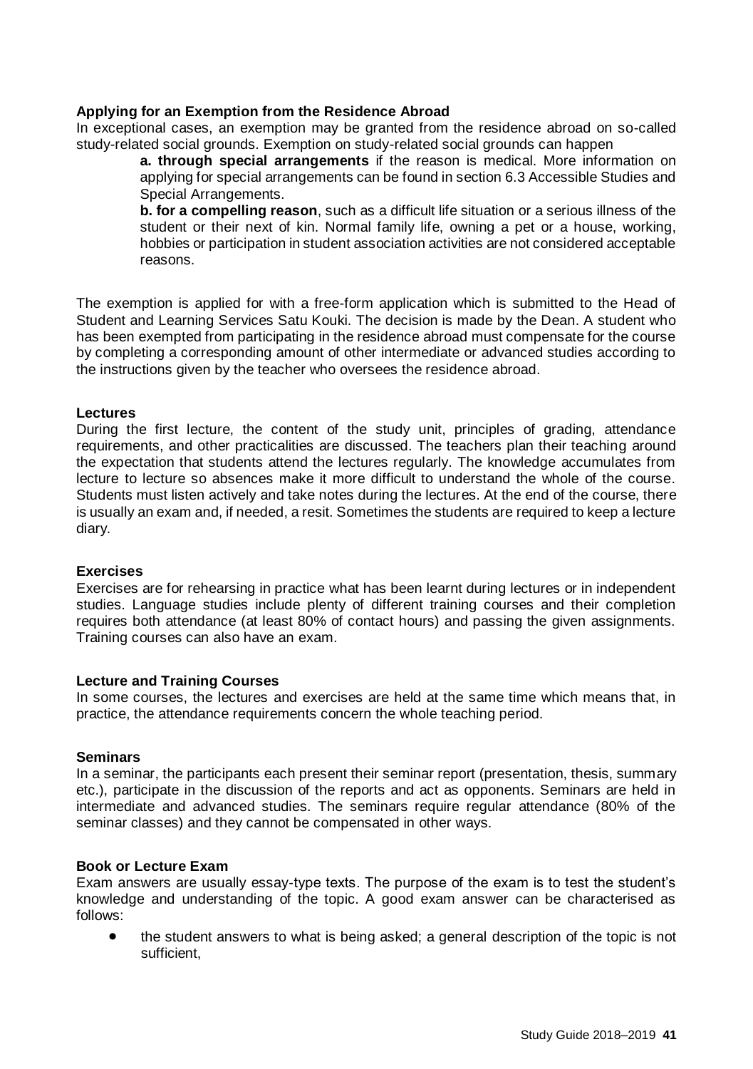**Applying for an Exemption from the Residence Abroad**

In exceptional cases, an exemption may be granted from the residence abroad on so-called study-related social grounds. Exemption on study-related social grounds can happen

> **a. through special arrangements** if the reason is medical. More information on applying for special arrangements can be found in section 6.3 Accessible Studies and Special Arrangements.
>
> **b. for a compelling reason**, such as a difficult life situation or a serious illness of the student or their next of kin. Normal family life, owning a pet or a house, working, hobbies or participation in student association activities are not considered acceptable reasons.

The exemption is applied for with a free-form application which is submitted to the Head of Student and Learning Services Satu Kouki. The decision is made by the Dean. A student who has been exempted from participating in the residence abroad must compensate for the course by completing a corresponding amount of other intermediate or advanced studies according to the instructions given by the teacher who oversees the residence abroad.

**Lectures**

During the first lecture, the content of the study unit, principles of grading, attendance requirements, and other practicalities are discussed. The teachers plan their teaching around the expectation that students attend the lectures regularly. The knowledge accumulates from lecture to lecture so absences make it more difficult to understand the whole of the course. Students must listen actively and take notes during the lectures. At the end of the course, there is usually an exam and, if needed, a resit. Sometimes the students are required to keep a lecture diary.

**Exercises**

Exercises are for rehearsing in practice what has been learnt during lectures or in independent studies. Language studies include plenty of different training courses and their completion requires both attendance (at least 80% of contact hours) and passing the given assignments. Training courses can also have an exam.

**Lecture and Training Courses**

In some courses, the lectures and exercises are held at the same time which means that, in practice, the attendance requirements concern the whole teaching period.

**Seminars**

In a seminar, the participants each present their seminar report (presentation, thesis, summary etc.), participate in the discussion of the reports and act as opponents. Seminars are held in intermediate and advanced studies. The seminars require regular attendance (80% of the seminar classes) and they cannot be compensated in other ways.

**Book or Lecture Exam**

Exam answers are usually essay-type texts. The purpose of the exam is to test the student's knowledge and understanding of the topic. A good exam answer can be characterised as follows:

- the student answers to what is being asked; a general description of the topic is not sufficient,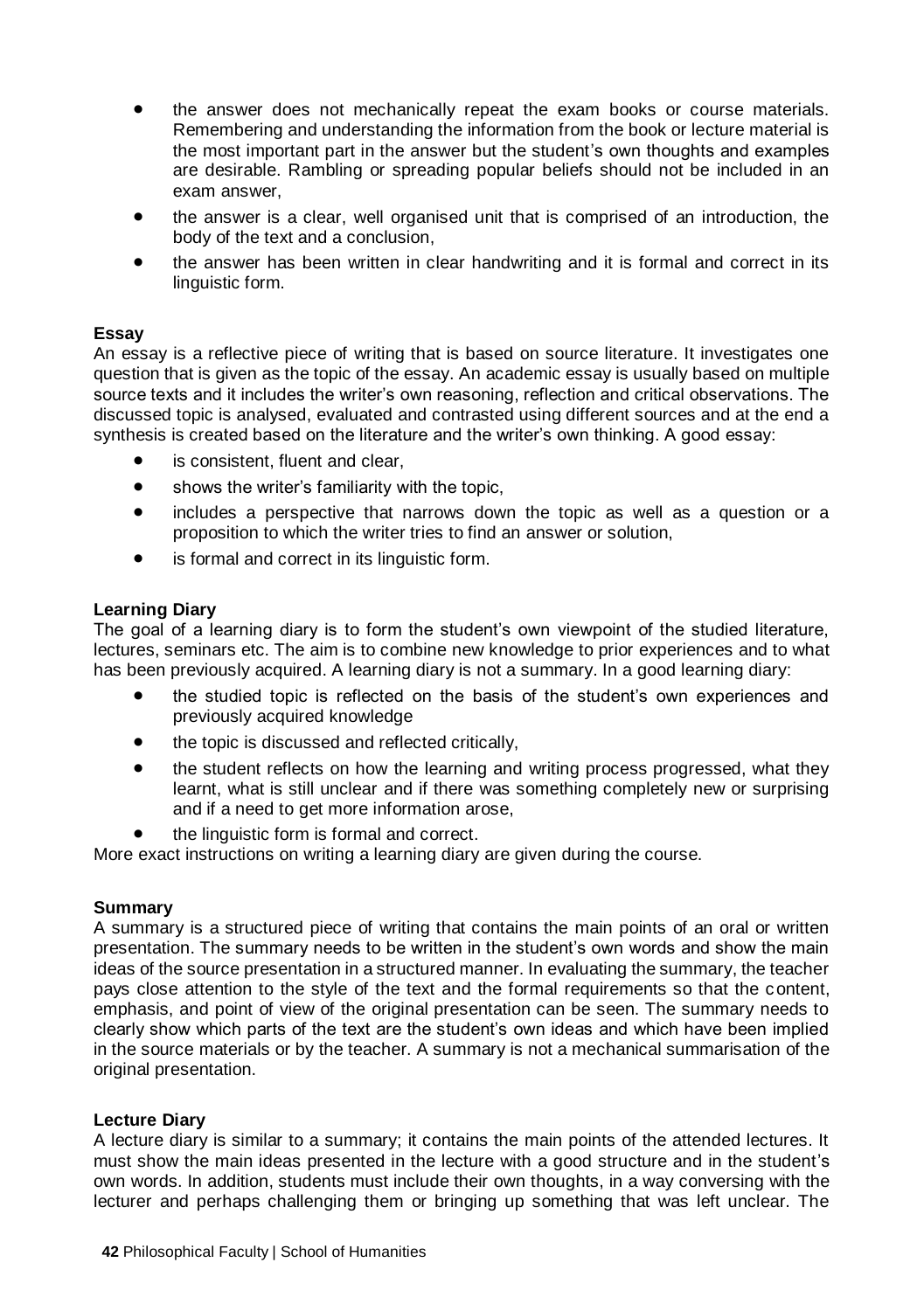- the answer does not mechanically repeat the exam books or course materials. Remembering and understanding the information from the book or lecture material is the most important part in the answer but the student's own thoughts and examples are desirable. Rambling or spreading popular beliefs should not be included in an exam answer,
- the answer is a clear, well organised unit that is comprised of an introduction, the body of the text and a conclusion,
- the answer has been written in clear handwriting and it is formal and correct in its linguistic form.

**Essay**

An essay is a reflective piece of writing that is based on source literature. It investigates one question that is given as the topic of the essay. An academic essay is usually based on multiple source texts and it includes the writer's own reasoning, reflection and critical observations. The discussed topic is analysed, evaluated and contrasted using different sources and at the end a synthesis is created based on the literature and the writer's own thinking. A good essay:

- is consistent, fluent and clear,
- shows the writer's familiarity with the topic,
- includes a perspective that narrows down the topic as well as a question or a proposition to which the writer tries to find an answer or solution,
- is formal and correct in its linguistic form.

**Learning Diary**

The goal of a learning diary is to form the student's own viewpoint of the studied literature, lectures, seminars etc. The aim is to combine new knowledge to prior experiences and to what has been previously acquired. A learning diary is not a summary. In a good learning diary:

- the studied topic is reflected on the basis of the student's own experiences and previously acquired knowledge
- the topic is discussed and reflected critically,
- the student reflects on how the learning and writing process progressed, what they learnt, what is still unclear and if there was something completely new or surprising and if a need to get more information arose,
- the linguistic form is formal and correct.

More exact instructions on writing a learning diary are given during the course.

**Summary**

A summary is a structured piece of writing that contains the main points of an oral or written presentation. The summary needs to be written in the student's own words and show the main ideas of the source presentation in a structured manner. In evaluating the summary, the teacher pays close attention to the style of the text and the formal requirements so that the content, emphasis, and point of view of the original presentation can be seen. The summary needs to clearly show which parts of the text are the student's own ideas and which have been implied in the source materials or by the teacher. A summary is not a mechanical summarisation of the original presentation.

**Lecture Diary**

A lecture diary is similar to a summary; it contains the main points of the attended lectures. It must show the main ideas presented in the lecture with a good structure and in the student's own words. In addition, students must include their own thoughts, in a way conversing with the lecturer and perhaps challenging them or bringing up something that was left unclear. The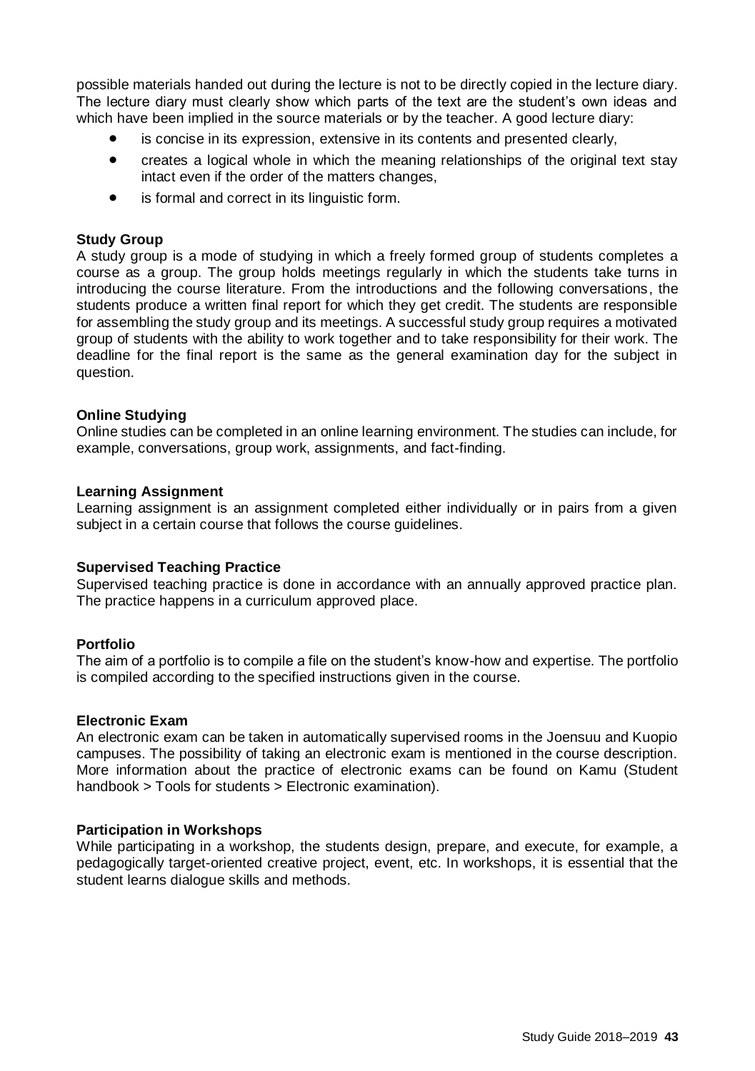possible materials handed out during the lecture is not to be directly copied in the lecture diary. The lecture diary must clearly show which parts of the text are the student's own ideas and which have been implied in the source materials or by the teacher. A good lecture diary:

- is concise in its expression, extensive in its contents and presented clearly,
- creates a logical whole in which the meaning relationships of the original text stay intact even if the order of the matters changes,
- is formal and correct in its linguistic form.

**Study Group**

A study group is a mode of studying in which a freely formed group of students completes a course as a group. The group holds meetings regularly in which the students take turns in introducing the course literature. From the introductions and the following conversations, the students produce a written final report for which they get credit. The students are responsible for assembling the study group and its meetings. A successful study group requires a motivated group of students with the ability to work together and to take responsibility for their work. The deadline for the final report is the same as the general examination day for the subject in question.

**Online Studying**

Online studies can be completed in an online learning environment. The studies can include, for example, conversations, group work, assignments, and fact-finding.

**Learning Assignment**

Learning assignment is an assignment completed either individually or in pairs from a given subject in a certain course that follows the course guidelines.

**Supervised Teaching Practice**

Supervised teaching practice is done in accordance with an annually approved practice plan. The practice happens in a curriculum approved place.

**Portfolio**

The aim of a portfolio is to compile a file on the student's know-how and expertise. The portfolio is compiled according to the specified instructions given in the course.

**Electronic Exam**

An electronic exam can be taken in automatically supervised rooms in the Joensuu and Kuopio campuses. The possibility of taking an electronic exam is mentioned in the course description. More information about the practice of electronic exams can be found on Kamu (Student handbook > Tools for students > Electronic examination).

**Participation in Workshops**

While participating in a workshop, the students design, prepare, and execute, for example, a pedagogically target-oriented creative project, event, etc. In workshops, it is essential that the student learns dialogue skills and methods.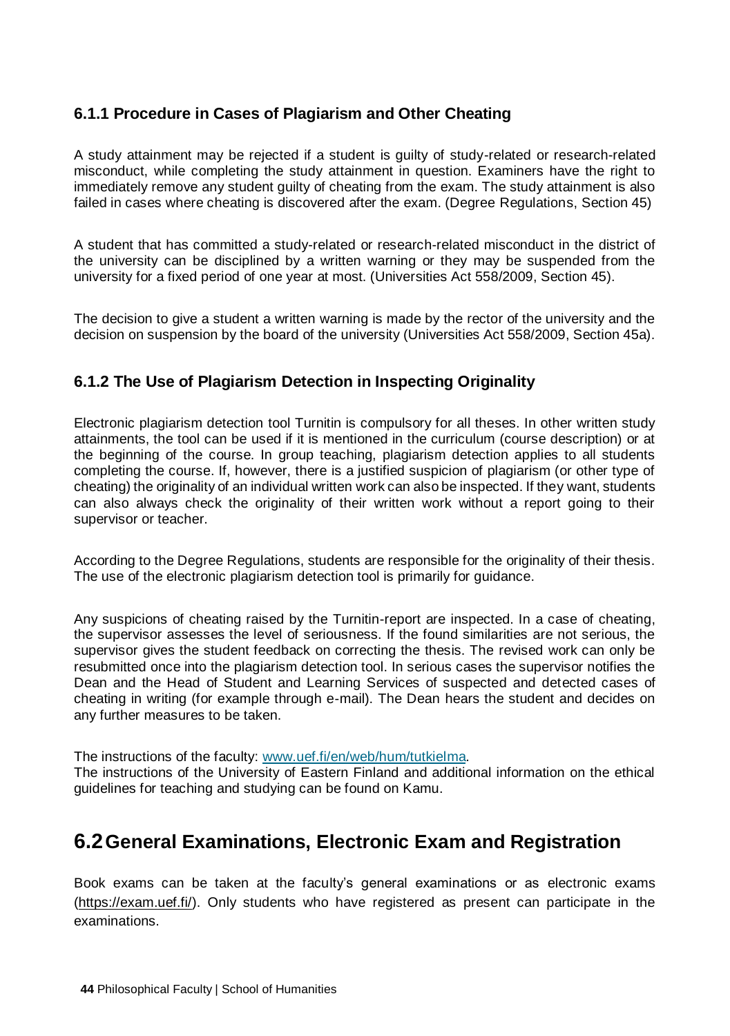### 6.1.1 Procedure in Cases of Plagiarism and Other Cheating

A study attainment may be rejected if a student is guilty of study-related or research-related misconduct, while completing the study attainment in question. Examiners have the right to immediately remove any student guilty of cheating from the exam. The study attainment is also failed in cases where cheating is discovered after the exam. (Degree Regulations, Section 45)

A student that has committed a study-related or research-related misconduct in the district of the university can be disciplined by a written warning or they may be suspended from the university for a fixed period of one year at most. (Universities Act 558/2009, Section 45).

The decision to give a student a written warning is made by the rector of the university and the decision on suspension by the board of the university (Universities Act 558/2009, Section 45a).

### 6.1.2 The Use of Plagiarism Detection in Inspecting Originality

Electronic plagiarism detection tool Turnitin is compulsory for all theses. In other written study attainments, the tool can be used if it is mentioned in the curriculum (course description) or at the beginning of the course. In group teaching, plagiarism detection applies to all students completing the course. If, however, there is a justified suspicion of plagiarism (or other type of cheating) the originality of an individual written work can also be inspected. If they want, students can also always check the originality of their written work without a report going to their supervisor or teacher.

According to the Degree Regulations, students are responsible for the originality of their thesis. The use of the electronic plagiarism detection tool is primarily for guidance.

Any suspicions of cheating raised by the Turnitin-report are inspected. In a case of cheating, the supervisor assesses the level of seriousness. If the found similarities are not serious, the supervisor gives the student feedback on correcting the thesis. The revised work can only be resubmitted once into the plagiarism detection tool. In serious cases the supervisor notifies the Dean and the Head of Student and Learning Services of suspected and detected cases of cheating in writing (for example through e-mail). The Dean hears the student and decides on any further measures to be taken.

The instructions of the faculty: [www.uef.fi/en/web/hum/tutkielma](www.uef.fi/en/web/hum/tutkielma).
The instructions of the University of Eastern Finland and additional information on the ethical guidelines for teaching and studying can be found on Kamu.

## 6.2 General Examinations, Electronic Exam and Registration

Book exams can be taken at the faculty's general examinations or as electronic exams (https://exam.uef.fi/). Only students who have registered as present can participate in the examinations.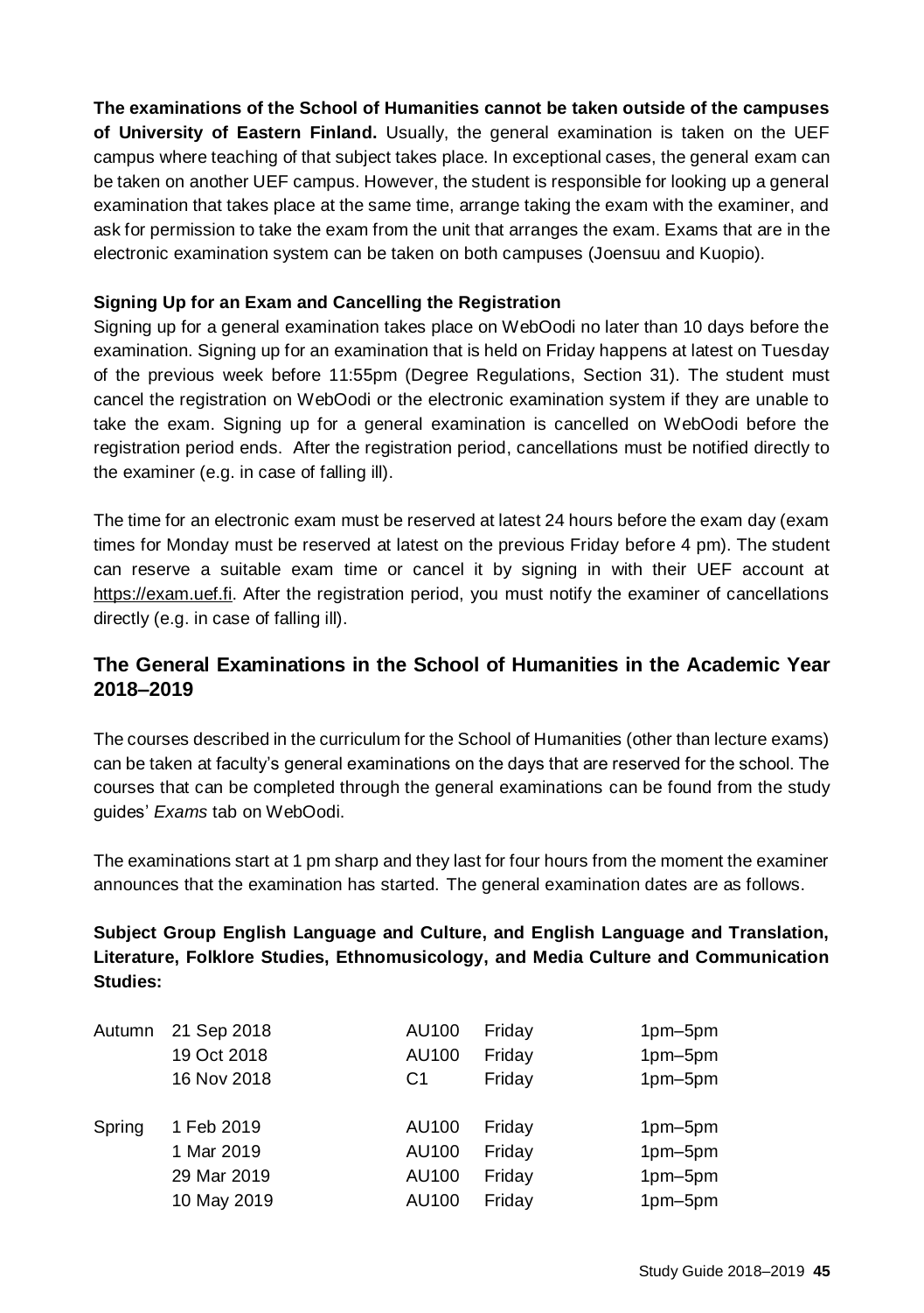**The examinations of the School of Humanities cannot be taken outside of the campuses of University of Eastern Finland.** Usually, the general examination is taken on the UEF campus where teaching of that subject takes place. In exceptional cases, the general exam can be taken on another UEF campus. However, the student is responsible for looking up a general examination that takes place at the same time, arrange taking the exam with the examiner, and ask for permission to take the exam from the unit that arranges the exam. Exams that are in the electronic examination system can be taken on both campuses (Joensuu and Kuopio).

#### Signing Up for an Exam and Cancelling the Registration

Signing up for a general examination takes place on WebOodi no later than 10 days before the examination. Signing up for an examination that is held on Friday happens at latest on Tuesday of the previous week before 11:55pm (Degree Regulations, Section 31). The student must cancel the registration on WebOodi or the electronic examination system if they are unable to take the exam. Signing up for a general examination is cancelled on WebOodi before the registration period ends. After the registration period, cancellations must be notified directly to the examiner (e.g. in case of falling ill).

The time for an electronic exam must be reserved at latest 24 hours before the exam day (exam times for Monday must be reserved at latest on the previous Friday before 4 pm). The student can reserve a suitable exam time or cancel it by signing in with their UEF account at https://exam.uef.fi. After the registration period, you must notify the examiner of cancellations directly (e.g. in case of falling ill).

## The General Examinations in the School of Humanities in the Academic Year 2018–2019

The courses described in the curriculum for the School of Humanities (other than lecture exams) can be taken at faculty's general examinations on the days that are reserved for the school. The courses that can be completed through the general examinations can be found from the study guides' *Exams* tab on WebOodi.

The examinations start at 1 pm sharp and they last for four hours from the moment the examiner announces that the examination has started. The general examination dates are as follows.

**Subject Group English Language and Culture, and English Language and Translation, Literature, Folklore Studies, Ethnomusicology, and Media Culture and Communication Studies:**

| | | | | |
|---|---|---|---|---|
| Autumn | 21 Sep 2018 | AU100 | Friday | 1pm–5pm |
| | 19 Oct 2018 | AU100 | Friday | 1pm–5pm |
| | 16 Nov 2018 | C1 | Friday | 1pm–5pm |
| Spring | 1 Feb 2019 | AU100 | Friday | 1pm–5pm |
| | 1 Mar 2019 | AU100 | Friday | 1pm–5pm |
| | 29 Mar 2019 | AU100 | Friday | 1pm–5pm |
| | 10 May 2019 | AU100 | Friday | 1pm–5pm |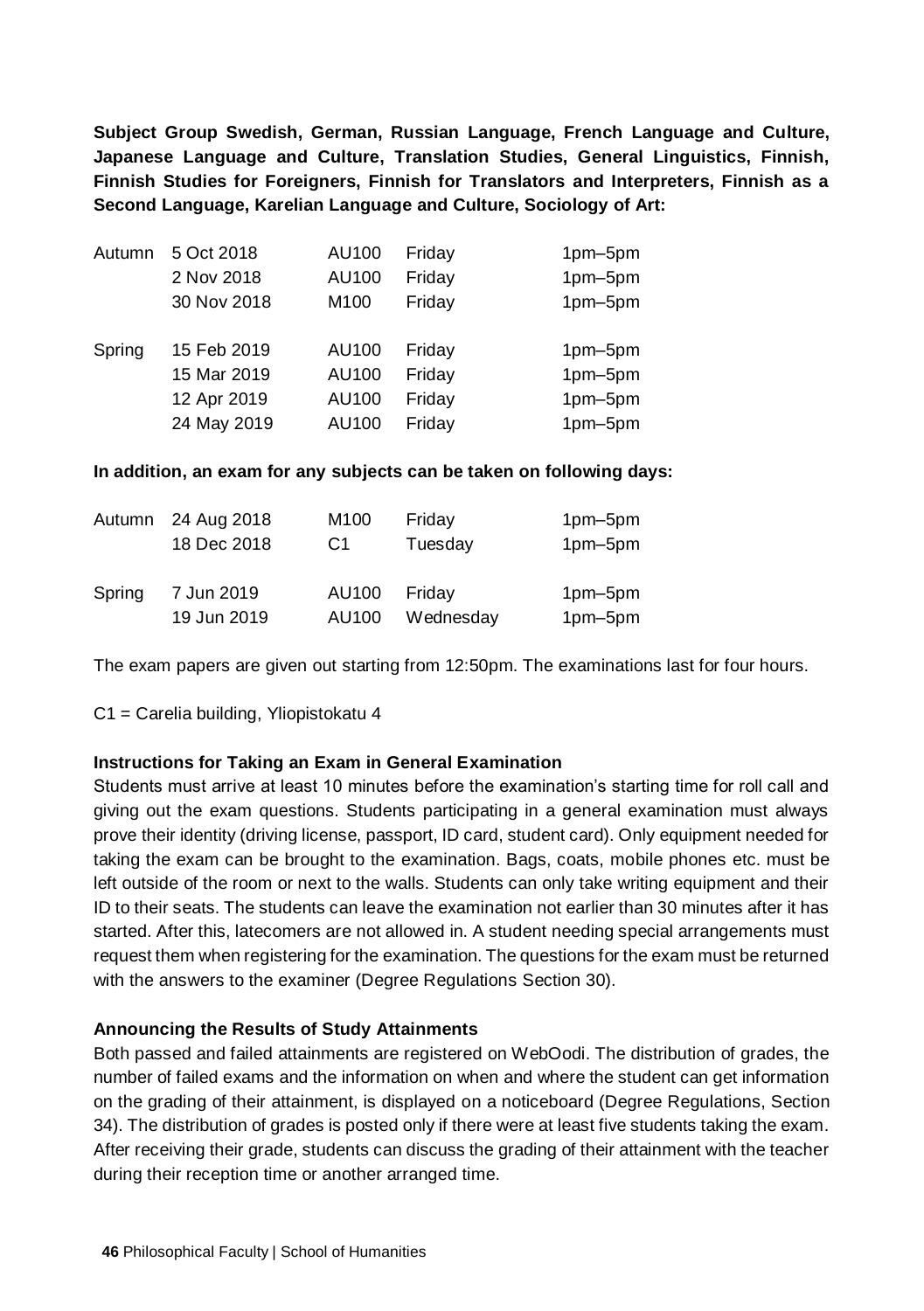**Subject Group Swedish, German, Russian Language, French Language and Culture, Japanese Language and Culture, Translation Studies, General Linguistics, Finnish, Finnish Studies for Foreigners, Finnish for Translators and Interpreters, Finnish as a Second Language, Karelian Language and Culture, Sociology of Art:**

| | | | | |
|---|---|---|---|---|
| Autumn | 5 Oct 2018 | AU100 | Friday | 1pm–5pm |
| | 2 Nov 2018 | AU100 | Friday | 1pm–5pm |
| | 30 Nov 2018 | M100 | Friday | 1pm–5pm |
| Spring | 15 Feb 2019 | AU100 | Friday | 1pm–5pm |
| | 15 Mar 2019 | AU100 | Friday | 1pm–5pm |
| | 12 Apr 2019 | AU100 | Friday | 1pm–5pm |
| | 24 May 2019 | AU100 | Friday | 1pm–5pm |

**In addition, an exam for any subjects can be taken on following days:**

| | | | | |
|---|---|---|---|---|
| Autumn | 24 Aug 2018 | M100 | Friday | 1pm–5pm |
| | 18 Dec 2018 | C1 | Tuesday | 1pm–5pm |
| Spring | 7 Jun 2019 | AU100 | Friday | 1pm–5pm |
| | 19 Jun 2019 | AU100 | Wednesday | 1pm–5pm |

The exam papers are given out starting from 12:50pm. The examinations last for four hours.

C1 = Carelia building, Yliopistokatu 4

**Instructions for Taking an Exam in General Examination**

Students must arrive at least 10 minutes before the examination's starting time for roll call and giving out the exam questions. Students participating in a general examination must always prove their identity (driving license, passport, ID card, student card). Only equipment needed for taking the exam can be brought to the examination. Bags, coats, mobile phones etc. must be left outside of the room or next to the walls. Students can only take writing equipment and their ID to their seats. The students can leave the examination not earlier than 30 minutes after it has started. After this, latecomers are not allowed in. A student needing special arrangements must request them when registering for the examination. The questions for the exam must be returned with the answers to the examiner (Degree Regulations Section 30).

**Announcing the Results of Study Attainments**

Both passed and failed attainments are registered on WebOodi. The distribution of grades, the number of failed exams and the information on when and where the student can get information on the grading of their attainment, is displayed on a noticeboard (Degree Regulations, Section 34). The distribution of grades is posted only if there were at least five students taking the exam. After receiving their grade, students can discuss the grading of their attainment with the teacher during their reception time or another arranged time.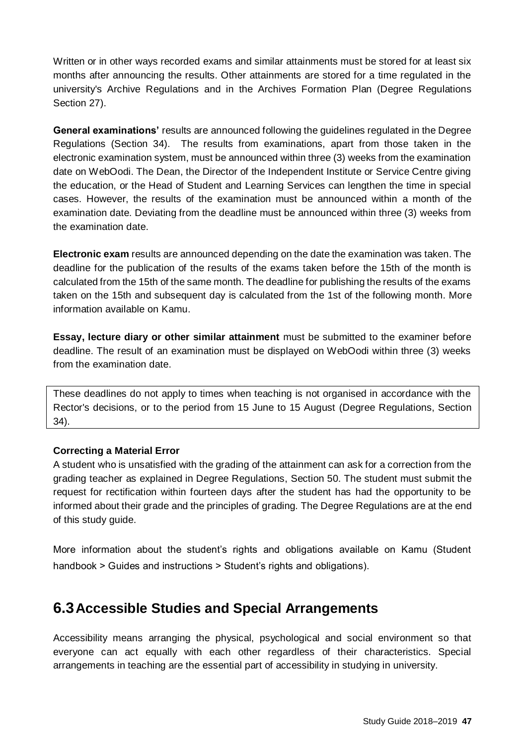Written or in other ways recorded exams and similar attainments must be stored for at least six months after announcing the results. Other attainments are stored for a time regulated in the university's Archive Regulations and in the Archives Formation Plan (Degree Regulations Section 27).

**General examinations'** results are announced following the guidelines regulated in the Degree Regulations (Section 34). The results from examinations, apart from those taken in the electronic examination system, must be announced within three (3) weeks from the examination date on WebOodi. The Dean, the Director of the Independent Institute or Service Centre giving the education, or the Head of Student and Learning Services can lengthen the time in special cases. However, the results of the examination must be announced within a month of the examination date. Deviating from the deadline must be announced within three (3) weeks from the examination date.

**Electronic exam** results are announced depending on the date the examination was taken. The deadline for the publication of the results of the exams taken before the 15th of the month is calculated from the 15th of the same month. The deadline for publishing the results of the exams taken on the 15th and subsequent day is calculated from the 1st of the following month. More information available on Kamu.

**Essay, lecture diary or other similar attainment** must be submitted to the examiner before deadline. The result of an examination must be displayed on WebOodi within three (3) weeks from the examination date.

These deadlines do not apply to times when teaching is not organised in accordance with the Rector's decisions, or to the period from 15 June to 15 August (Degree Regulations, Section 34).

**Correcting a Material Error**

A student who is unsatisfied with the grading of the attainment can ask for a correction from the grading teacher as explained in Degree Regulations, Section 50. The student must submit the request for rectification within fourteen days after the student has had the opportunity to be informed about their grade and the principles of grading. The Degree Regulations are at the end of this study guide.

More information about the student's rights and obligations available on Kamu (Student handbook > Guides and instructions > Student's rights and obligations).

## 6.3 Accessible Studies and Special Arrangements

Accessibility means arranging the physical, psychological and social environment so that everyone can act equally with each other regardless of their characteristics. Special arrangements in teaching are the essential part of accessibility in studying in university.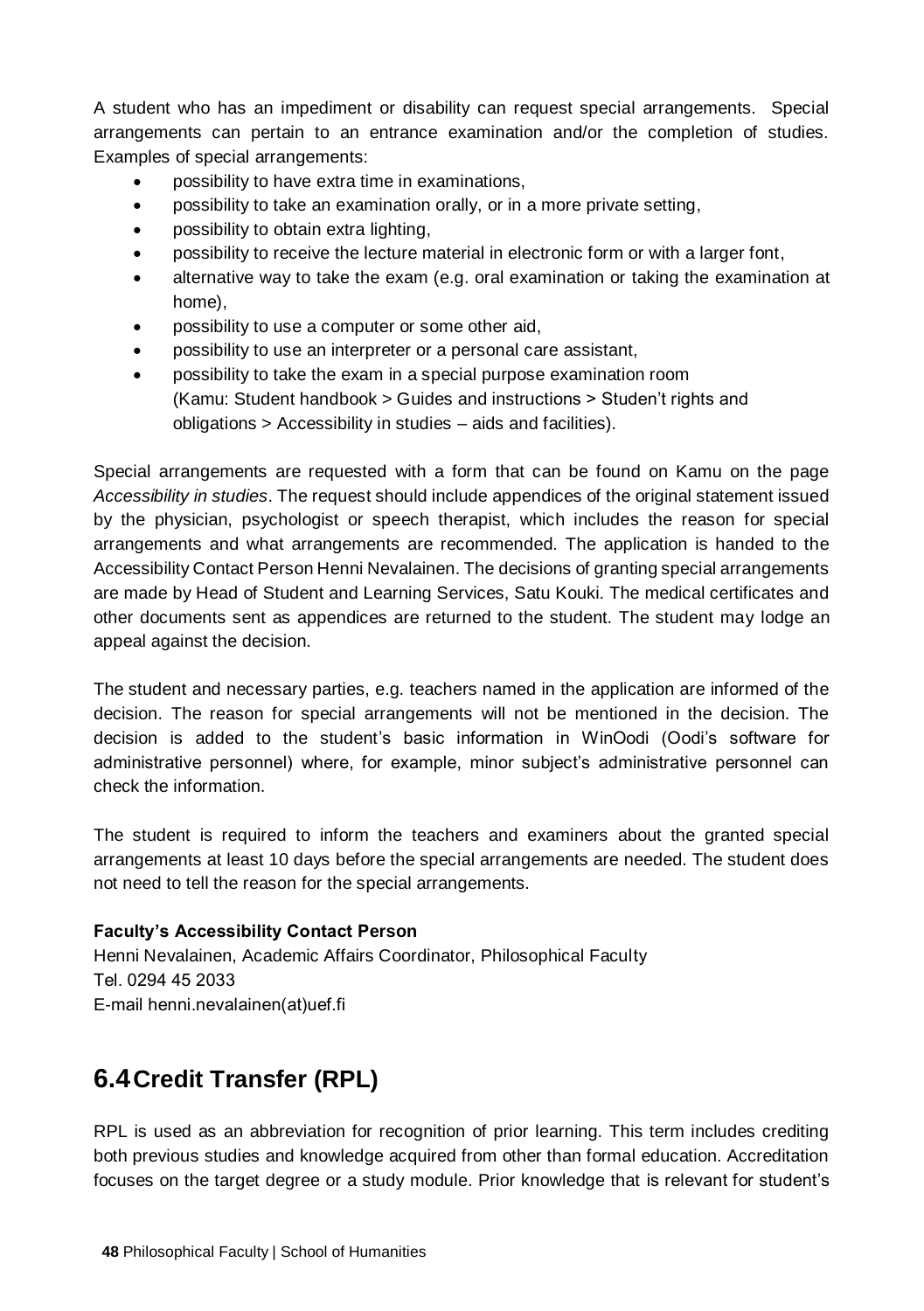A student who has an impediment or disability can request special arrangements. Special arrangements can pertain to an entrance examination and/or the completion of studies. Examples of special arrangements:

- possibility to have extra time in examinations,
- possibility to take an examination orally, or in a more private setting,
- possibility to obtain extra lighting,
- possibility to receive the lecture material in electronic form or with a larger font,
- alternative way to take the exam (e.g. oral examination or taking the examination at home),
- possibility to use a computer or some other aid,
- possibility to use an interpreter or a personal care assistant,
- possibility to take the exam in a special purpose examination room (Kamu: Student handbook > Guides and instructions > Studen't rights and obligations > Accessibility in studies – aids and facilities).

Special arrangements are requested with a form that can be found on Kamu on the page *Accessibility in studies*. The request should include appendices of the original statement issued by the physician, psychologist or speech therapist, which includes the reason for special arrangements and what arrangements are recommended. The application is handed to the Accessibility Contact Person Henni Nevalainen. The decisions of granting special arrangements are made by Head of Student and Learning Services, Satu Kouki. The medical certificates and other documents sent as appendices are returned to the student. The student may lodge an appeal against the decision.

The student and necessary parties, e.g. teachers named in the application are informed of the decision. The reason for special arrangements will not be mentioned in the decision. The decision is added to the student's basic information in WinOodi (Oodi's software for administrative personnel) where, for example, minor subject's administrative personnel can check the information.

The student is required to inform the teachers and examiners about the granted special arrangements at least 10 days before the special arrangements are needed. The student does not need to tell the reason for the special arrangements.

**Faculty's Accessibility Contact Person**
Henni Nevalainen, Academic Affairs Coordinator, Philosophical Faculty
Tel. 0294 45 2033
E-mail henni.nevalainen(at)uef.fi

## 6.4 Credit Transfer (RPL)

RPL is used as an abbreviation for recognition of prior learning. This term includes crediting both previous studies and knowledge acquired from other than formal education. Accreditation focuses on the target degree or a study module. Prior knowledge that is relevant for student's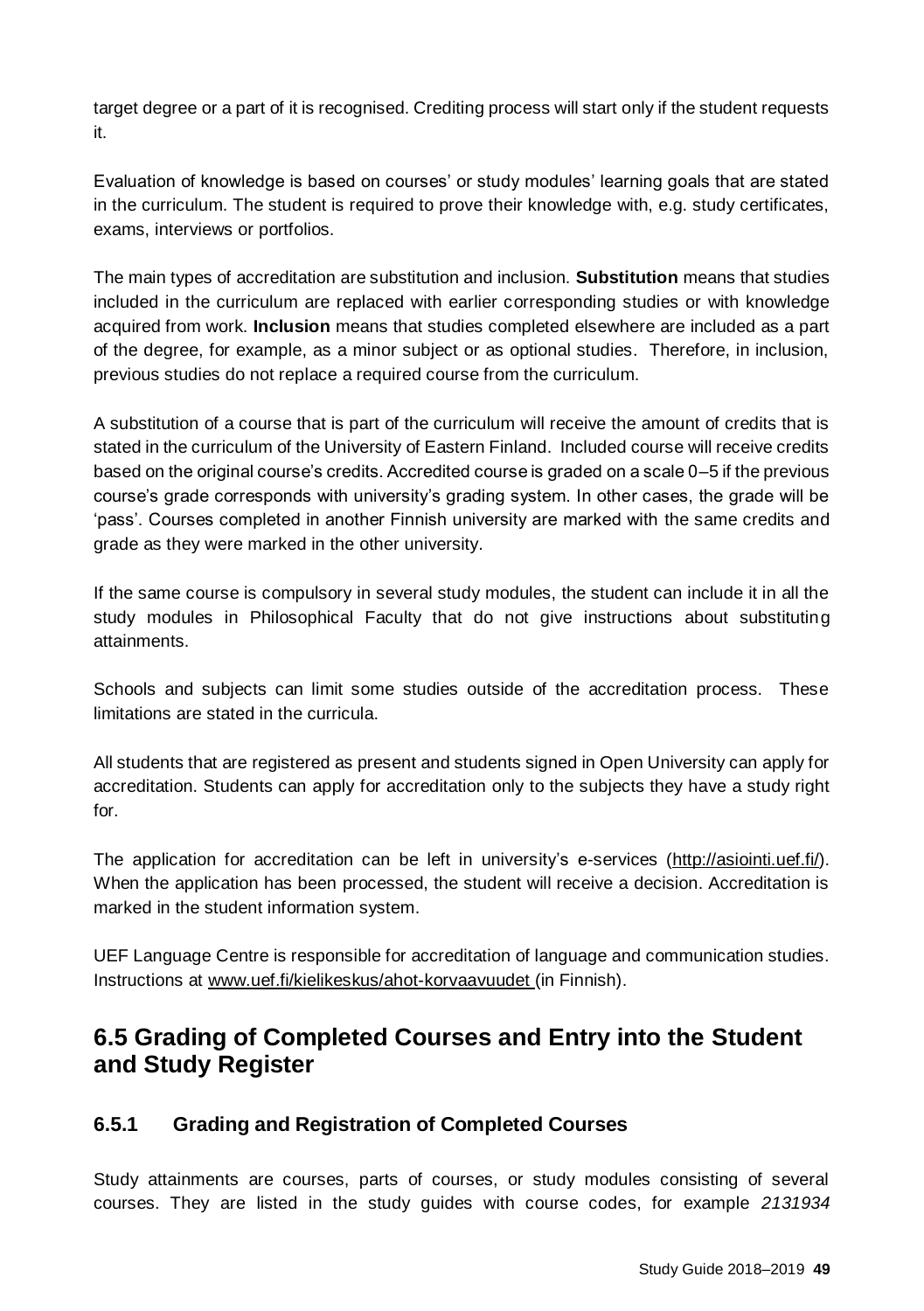target degree or a part of it is recognised. Crediting process will start only if the student requests it.

Evaluation of knowledge is based on courses' or study modules' learning goals that are stated in the curriculum. The student is required to prove their knowledge with, e.g. study certificates, exams, interviews or portfolios.

The main types of accreditation are substitution and inclusion. **Substitution** means that studies included in the curriculum are replaced with earlier corresponding studies or with knowledge acquired from work. **Inclusion** means that studies completed elsewhere are included as a part of the degree, for example, as a minor subject or as optional studies. Therefore, in inclusion, previous studies do not replace a required course from the curriculum.

A substitution of a course that is part of the curriculum will receive the amount of credits that is stated in the curriculum of the University of Eastern Finland. Included course will receive credits based on the original course's credits. Accredited course is graded on a scale 0–5 if the previous course's grade corresponds with university's grading system. In other cases, the grade will be 'pass'. Courses completed in another Finnish university are marked with the same credits and grade as they were marked in the other university.

If the same course is compulsory in several study modules, the student can include it in all the study modules in Philosophical Faculty that do not give instructions about substituting attainments.

Schools and subjects can limit some studies outside of the accreditation process. These limitations are stated in the curricula.

All students that are registered as present and students signed in Open University can apply for accreditation. Students can apply for accreditation only to the subjects they have a study right for.

The application for accreditation can be left in university's e-services (http://asiointi.uef.fi/). When the application has been processed, the student will receive a decision. Accreditation is marked in the student information system.

UEF Language Centre is responsible for accreditation of language and communication studies. Instructions at www.uef.fi/kielikeskus/ahot-korvaavuudet (in Finnish).

## 6.5 Grading of Completed Courses and Entry into the Student and Study Register

### 6.5.1 Grading and Registration of Completed Courses

Study attainments are courses, parts of courses, or study modules consisting of several courses. They are listed in the study guides with course codes, for example *2131934*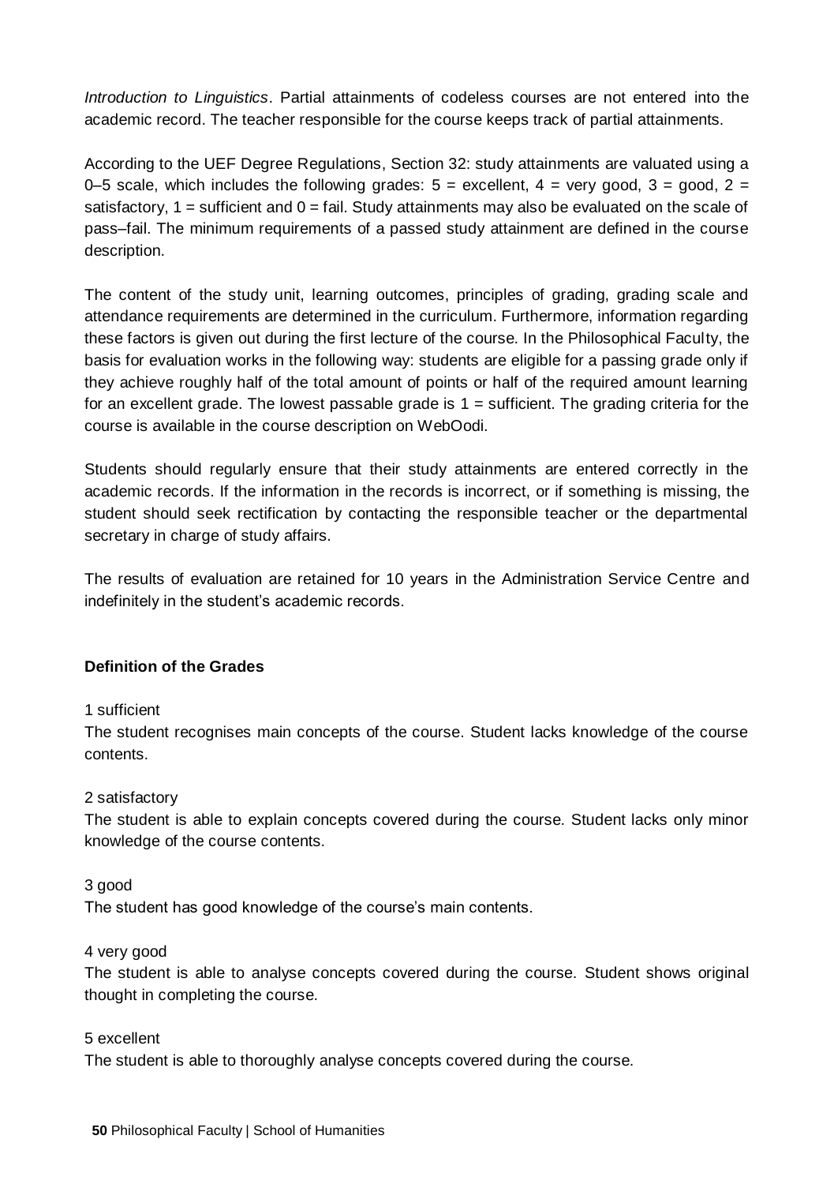*Introduction to Linguistics*. Partial attainments of codeless courses are not entered into the academic record. The teacher responsible for the course keeps track of partial attainments.

According to the UEF Degree Regulations, Section 32: study attainments are valuated using a 0–5 scale, which includes the following grades: 5 = excellent, 4 = very good, 3 = good, 2 = satisfactory, 1 = sufficient and 0 = fail. Study attainments may also be evaluated on the scale of pass–fail. The minimum requirements of a passed study attainment are defined in the course description.

The content of the study unit, learning outcomes, principles of grading, grading scale and attendance requirements are determined in the curriculum. Furthermore, information regarding these factors is given out during the first lecture of the course. In the Philosophical Faculty, the basis for evaluation works in the following way: students are eligible for a passing grade only if they achieve roughly half of the total amount of points or half of the required amount learning for an excellent grade. The lowest passable grade is 1 = sufficient. The grading criteria for the course is available in the course description on WebOodi.

Students should regularly ensure that their study attainments are entered correctly in the academic records. If the information in the records is incorrect, or if something is missing, the student should seek rectification by contacting the responsible teacher or the departmental secretary in charge of study affairs.

The results of evaluation are retained for 10 years in the Administration Service Centre and indefinitely in the student's academic records.

**Definition of the Grades**

1 sufficient
The student recognises main concepts of the course. Student lacks knowledge of the course contents.

2 satisfactory
The student is able to explain concepts covered during the course. Student lacks only minor knowledge of the course contents.

3 good
The student has good knowledge of the course's main contents.

4 very good
The student is able to analyse concepts covered during the course. Student shows original thought in completing the course.

5 excellent
The student is able to thoroughly analyse concepts covered during the course.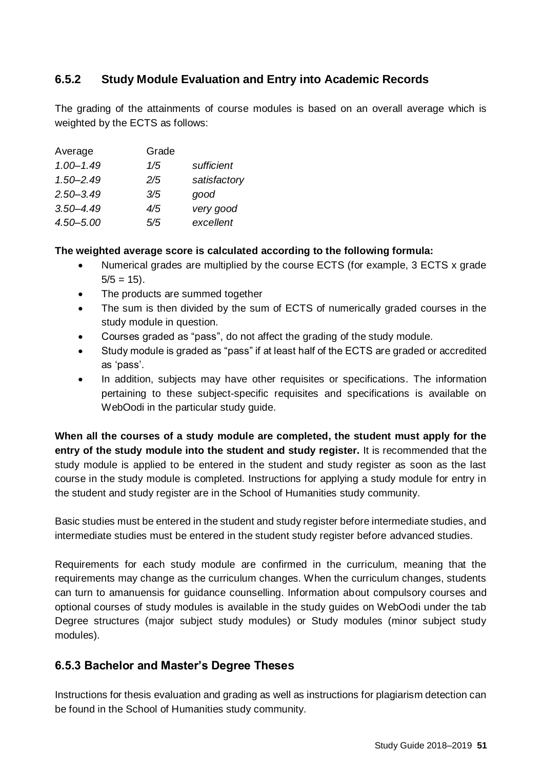### 6.5.2 Study Module Evaluation and Entry into Academic Records

The grading of the attainments of course modules is based on an overall average which is weighted by the ECTS as follows:

| Average | Grade | |
|---|---|---|
| *1.00–1.49* | *1/5* | *sufficient* |
| *1.50–2.49* | *2/5* | *satisfactory* |
| *2.50–3.49* | *3/5* | *good* |
| *3.50–4.49* | *4/5* | *very good* |
| *4.50–5.00* | *5/5* | *excellent* |

**The weighted average score is calculated according to the following formula:**

- Numerical grades are multiplied by the course ECTS (for example, 3 ECTS x grade 5/5 = 15).
- The products are summed together
- The sum is then divided by the sum of ECTS of numerically graded courses in the study module in question.
- Courses graded as "pass", do not affect the grading of the study module.
- Study module is graded as "pass" if at least half of the ECTS are graded or accredited as 'pass'.
- In addition, subjects may have other requisites or specifications. The information pertaining to these subject-specific requisites and specifications is available on WebOodi in the particular study guide.

**When all the courses of a study module are completed, the student must apply for the entry of the study module into the student and study register.** It is recommended that the study module is applied to be entered in the student and study register as soon as the last course in the study module is completed. Instructions for applying a study module for entry in the student and study register are in the School of Humanities study community.

Basic studies must be entered in the student and study register before intermediate studies, and intermediate studies must be entered in the student study register before advanced studies.

Requirements for each study module are confirmed in the curriculum, meaning that the requirements may change as the curriculum changes. When the curriculum changes, students can turn to amanuensis for guidance counselling. Information about compulsory courses and optional courses of study modules is available in the study guides on WebOodi under the tab Degree structures (major subject study modules) or Study modules (minor subject study modules).

### 6.5.3 Bachelor and Master's Degree Theses

Instructions for thesis evaluation and grading as well as instructions for plagiarism detection can be found in the School of Humanities study community.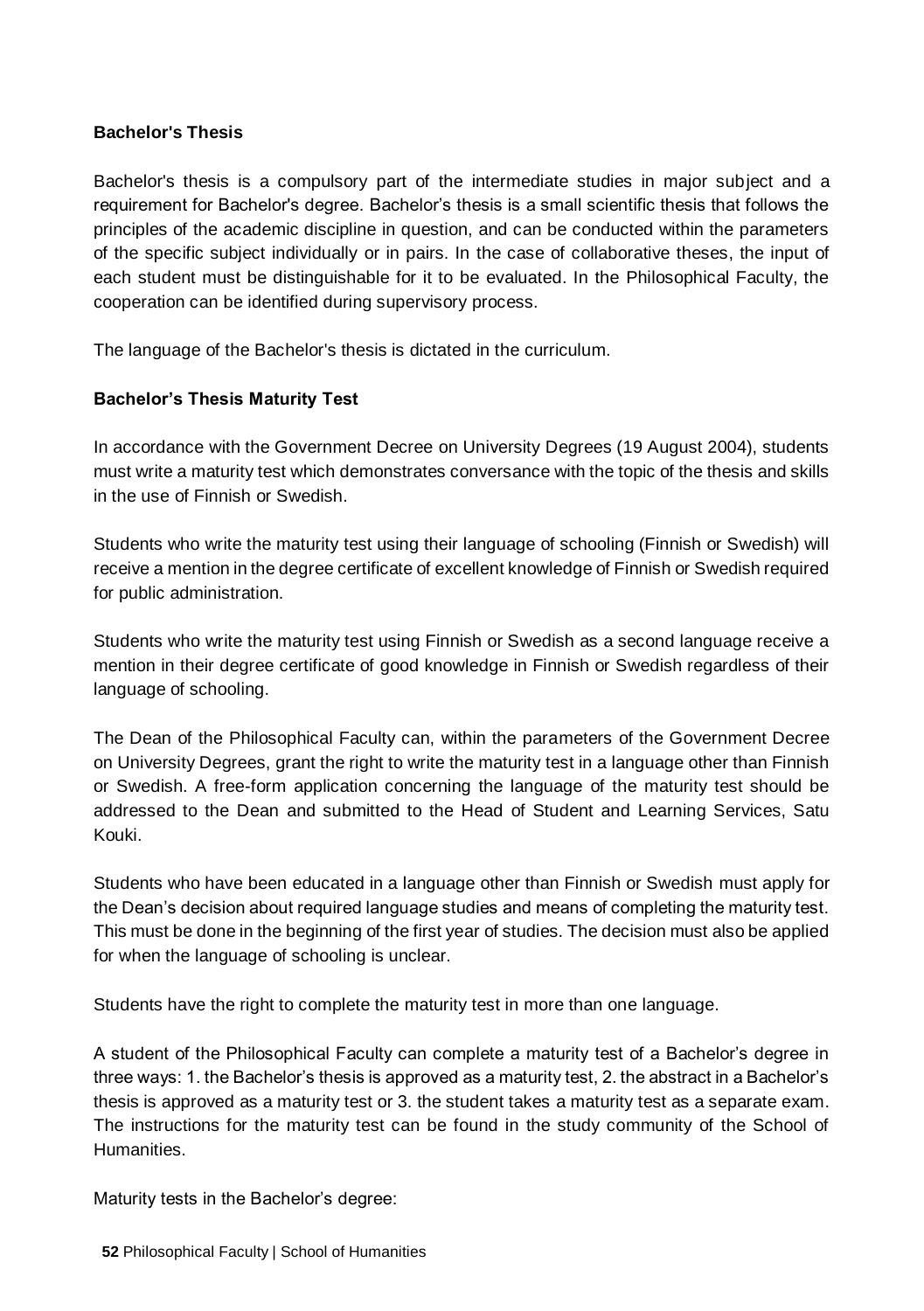### Bachelor's Thesis

Bachelor's thesis is a compulsory part of the intermediate studies in major subject and a requirement for Bachelor's degree. Bachelor's thesis is a small scientific thesis that follows the principles of the academic discipline in question, and can be conducted within the parameters of the specific subject individually or in pairs. In the case of collaborative theses, the input of each student must be distinguishable for it to be evaluated. In the Philosophical Faculty, the cooperation can be identified during supervisory process.

The language of the Bachelor's thesis is dictated in the curriculum.

### Bachelor's Thesis Maturity Test

In accordance with the Government Decree on University Degrees (19 August 2004), students must write a maturity test which demonstrates conversance with the topic of the thesis and skills in the use of Finnish or Swedish.

Students who write the maturity test using their language of schooling (Finnish or Swedish) will receive a mention in the degree certificate of excellent knowledge of Finnish or Swedish required for public administration.

Students who write the maturity test using Finnish or Swedish as a second language receive a mention in their degree certificate of good knowledge in Finnish or Swedish regardless of their language of schooling.

The Dean of the Philosophical Faculty can, within the parameters of the Government Decree on University Degrees, grant the right to write the maturity test in a language other than Finnish or Swedish. A free-form application concerning the language of the maturity test should be addressed to the Dean and submitted to the Head of Student and Learning Services, Satu Kouki.

Students who have been educated in a language other than Finnish or Swedish must apply for the Dean's decision about required language studies and means of completing the maturity test. This must be done in the beginning of the first year of studies. The decision must also be applied for when the language of schooling is unclear.

Students have the right to complete the maturity test in more than one language.

A student of the Philosophical Faculty can complete a maturity test of a Bachelor's degree in three ways: 1. the Bachelor's thesis is approved as a maturity test, 2. the abstract in a Bachelor's thesis is approved as a maturity test or 3. the student takes a maturity test as a separate exam. The instructions for the maturity test can be found in the study community of the School of Humanities.

Maturity tests in the Bachelor's degree: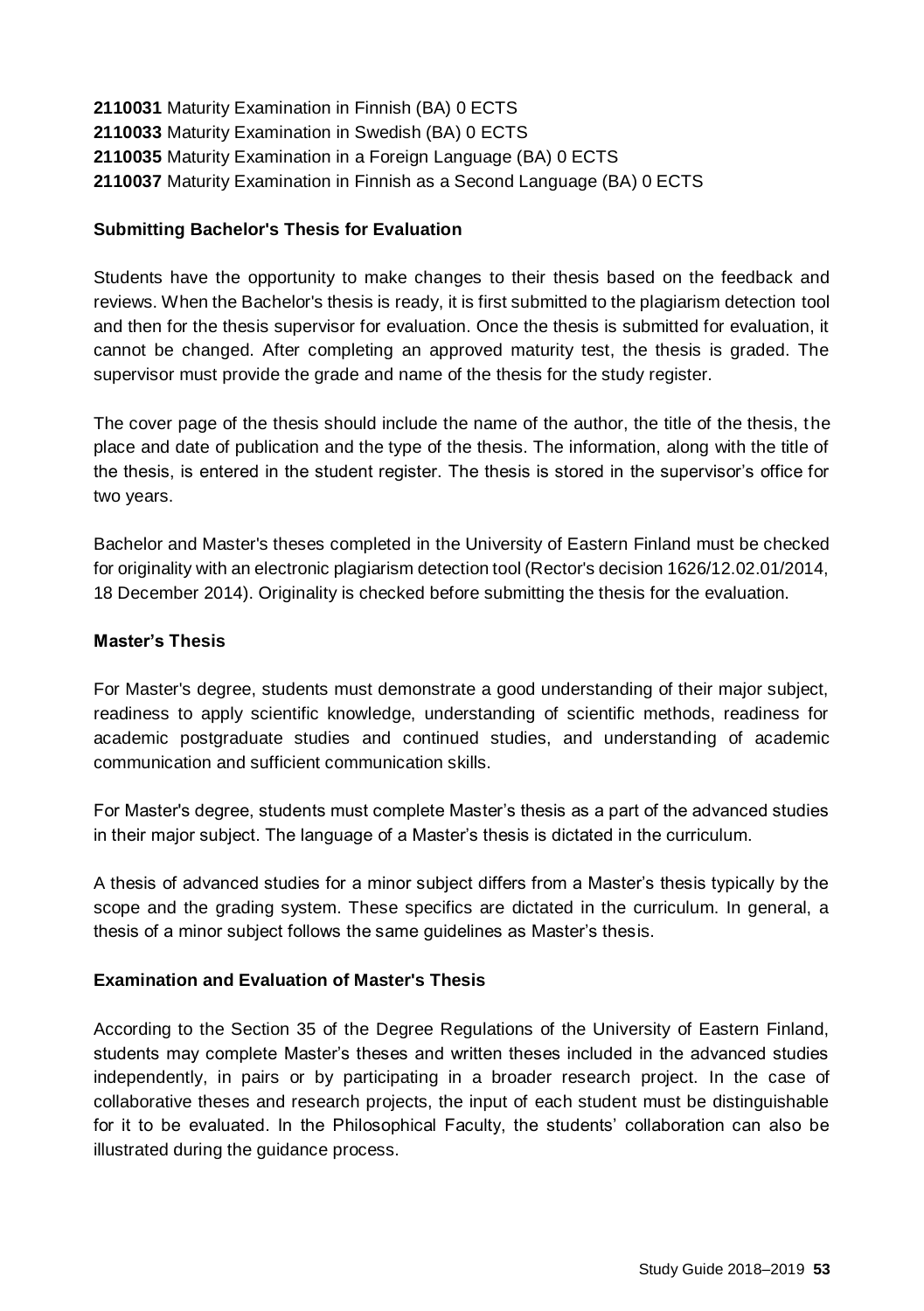**2110031** Maturity Examination in Finnish (BA) 0 ECTS
**2110033** Maturity Examination in Swedish (BA) 0 ECTS
**2110035** Maturity Examination in a Foreign Language (BA) 0 ECTS
**2110037** Maturity Examination in Finnish as a Second Language (BA) 0 ECTS

### Submitting Bachelor's Thesis for Evaluation

Students have the opportunity to make changes to their thesis based on the feedback and reviews. When the Bachelor's thesis is ready, it is first submitted to the plagiarism detection tool and then for the thesis supervisor for evaluation. Once the thesis is submitted for evaluation, it cannot be changed. After completing an approved maturity test, the thesis is graded. The supervisor must provide the grade and name of the thesis for the study register.

The cover page of the thesis should include the name of the author, the title of the thesis, the place and date of publication and the type of the thesis. The information, along with the title of the thesis, is entered in the student register. The thesis is stored in the supervisor's office for two years.

Bachelor and Master's theses completed in the University of Eastern Finland must be checked for originality with an electronic plagiarism detection tool (Rector's decision 1626/12.02.01/2014, 18 December 2014). Originality is checked before submitting the thesis for the evaluation.

### Master's Thesis

For Master's degree, students must demonstrate a good understanding of their major subject, readiness to apply scientific knowledge, understanding of scientific methods, readiness for academic postgraduate studies and continued studies, and understanding of academic communication and sufficient communication skills.

For Master's degree, students must complete Master's thesis as a part of the advanced studies in their major subject. The language of a Master's thesis is dictated in the curriculum.

A thesis of advanced studies for a minor subject differs from a Master's thesis typically by the scope and the grading system. These specifics are dictated in the curriculum. In general, a thesis of a minor subject follows the same guidelines as Master's thesis.

### Examination and Evaluation of Master's Thesis

According to the Section 35 of the Degree Regulations of the University of Eastern Finland, students may complete Master's theses and written theses included in the advanced studies independently, in pairs or by participating in a broader research project. In the case of collaborative theses and research projects, the input of each student must be distinguishable for it to be evaluated. In the Philosophical Faculty, the students' collaboration can also be illustrated during the guidance process.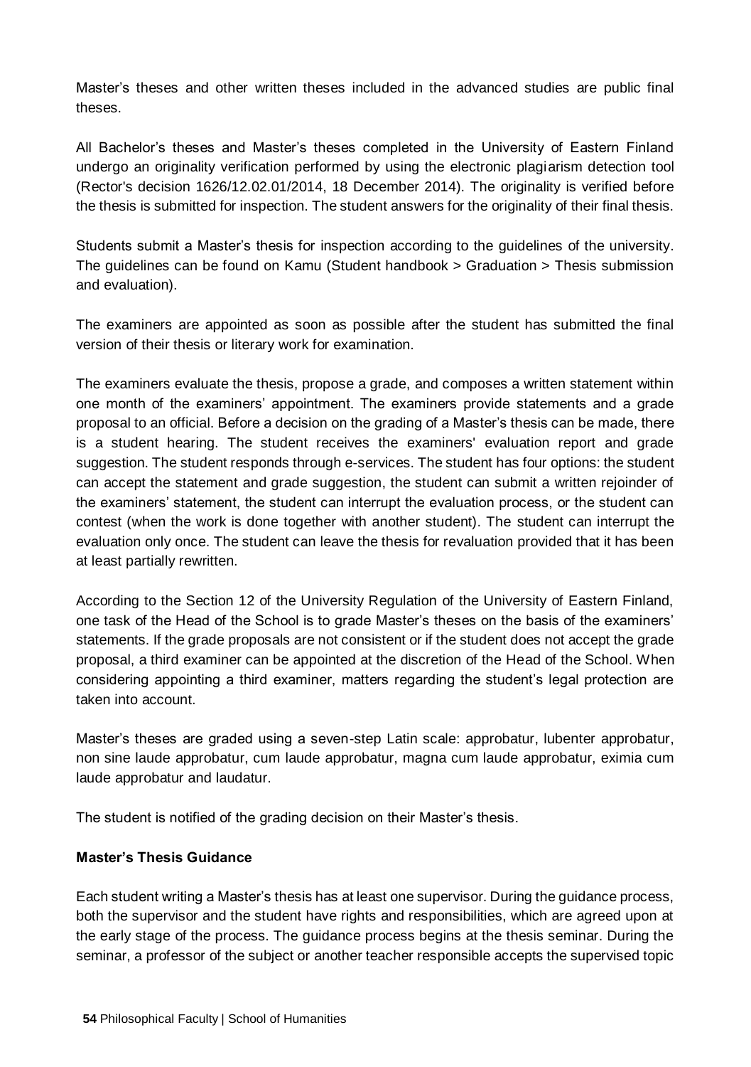Master's theses and other written theses included in the advanced studies are public final theses.

All Bachelor's theses and Master's theses completed in the University of Eastern Finland undergo an originality verification performed by using the electronic plagiarism detection tool (Rector's decision 1626/12.02.01/2014, 18 December 2014). The originality is verified before the thesis is submitted for inspection. The student answers for the originality of their final thesis.

Students submit a Master's thesis for inspection according to the guidelines of the university. The guidelines can be found on Kamu (Student handbook > Graduation > Thesis submission and evaluation).

The examiners are appointed as soon as possible after the student has submitted the final version of their thesis or literary work for examination.

The examiners evaluate the thesis, propose a grade, and composes a written statement within one month of the examiners' appointment. The examiners provide statements and a grade proposal to an official. Before a decision on the grading of a Master's thesis can be made, there is a student hearing. The student receives the examiners' evaluation report and grade suggestion. The student responds through e-services. The student has four options: the student can accept the statement and grade suggestion, the student can submit a written rejoinder of the examiners' statement, the student can interrupt the evaluation process, or the student can contest (when the work is done together with another student). The student can interrupt the evaluation only once. The student can leave the thesis for revaluation provided that it has been at least partially rewritten.

According to the Section 12 of the University Regulation of the University of Eastern Finland, one task of the Head of the School is to grade Master's theses on the basis of the examiners' statements. If the grade proposals are not consistent or if the student does not accept the grade proposal, a third examiner can be appointed at the discretion of the Head of the School. When considering appointing a third examiner, matters regarding the student's legal protection are taken into account.

Master's theses are graded using a seven-step Latin scale: approbatur, lubenter approbatur, non sine laude approbatur, cum laude approbatur, magna cum laude approbatur, eximia cum laude approbatur and laudatur.

The student is notified of the grading decision on their Master's thesis.

**Master's Thesis Guidance**

Each student writing a Master's thesis has at least one supervisor. During the guidance process, both the supervisor and the student have rights and responsibilities, which are agreed upon at the early stage of the process. The guidance process begins at the thesis seminar. During the seminar, a professor of the subject or another teacher responsible accepts the supervised topic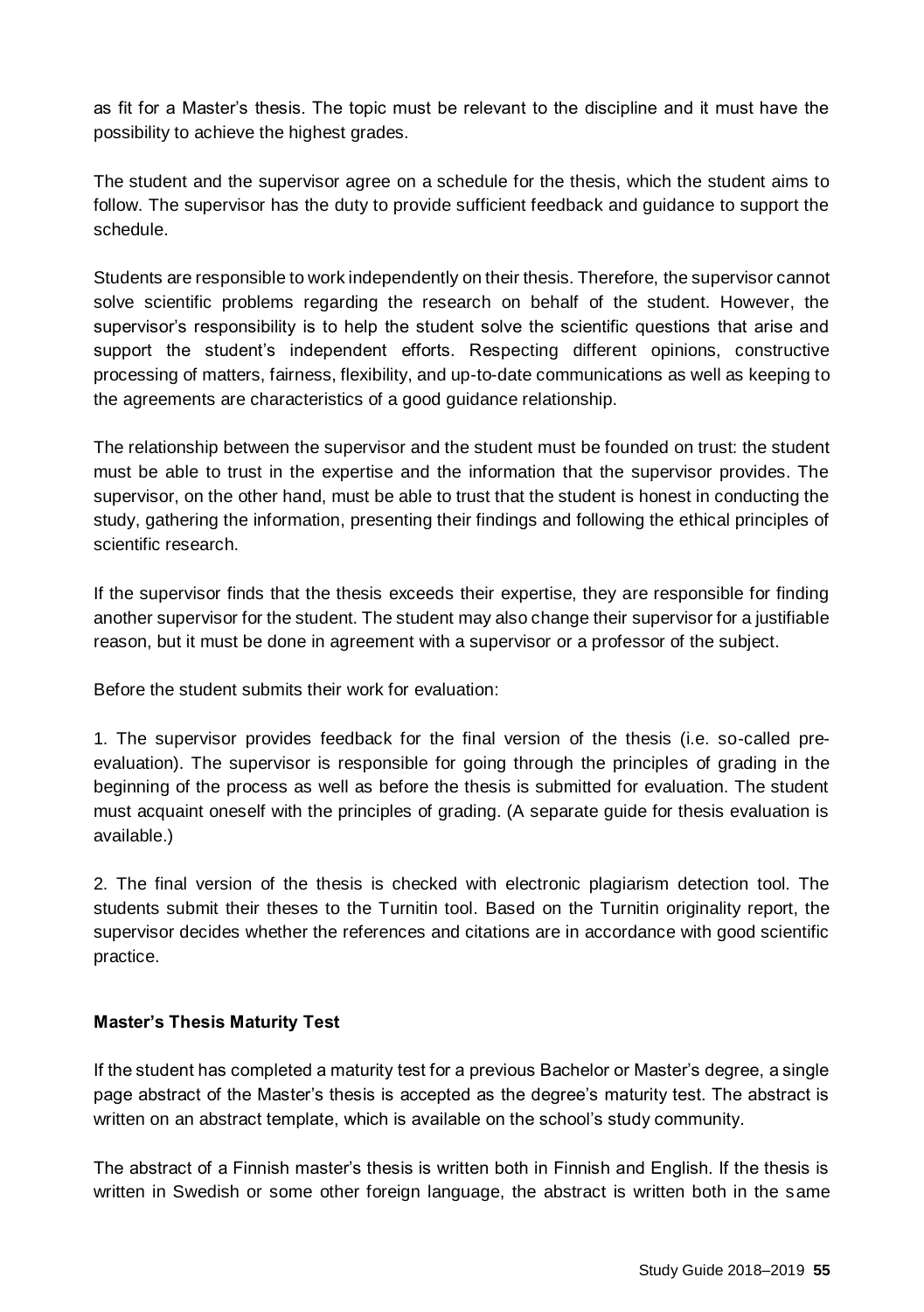as fit for a Master's thesis. The topic must be relevant to the discipline and it must have the possibility to achieve the highest grades.

The student and the supervisor agree on a schedule for the thesis, which the student aims to follow. The supervisor has the duty to provide sufficient feedback and guidance to support the schedule.

Students are responsible to work independently on their thesis. Therefore, the supervisor cannot solve scientific problems regarding the research on behalf of the student. However, the supervisor's responsibility is to help the student solve the scientific questions that arise and support the student's independent efforts. Respecting different opinions, constructive processing of matters, fairness, flexibility, and up-to-date communications as well as keeping to the agreements are characteristics of a good guidance relationship.

The relationship between the supervisor and the student must be founded on trust: the student must be able to trust in the expertise and the information that the supervisor provides. The supervisor, on the other hand, must be able to trust that the student is honest in conducting the study, gathering the information, presenting their findings and following the ethical principles of scientific research.

If the supervisor finds that the thesis exceeds their expertise, they are responsible for finding another supervisor for the student. The student may also change their supervisor for a justifiable reason, but it must be done in agreement with a supervisor or a professor of the subject.

Before the student submits their work for evaluation:

1. The supervisor provides feedback for the final version of the thesis (i.e. so-called pre-evaluation). The supervisor is responsible for going through the principles of grading in the beginning of the process as well as before the thesis is submitted for evaluation. The student must acquaint oneself with the principles of grading. (A separate guide for thesis evaluation is available.)

2. The final version of the thesis is checked with electronic plagiarism detection tool. The students submit their theses to the Turnitin tool. Based on the Turnitin originality report, the supervisor decides whether the references and citations are in accordance with good scientific practice.

**Master's Thesis Maturity Test**

If the student has completed a maturity test for a previous Bachelor or Master's degree, a single page abstract of the Master's thesis is accepted as the degree's maturity test. The abstract is written on an abstract template, which is available on the school's study community.

The abstract of a Finnish master's thesis is written both in Finnish and English. If the thesis is written in Swedish or some other foreign language, the abstract is written both in the same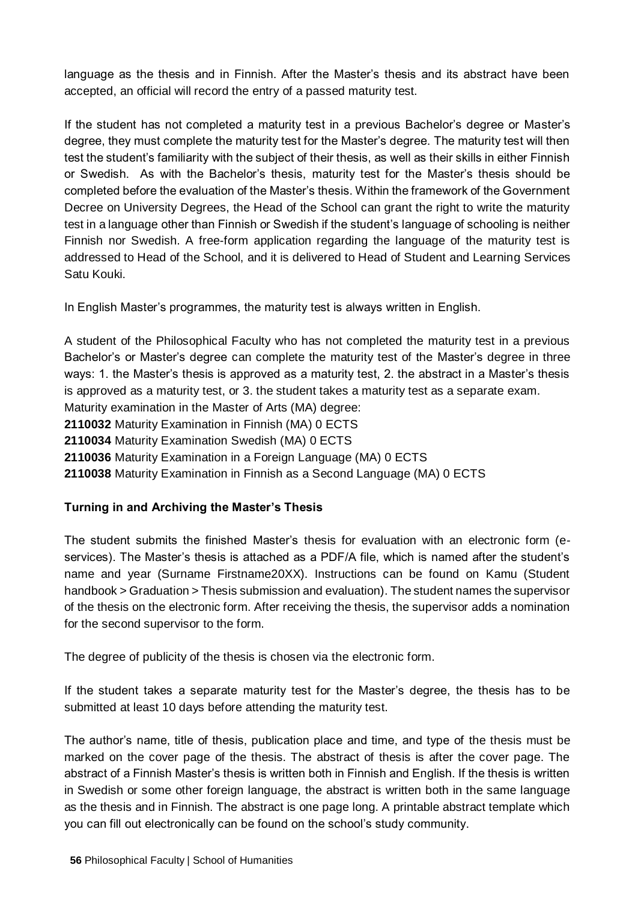language as the thesis and in Finnish. After the Master's thesis and its abstract have been accepted, an official will record the entry of a passed maturity test.

If the student has not completed a maturity test in a previous Bachelor's degree or Master's degree, they must complete the maturity test for the Master's degree. The maturity test will then test the student's familiarity with the subject of their thesis, as well as their skills in either Finnish or Swedish. As with the Bachelor's thesis, maturity test for the Master's thesis should be completed before the evaluation of the Master's thesis. Within the framework of the Government Decree on University Degrees, the Head of the School can grant the right to write the maturity test in a language other than Finnish or Swedish if the student's language of schooling is neither Finnish nor Swedish. A free-form application regarding the language of the maturity test is addressed to Head of the School, and it is delivered to Head of Student and Learning Services Satu Kouki.

In English Master's programmes, the maturity test is always written in English.

A student of the Philosophical Faculty who has not completed the maturity test in a previous Bachelor's or Master's degree can complete the maturity test of the Master's degree in three ways: 1. the Master's thesis is approved as a maturity test, 2. the abstract in a Master's thesis is approved as a maturity test, or 3. the student takes a maturity test as a separate exam.
Maturity examination in the Master of Arts (MA) degree:
**2110032** Maturity Examination in Finnish (MA) 0 ECTS
**2110034** Maturity Examination Swedish (MA) 0 ECTS
**2110036** Maturity Examination in a Foreign Language (MA) 0 ECTS
**2110038** Maturity Examination in Finnish as a Second Language (MA) 0 ECTS

**Turning in and Archiving the Master's Thesis**

The student submits the finished Master's thesis for evaluation with an electronic form (e-services). The Master's thesis is attached as a PDF/A file, which is named after the student's name and year (Surname Firstname20XX). Instructions can be found on Kamu (Student handbook > Graduation > Thesis submission and evaluation). The student names the supervisor of the thesis on the electronic form. After receiving the thesis, the supervisor adds a nomination for the second supervisor to the form.

The degree of publicity of the thesis is chosen via the electronic form.

If the student takes a separate maturity test for the Master's degree, the thesis has to be submitted at least 10 days before attending the maturity test.

The author's name, title of thesis, publication place and time, and type of the thesis must be marked on the cover page of the thesis. The abstract of thesis is after the cover page. The abstract of a Finnish Master's thesis is written both in Finnish and English. If the thesis is written in Swedish or some other foreign language, the abstract is written both in the same language as the thesis and in Finnish. The abstract is one page long. A printable abstract template which you can fill out electronically can be found on the school's study community.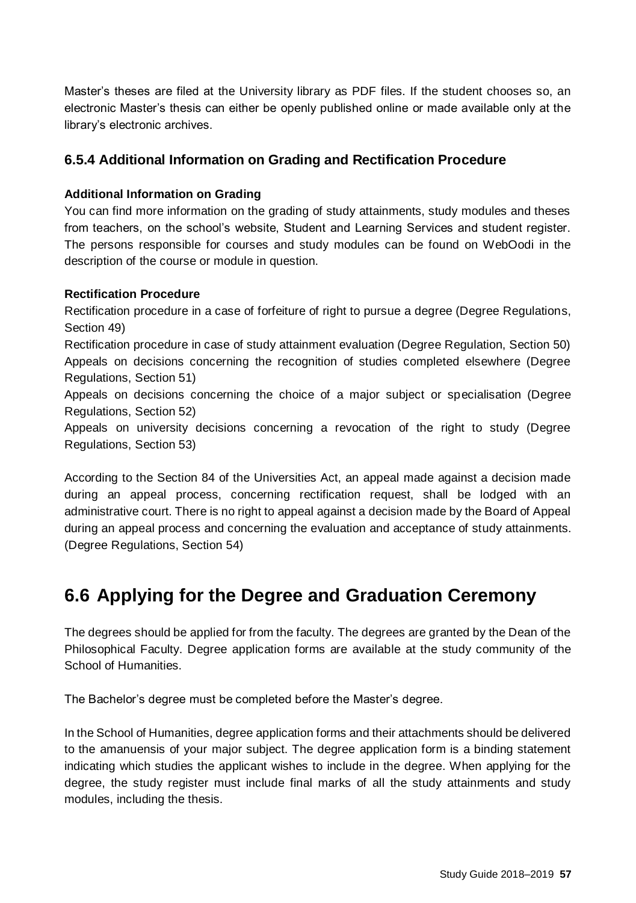Master's theses are filed at the University library as PDF files. If the student chooses so, an electronic Master's thesis can either be openly published online or made available only at the library's electronic archives.

### 6.5.4 Additional Information on Grading and Rectification Procedure

**Additional Information on Grading**

You can find more information on the grading of study attainments, study modules and theses from teachers, on the school's website, Student and Learning Services and student register. The persons responsible for courses and study modules can be found on WebOodi in the description of the course or module in question.

**Rectification Procedure**

Rectification procedure in a case of forfeiture of right to pursue a degree (Degree Regulations, Section 49)

Rectification procedure in case of study attainment evaluation (Degree Regulation, Section 50)

Appeals on decisions concerning the recognition of studies completed elsewhere (Degree Regulations, Section 51)

Appeals on decisions concerning the choice of a major subject or specialisation (Degree Regulations, Section 52)

Appeals on university decisions concerning a revocation of the right to study (Degree Regulations, Section 53)

According to the Section 84 of the Universities Act, an appeal made against a decision made during an appeal process, concerning rectification request, shall be lodged with an administrative court. There is no right to appeal against a decision made by the Board of Appeal during an appeal process and concerning the evaluation and acceptance of study attainments. (Degree Regulations, Section 54)

## 6.6 Applying for the Degree and Graduation Ceremony

The degrees should be applied for from the faculty. The degrees are granted by the Dean of the Philosophical Faculty. Degree application forms are available at the study community of the School of Humanities.

The Bachelor's degree must be completed before the Master's degree.

In the School of Humanities, degree application forms and their attachments should be delivered to the amanuensis of your major subject. The degree application form is a binding statement indicating which studies the applicant wishes to include in the degree. When applying for the degree, the study register must include final marks of all the study attainments and study modules, including the thesis.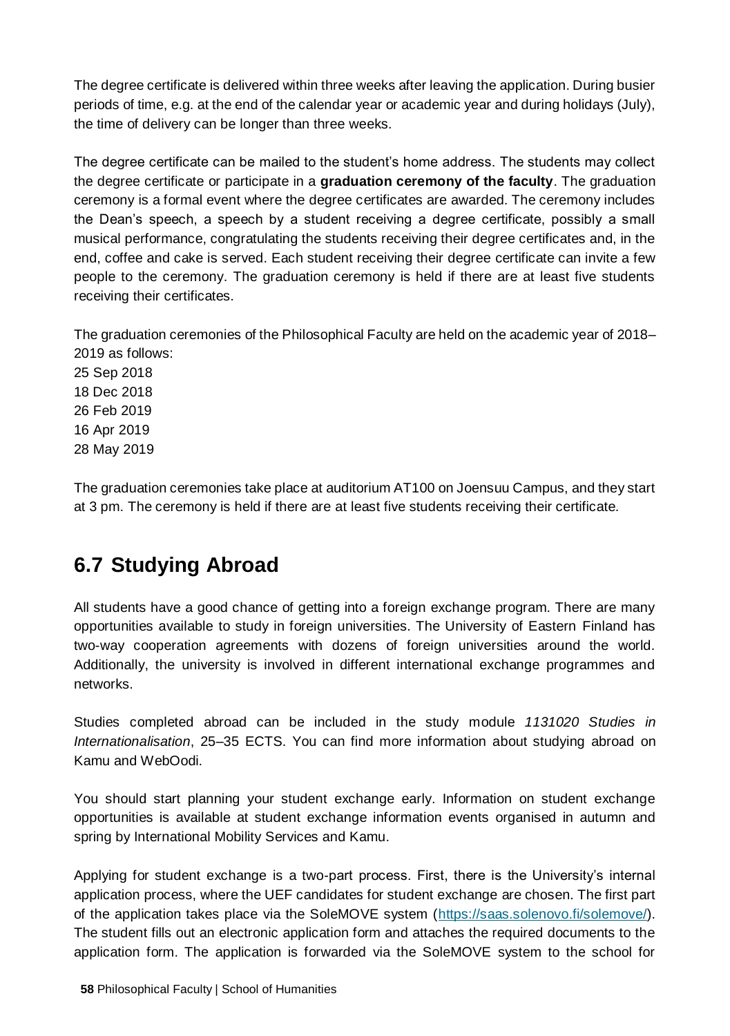The degree certificate is delivered within three weeks after leaving the application. During busier periods of time, e.g. at the end of the calendar year or academic year and during holidays (July), the time of delivery can be longer than three weeks.

The degree certificate can be mailed to the student's home address. The students may collect the degree certificate or participate in a **graduation ceremony of the faculty**. The graduation ceremony is a formal event where the degree certificates are awarded. The ceremony includes the Dean's speech, a speech by a student receiving a degree certificate, possibly a small musical performance, congratulating the students receiving their degree certificates and, in the end, coffee and cake is served. Each student receiving their degree certificate can invite a few people to the ceremony. The graduation ceremony is held if there are at least five students receiving their certificates.

The graduation ceremonies of the Philosophical Faculty are held on the academic year of 2018–2019 as follows:
25 Sep 2018
18 Dec 2018
26 Feb 2019
16 Apr 2019
28 May 2019

The graduation ceremonies take place at auditorium AT100 on Joensuu Campus, and they start at 3 pm. The ceremony is held if there are at least five students receiving their certificate.

## 6.7 Studying Abroad

All students have a good chance of getting into a foreign exchange program. There are many opportunities available to study in foreign universities. The University of Eastern Finland has two-way cooperation agreements with dozens of foreign universities around the world. Additionally, the university is involved in different international exchange programmes and networks.

Studies completed abroad can be included in the study module *1131020 Studies in Internationalisation*, 25–35 ECTS. You can find more information about studying abroad on Kamu and WebOodi.

You should start planning your student exchange early. Information on student exchange opportunities is available at student exchange information events organised in autumn and spring by International Mobility Services and Kamu.

Applying for student exchange is a two-part process. First, there is the University's internal application process, where the UEF candidates for student exchange are chosen. The first part of the application takes place via the SoleMOVE system (https://saas.solenovo.fi/solemove/). The student fills out an electronic application form and attaches the required documents to the application form. The application is forwarded via the SoleMOVE system to the school for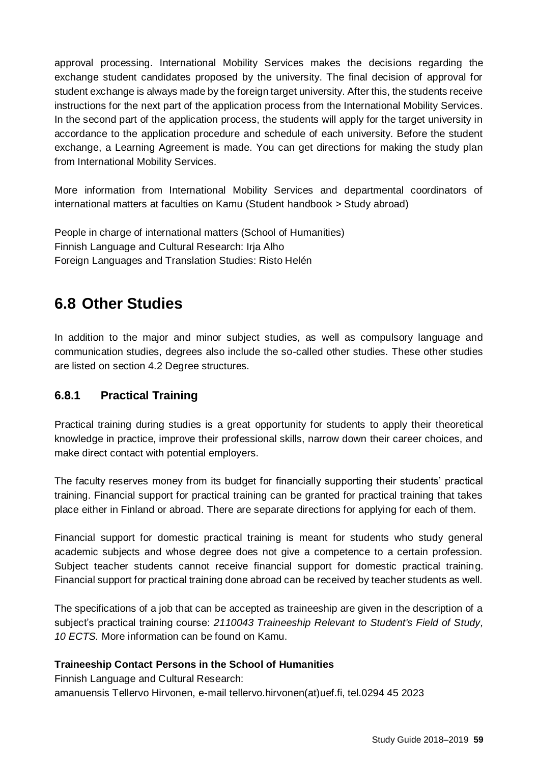approval processing. International Mobility Services makes the decisions regarding the exchange student candidates proposed by the university. The final decision of approval for student exchange is always made by the foreign target university. After this, the students receive instructions for the next part of the application process from the International Mobility Services. In the second part of the application process, the students will apply for the target university in accordance to the application procedure and schedule of each university. Before the student exchange, a Learning Agreement is made. You can get directions for making the study plan from International Mobility Services.

More information from International Mobility Services and departmental coordinators of international matters at faculties on Kamu (Student handbook > Study abroad)

People in charge of international matters (School of Humanities)
Finnish Language and Cultural Research: Irja Alho
Foreign Languages and Translation Studies: Risto Helén

## 6.8 Other Studies

In addition to the major and minor subject studies, as well as compulsory language and communication studies, degrees also include the so-called other studies. These other studies are listed on section 4.2 Degree structures.

### 6.8.1 Practical Training

Practical training during studies is a great opportunity for students to apply their theoretical knowledge in practice, improve their professional skills, narrow down their career choices, and make direct contact with potential employers.

The faculty reserves money from its budget for financially supporting their students' practical training. Financial support for practical training can be granted for practical training that takes place either in Finland or abroad. There are separate directions for applying for each of them.

Financial support for domestic practical training is meant for students who study general academic subjects and whose degree does not give a competence to a certain profession. Subject teacher students cannot receive financial support for domestic practical training. Financial support for practical training done abroad can be received by teacher students as well.

The specifications of a job that can be accepted as traineeship are given in the description of a subject's practical training course: *2110043 Traineeship Relevant to Student's Field of Study, 10 ECTS.* More information can be found on Kamu.

**Traineeship Contact Persons in the School of Humanities**
Finnish Language and Cultural Research:
amanuensis Tellervo Hirvonen, e-mail tellervo.hirvonen(at)uef.fi, tel.0294 45 2023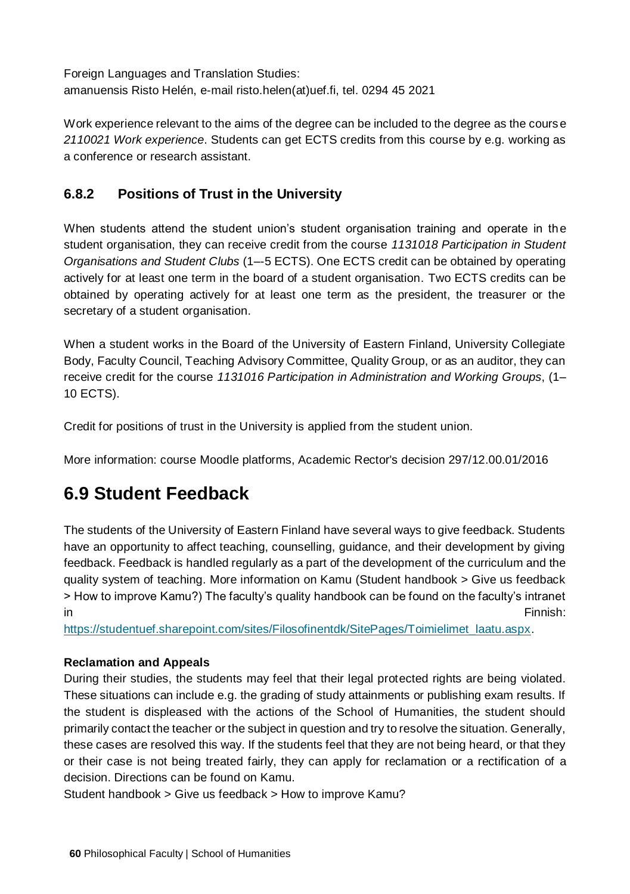Foreign Languages and Translation Studies:
amanuensis Risto Helén, e-mail risto.helen(at)uef.fi, tel. 0294 45 2021

Work experience relevant to the aims of the degree can be included to the degree as the course *2110021 Work experience*. Students can get ECTS credits from this course by e.g. working as a conference or research assistant.

### 6.8.2 Positions of Trust in the University

When students attend the student union's student organisation training and operate in the student organisation, they can receive credit from the course *1131018 Participation in Student Organisations and Student Clubs* (1–-5 ECTS). One ECTS credit can be obtained by operating actively for at least one term in the board of a student organisation. Two ECTS credits can be obtained by operating actively for at least one term as the president, the treasurer or the secretary of a student organisation.

When a student works in the Board of the University of Eastern Finland, University Collegiate Body, Faculty Council, Teaching Advisory Committee, Quality Group, or as an auditor, they can receive credit for the course *1131016 Participation in Administration and Working Groups*, (1–10 ECTS).

Credit for positions of trust in the University is applied from the student union.

More information: course Moodle platforms, Academic Rector's decision 297/12.00.01/2016

## 6.9 Student Feedback

The students of the University of Eastern Finland have several ways to give feedback. Students have an opportunity to affect teaching, counselling, guidance, and their development by giving feedback. Feedback is handled regularly as a part of the development of the curriculum and the quality system of teaching. More information on Kamu (Student handbook > Give us feedback > How to improve Kamu?) The faculty's quality handbook can be found on the faculty's intranet in Finnish: https://studentuef.sharepoint.com/sites/Filosofinentdk/SitePages/Toimielimet_laatu.aspx.

**Reclamation and Appeals**

During their studies, the students may feel that their legal protected rights are being violated. These situations can include e.g. the grading of study attainments or publishing exam results. If the student is displeased with the actions of the School of Humanities, the student should primarily contact the teacher or the subject in question and try to resolve the situation. Generally, these cases are resolved this way. If the students feel that they are not being heard, or that they or their case is not being treated fairly, they can apply for reclamation or a rectification of a decision. Directions can be found on Kamu.
Student handbook > Give us feedback > How to improve Kamu?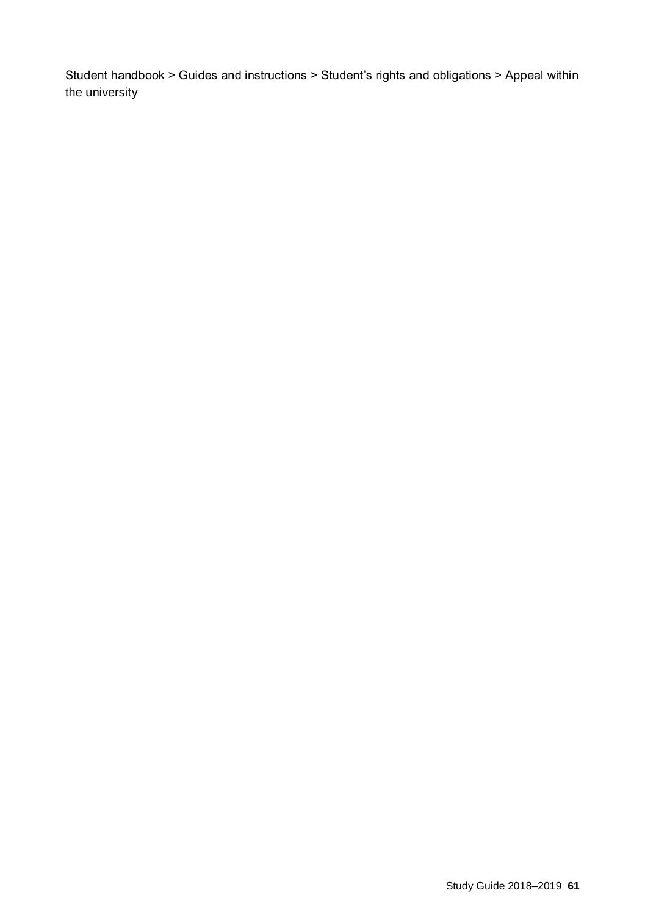Student handbook > Guides and instructions > Student's rights and obligations > Appeal within the university